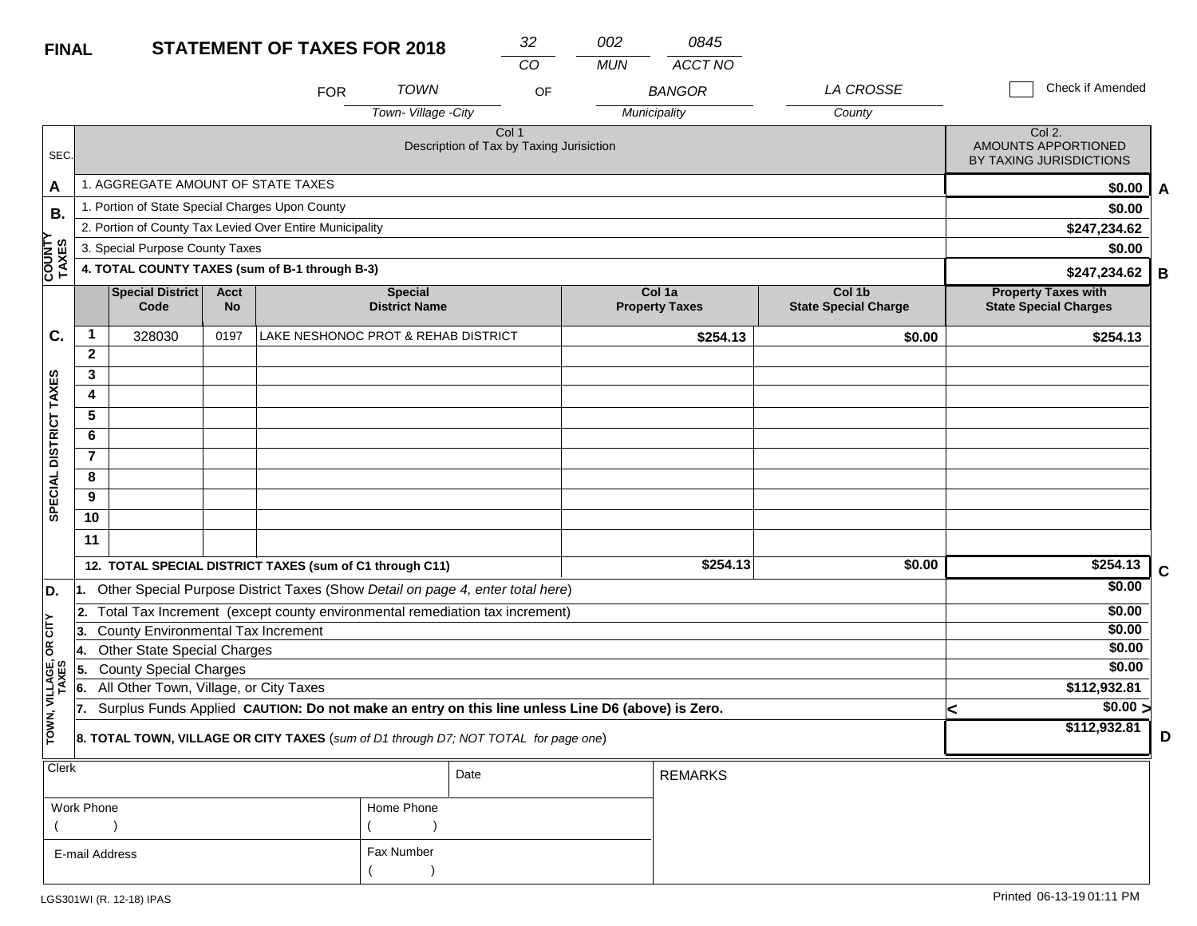**FINAL** **STATEMENT OF TAXES FOR 2018**

| 32 | 002 | 0845 |
|---|---|---|
| CO | MUN | ACCT NO |

FOR TOWN (Town- Village -City) OF BANGOR (Municipality) LA CROSSE (County)

☐ Check if Amended

| SEC. | Col 1 Description of Tax by Taxing Jurisiction | Col 2. AMOUNTS APPORTIONED BY TAXING JURISDICTIONS | |
|---|---|---|---|
| A | 1. AGGREGATE AMOUNT OF STATE TAXES | $0.00 | A |
| B. COUNTY TAXES | 1. Portion of State Special Charges Upon County | $0.00 | |
| | 2. Portion of County Tax Levied Over Entire Municipality | $247,234.62 | |
| | 3. Special Purpose County Taxes | $0.00 | |
| | 4. TOTAL COUNTY TAXES (sum of B-1 through B-3) | $247,234.62 | B |

| SEC. | | Special District Code | Acct No | Special District Name | Col 1a Property Taxes | Col 1b State Special Charge | Property Taxes with State Special Charges | |
|---|---|---|---|---|---|---|---|---|
| C. SPECIAL DISTRICT TAXES | 1 | 328030 | 0197 | LAKE NESHONOC PROT & REHAB DISTRICT | $254.13 | $0.00 | $254.13 | |
| | 2 | | | | | | | |
| | 3 | | | | | | | |
| | 4 | | | | | | | |
| | 5 | | | | | | | |
| | 6 | | | | | | | |
| | 7 | | | | | | | |
| | 8 | | | | | | | |
| | 9 | | | | | | | |
| | 10 | | | | | | | |
| | 11 | | | | | | | |
| | 12. TOTAL SPECIAL DISTRICT TAXES (sum of C1 through C11) | | | | $254.13 | $0.00 | $254.13 | C |

| SEC. | Description | Amount | |
|---|---|---|---|
| D. TOWN, VILLAGE, OR CITY TAXES | 1. Other Special Purpose District Taxes (Show *Detail on page 4, enter total here*) | $0.00 | |
| | 2. Total Tax Increment (except county environmental remediation tax increment) | $0.00 | |
| | 3. County Environmental Tax Increment | $0.00 | |
| | 4. Other State Special Charges | $0.00 | |
| | 5. County Special Charges | $0.00 | |
| | 6. All Other Town, Village, or City Taxes | $112,932.81 | |
| | 7. Surplus Funds Applied **CAUTION: Do not make an entry on this line unless Line D6 (above) is Zero.** | < $0.00 > | |
| | **8. TOTAL TOWN, VILLAGE OR CITY TAXES** (*sum of D1 through D7; NOT TOTAL for page one*) | $112,932.81 | D |

| Clerk | Date | REMARKS |
|---|---|---|
| Work Phone ( ) | Home Phone ( ) | |
| E-mail Address | Fax Number ( ) | |

LGS301WI (R. 12-18) IPAS

Printed 06-13-19 01:11 PM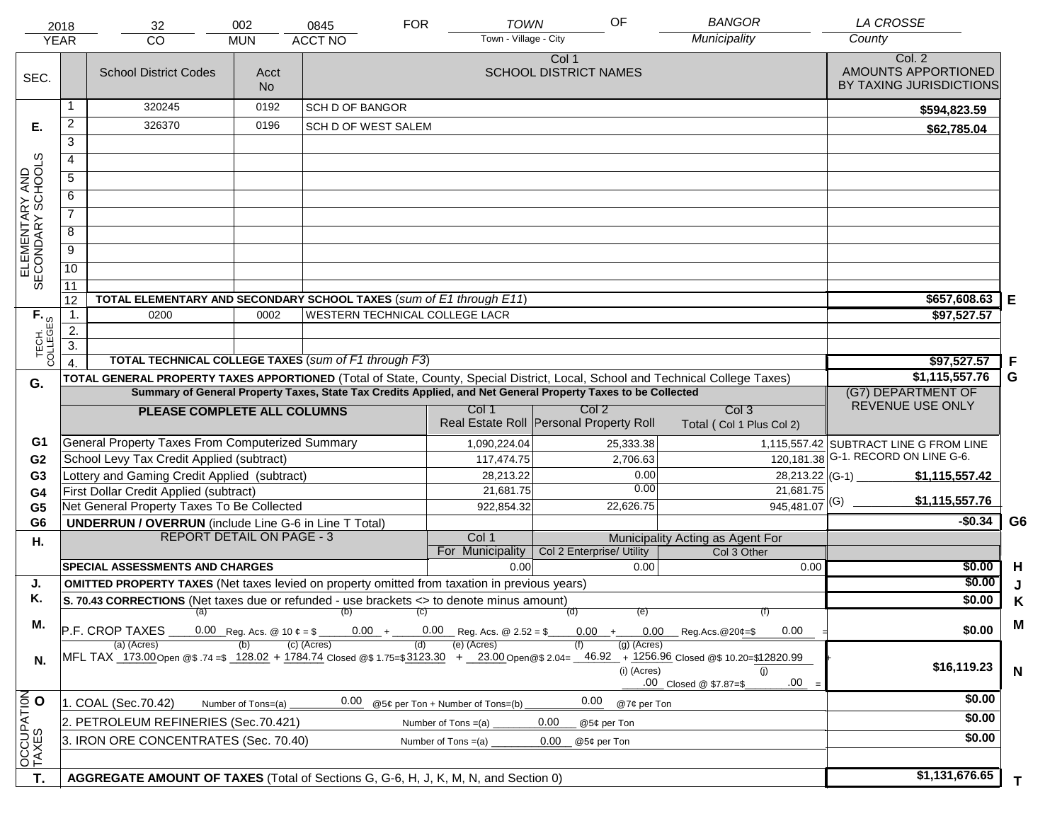| 2018 | 32 | 002 | 0845 | FOR | TOWN | OF | BANGOR | LA CROSSE |
|---|---|---|---|---|---|---|---|---|
| YEAR | CO | MUN | ACCT NO | | Town - Village - City | | Municipality | County |

| SEC. | | School District Codes | Acct No | Col 1 SCHOOL DISTRICT NAMES | Col. 2 AMOUNTS APPORTIONED BY TAXING JURISDICTIONS | |
|---|---|---|---|---|---|---|
| E. ELEMENTARY AND SECONDARY SCHOOLS | 1 | 320245 | 0192 | SCH D OF BANGOR | $594,823.59 | |
| | 2 | 326370 | 0196 | SCH D OF WEST SALEM | $62,785.04 | |
| | 3 | | | | | |
| | 4 | | | | | |
| | 5 | | | | | |
| | 6 | | | | | |
| | 7 | | | | | |
| | 8 | | | | | |
| | 9 | | | | | |
| | 10 | | | | | |
| | 11 | | | | | |
| | 12 | **TOTAL ELEMENTARY AND SECONDARY SCHOOL TAXES** (*sum of E1 through E11*) | | | $657,608.63 | E |
| F. TECH. COLLEGES | 1. | 0200 | 0002 | WESTERN TECHNICAL COLLEGE LACR | $97,527.57 | |
| | 2. | | | | | |
| | 3. | | | | | |
| | 4. | **TOTAL TECHNICAL COLLEGE TAXES** (*sum of F1 through F3*) | | | $97,527.57 | F |
| G. | | **TOTAL GENERAL PROPERTY TAXES APPORTIONED** (Total of State, County, Special District, Local, School and Technical College Taxes) | | | $1,115,557.76 | G |

**Summary of General Property Taxes, State Tax Credits Applied, and Net General Property Taxes to be Collected**

| | PLEASE COMPLETE ALL COLUMNS | Col 1 Real Estate Roll | Col 2 Personal Property Roll | Col 3 Total ( Col 1 Plus Col 2) | (G7) DEPARTMENT OF REVENUE USE ONLY | |
|---|---|---|---|---|---|---|
| G1 | General Property Taxes From Computerized Summary | 1,090,224.04 | 25,333.38 | 1,115,557.42 | SUBTRACT LINE G FROM LINE G-1. RECORD ON LINE G-6. | |
| G2 | School Levy Tax Credit Applied (subtract) | 117,474.75 | 2,706.63 | 120,181.38 | | |
| G3 | Lottery and Gaming Credit Applied (subtract) | 28,213.22 | 0.00 | 28,213.22 | (G-1) $1,115,557.42 | |
| G4 | First Dollar Credit Applied (subtract) | 21,681.75 | 0.00 | 21,681.75 | | |
| G5 | Net General Property Taxes To Be Collected | 922,854.32 | 22,626.75 | 945,481.07 | (G) $1,115,557.76 | |
| G6 | **UNDERRUN / OVERRUN** (include Line G-6 in Line T Total) | | | | -$0.34 | G6 |

| H. | REPORT DETAIL ON PAGE - 3 | Col 1 For Municipality | Municipality Acting as Agent For Col 2 Enterprise/ Utility | Col 3 Other | | |
|---|---|---|---|---|---|---|
| | **SPECIAL ASSESSMENTS AND CHARGES** | 0.00 | 0.00 | 0.00 | $0.00 | H |
| J. | **OMITTED PROPERTY TAXES** (Net taxes levied on property omitted from taxation in previous years) | | | | $0.00 | J |
| K. | **S. 70.43 CORRECTIONS** (Net taxes due or refunded - use brackets <> to denote minus amount) | | | | $0.00 | K |
| M. | P.F. CROP TAXES (a) 0.00 Reg. Acs. @ 10 ¢ = $ (b) 0.00 + (c) 0.00 Reg. Acs. @ 2.52 = $ (d) 0.00 + (e) 0.00 Reg.Acs.@20¢=$ (f) 0.00 = | | | | $0.00 | M |
| N. | MFL TAX (a) (Acres) 173.00 Open @$ .74 =$ (b) 128.02 + (c) (Acres) 1784.74 Closed @$ 1.75=$ (d) 3123.30 + (e) (Acres) 23.00 Open@$ 2.04= (f) 46.92 + (g) (Acres) 1256.96 Closed @$ 10.20=$ 12820.99 + (i) (Acres) .00 Closed @ $7.87=$ (j) .00 = | | | | $16,119.23 | N |
| O. OCCUPATION TAXES | 1. COAL (Sec.70.42) Number of Tons=(a) 0.00 @5¢ per Ton + Number of Tons=(b) 0.00 @7¢ per Ton | | | | $0.00 | |
| | 2. PETROLEUM REFINERIES (Sec.70.421) Number of Tons =(a) 0.00 @5¢ per Ton | | | | $0.00 | |
| | 3. IRON ORE CONCENTRATES (Sec. 70.40) Number of Tons =(a) 0.00 @5¢ per Ton | | | | $0.00 | |
| T. | **AGGREGATE AMOUNT OF TAXES** (Total of Sections G, G-6, H, J, K, M, N, and Section 0) | | | | $1,131,676.65 | T |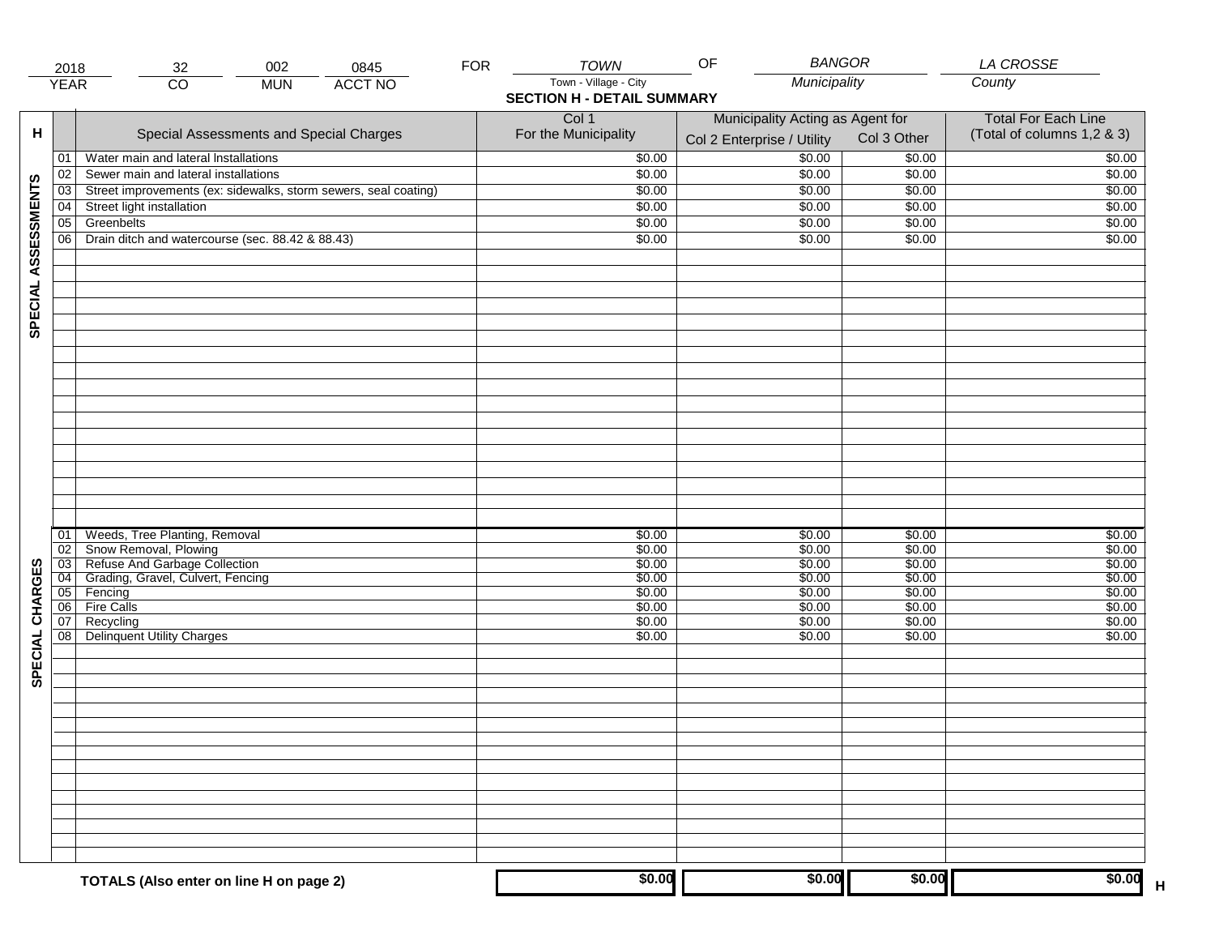| 2018 | 32 | 002 | 0845 | FOR | TOWN | OF | BANGOR | LA CROSSE |
|---|---|---|---|---|---|---|---|---|
| YEAR | CO | MUN | ACCT NO | | Town - Village - City | | Municipality | County |

## SECTION H - DETAIL SUMMARY

| H | | Special Assessments and Special Charges | Col 1 For the Municipality | Municipality Acting as Agent for Col 2 Enterprise / Utility | Col 3 Other | Total For Each Line (Total of columns 1,2 & 3) |
|---|---|---|---|---|---|---|
| SPECIAL ASSESSMENTS | 01 | Water main and lateral Installations | $0.00 | $0.00 | $0.00 | $0.00 |
| | 02 | Sewer main and lateral installations | $0.00 | $0.00 | $0.00 | $0.00 |
| | 03 | Street improvements (ex: sidewalks, storm sewers, seal coating) | $0.00 | $0.00 | $0.00 | $0.00 |
| | 04 | Street light installation | $0.00 | $0.00 | $0.00 | $0.00 |
| | 05 | Greenbelts | $0.00 | $0.00 | $0.00 | $0.00 |
| | 06 | Drain ditch and watercourse (sec. 88.42 & 88.43) | $0.00 | $0.00 | $0.00 | $0.00 |
| SPECIAL CHARGES | 01 | Weeds, Tree Planting, Removal | $0.00 | $0.00 | $0.00 | $0.00 |
| | 02 | Snow Removal, Plowing | $0.00 | $0.00 | $0.00 | $0.00 |
| | 03 | Refuse And Garbage Collection | $0.00 | $0.00 | $0.00 | $0.00 |
| | 04 | Grading, Gravel, Culvert, Fencing | $0.00 | $0.00 | $0.00 | $0.00 |
| | 05 | Fencing | $0.00 | $0.00 | $0.00 | $0.00 |
| | 06 | Fire Calls | $0.00 | $0.00 | $0.00 | $0.00 |
| | 07 | Recycling | $0.00 | $0.00 | $0.00 | $0.00 |
| | 08 | Delinquent Utility Charges | $0.00 | $0.00 | $0.00 | $0.00 |
| | | **TOTALS (Also enter on line H on page 2)** | **$0.00** | **$0.00** | **$0.00** | **$0.00** H |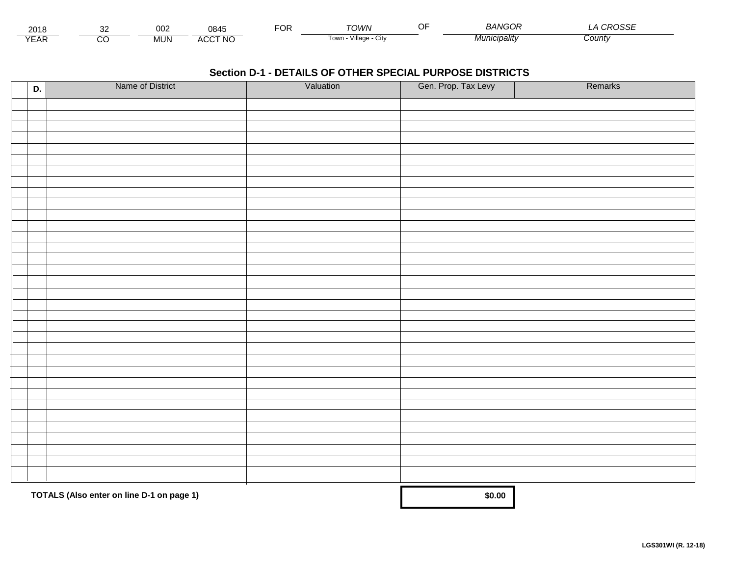| 2018 | 32 | 002 | 0845 | FOR | TOWN | OF | BANGOR | LA CROSSE |
|---|---|---|---|---|---|---|---|---|
| YEAR | CO | MUN | ACCT NO | | Town - Village - City | | Municipality | County |

## Section D-1 - DETAILS OF OTHER SPECIAL PURPOSE DISTRICTS

| D. | Name of District | Valuation | Gen. Prop. Tax Levy | Remarks |
|---|---|---|---|---|
| | | | | |
| | | | | |
| | | | | |
| | | | | |
| | | | | |
| | | | | |
| | | | | |
| | | | | |
| | | | | |
| | | | | |
| | | | | |
| | | | | |
| | | | | |
| | | | | |
| | | | | |
| | | | | |
| | | | | |
| | | | | |
| | | | | |
| | | | | |
| | | | | |
| | | | | |
| | | | | |
| | | | | |
| | | | | |
| | | | | |
| | | | | |
| | | | | |
| | | | | |
| | | | | |
| | | | | |
| | | | | |
| | | | | |
| | | | | |
| **TOTALS (Also enter on line D-1 on page 1)** | | | **$0.00** | |

**LGS301WI (R. 12-18)**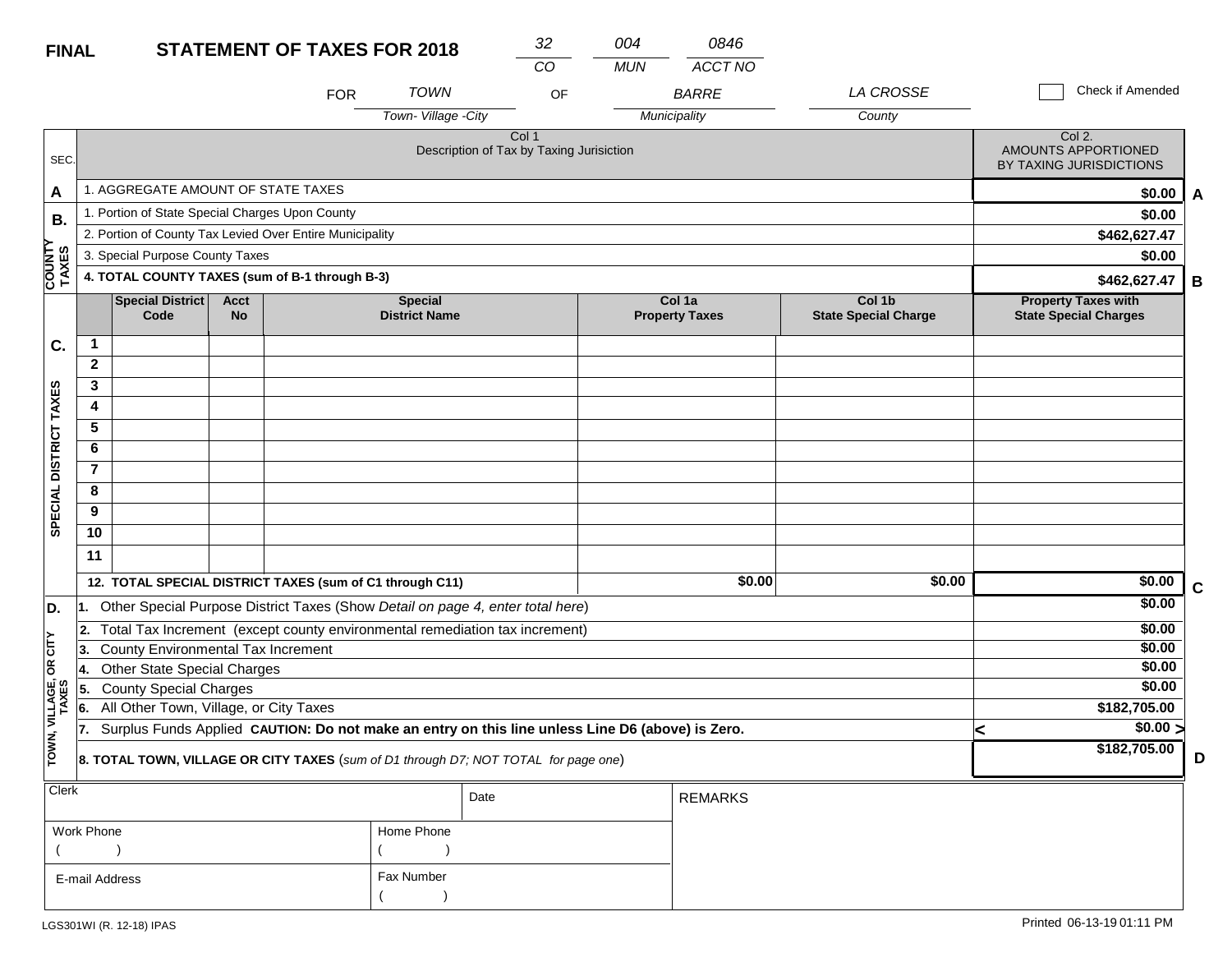**FINAL** **STATEMENT OF TAXES FOR 2018**

| 32 | 004 | 0846 |
|---|---|---|
| CO | MUN | ACCT NO |

FOR *TOWN* (Town- Village -City) OF *BARRE* (Municipality) *LA CROSSE* (County)

☐ Check if Amended

| SEC. | Col 1 Description of Tax by Taxing Jurisiction | Col 2. AMOUNTS APPORTIONED BY TAXING JURISDICTIONS | |
|---|---|---|---|
| A | 1. AGGREGATE AMOUNT OF STATE TAXES | $0.00 | A |
| B. COUNTY TAXES | 1. Portion of State Special Charges Upon County | $0.00 | |
| | 2. Portion of County Tax Levied Over Entire Municipality | $462,627.47 | |
| | 3. Special Purpose County Taxes | $0.00 | |
| | **4. TOTAL COUNTY TAXES (sum of B-1 through B-3)** | **$462,627.47** | B |

| C. SPECIAL DISTRICT TAXES | | Special District Code | Acct No | Special District Name | Col 1a Property Taxes | Col 1b State Special Charge | Property Taxes with State Special Charges | |
|---|---|---|---|---|---|---|---|---|
| | 1 | | | | | | | |
| | 2 | | | | | | | |
| | 3 | | | | | | | |
| | 4 | | | | | | | |
| | 5 | | | | | | | |
| | 6 | | | | | | | |
| | 7 | | | | | | | |
| | 8 | | | | | | | |
| | 9 | | | | | | | |
| | 10 | | | | | | | |
| | 11 | | | | | | | |
| | **12. TOTAL SPECIAL DISTRICT TAXES (sum of C1 through C11)** | | | | **$0.00** | **$0.00** | **$0.00** | C |

| D. TOWN, VILLAGE, OR CITY TAXES | | | |
|---|---|---|---|
| | 1. Other Special Purpose District Taxes (Show *Detail on page 4, enter total here*) | $0.00 | |
| | 2. Total Tax Increment (except county environmental remediation tax increment) | $0.00 | |
| | 3. County Environmental Tax Increment | $0.00 | |
| | 4. Other State Special Charges | $0.00 | |
| | 5. County Special Charges | $0.00 | |
| | 6. All Other Town, Village, or City Taxes | $182,705.00 | |
| | 7. Surplus Funds Applied **CAUTION: Do not make an entry on this line unless Line D6 (above) is Zero.** | < $0.00 > | |
| | **8. TOTAL TOWN, VILLAGE OR CITY TAXES** (*sum of D1 through D7; NOT TOTAL for page one*) | **$182,705.00** | D |

| Clerk | | Date | REMARKS |
|---|---|---|---|
| Work Phone ( ) | Home Phone ( ) | | |
| E-mail Address | Fax Number ( ) | | |

LGS301WI (R. 12-18) IPAS

Printed 06-13-19 01:11 PM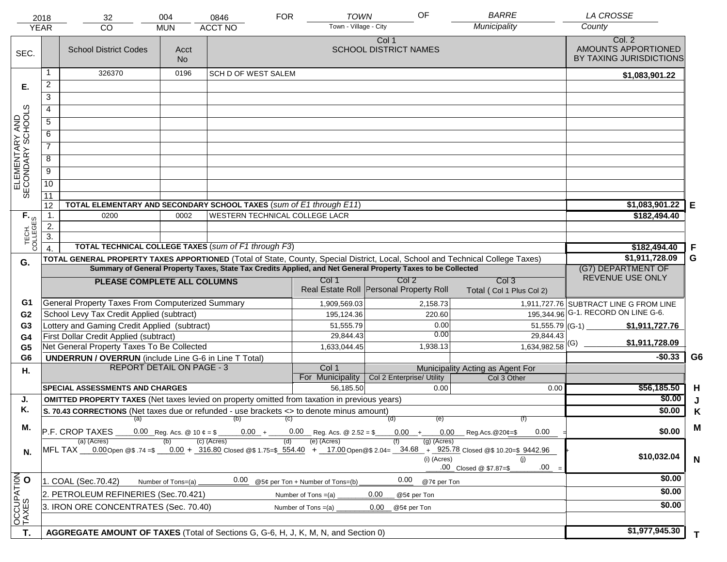| 2018 | 32 | 004 | 0846 | FOR | TOWN | OF | BARRE | LA CROSSE |
|---|---|---|---|---|---|---|---|---|
| YEAR | CO | MUN | ACCT NO | | Town - Village - City | | Municipality | County |

| SEC. | | School District Codes | Acct No | Col 1 SCHOOL DISTRICT NAMES | Col. 2 AMOUNTS APPORTIONED BY TAXING JURISDICTIONS | |
|---|---|---|---|---|---|---|
| E. ELEMENTARY AND SECONDARY SCHOOLS | 1 | 326370 | 0196 | SCH D OF WEST SALEM | $1,083,901.22 | |
| | 2 | | | | | |
| | 3 | | | | | |
| | 4 | | | | | |
| | 5 | | | | | |
| | 6 | | | | | |
| | 7 | | | | | |
| | 8 | | | | | |
| | 9 | | | | | |
| | 10 | | | | | |
| | 11 | | | | | |
| | 12 | **TOTAL ELEMENTARY AND SECONDARY SCHOOL TAXES** (*sum of E1 through E11*) | | | $1,083,901.22 | E |
| F. TECH. COLLEGES | 1. | 0200 | 0002 | WESTERN TECHNICAL COLLEGE LACR | $182,494.40 | |
| | 2. | | | | | |
| | 3. | | | | | |
| | 4. | **TOTAL TECHNICAL COLLEGE TAXES** (*sum of F1 through F3*) | | | $182,494.40 | F |

| G. | **TOTAL GENERAL PROPERTY TAXES APPORTIONED** (Total of State, County, Special District, Local, School and Technical College Taxes) | | | | $1,911,728.09 | G |
|---|---|---|---|---|---|---|
| | **Summary of General Property Taxes, State Tax Credits Applied, and Net General Property Taxes to be Collected** | | | | (G7) DEPARTMENT OF REVENUE USE ONLY | |
| | **PLEASE COMPLETE ALL COLUMNS** | Col 1 Real Estate Roll | Col 2 Personal Property Roll | Col 3 Total ( Col 1 Plus Col 2) | | |
| G1 | General Property Taxes From Computerized Summary | 1,909,569.03 | 2,158.73 | 1,911,727.76 | SUBTRACT LINE G FROM LINE G-1. RECORD ON LINE G-6. | |
| G2 | School Levy Tax Credit Applied (subtract) | 195,124.36 | 220.60 | 195,344.96 | | |
| G3 | Lottery and Gaming Credit Applied (subtract) | 51,555.79 | 0.00 | 51,555.79 | (G-1) $1,911,727.76 | |
| G4 | First Dollar Credit Applied (subtract) | 29,844.43 | 0.00 | 29,844.43 | | |
| G5 | Net General Property Taxes To Be Collected | 1,633,044.45 | 1,938.13 | 1,634,982.58 | (G) $1,911,728.09 | |
| G6 | **UNDERRUN / OVERRUN** (include Line G-6 in Line T Total) | | | | -$0.33 | G6 |

| H. | REPORT DETAIL ON PAGE - 3 | Col 1 For Municipality | Col 2 Enterprise/ Utility (Municipality Acting as Agent For) | Col 3 Other | | |
|---|---|---|---|---|---|---|
| | **SPECIAL ASSESSMENTS AND CHARGES** | 56,185.50 | 0.00 | 0.00 | $56,185.50 | H |
| J. | **OMITTED PROPERTY TAXES** (Net taxes levied on property omitted from taxation in previous years) | | | | $0.00 | J |
| K. | **S. 70.43 CORRECTIONS** (Net taxes due or refunded - use brackets <> to denote minus amount) | | | | $0.00 | K |
| M. | P.F. CROP TAXES (a) 0.00 Reg. Acs. @ 10 ¢ = $ (b) 0.00 + (c) 0.00 Reg. Acs. @ 2.52 = $ (d) 0.00 + (e) 0.00 Reg.Acs.@20¢=$ (f) 0.00 = | | | | $0.00 | M |
| N. | MFL TAX (a) (Acres) 0.00 Open @$ .74 =$ (b) 0.00 + (c) (Acres) 316.80 Closed @$ 1.75=$ (d) 554.40 + (e) (Acres) 17.00 Open@$ 2.04= (f) 34.68 + (g) (Acres) 925.78 Closed @$ 10.20=$ 9442.96 + (i) (Acres) .00 Closed @ $7.87=$ (j) .00 = | | | | $10,032.04 | N |
| O. OCCUPATION TAXES | 1. COAL (Sec.70.42) Number of Tons=(a) 0.00 @5¢ per Ton + Number of Tons=(b) 0.00 @7¢ per Ton | | | | $0.00 | |
| | 2. PETROLEUM REFINERIES (Sec.70.421) Number of Tons =(a) 0.00 @5¢ per Ton | | | | $0.00 | |
| | 3. IRON ORE CONCENTRATES (Sec. 70.40) Number of Tons =(a) 0.00 @5¢ per Ton | | | | $0.00 | |
| T. | **AGGREGATE AMOUNT OF TAXES** (Total of Sections G, G-6, H, J, K, M, N, and Section 0) | | | | $1,977,945.30 | T |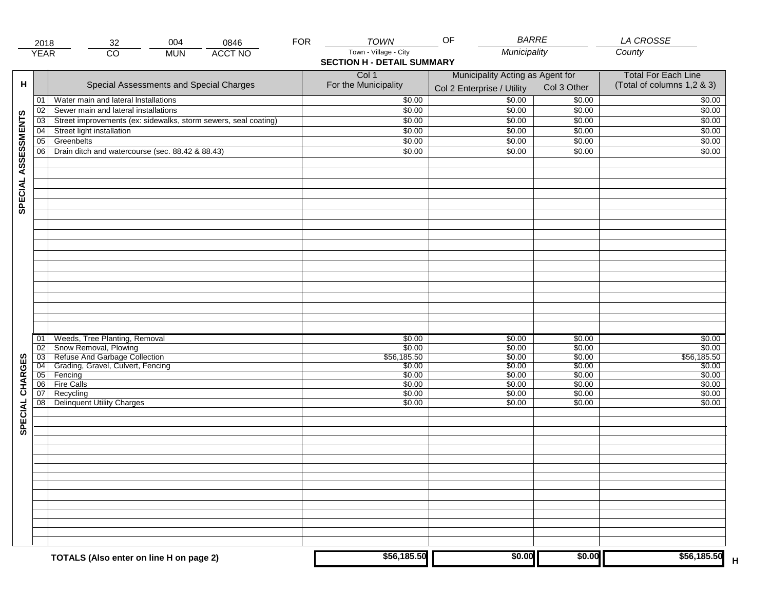| 2018 | 32 | 004 | 0846 | FOR | TOWN | OF | BARRE | LA CROSSE |
|---|---|---|---|---|---|---|---|---|
| YEAR | CO | MUN | ACCT NO | | Town - Village - City | | Municipality | County |

## SECTION H - DETAIL SUMMARY

| H | | Special Assessments and Special Charges | Col 1 For the Municipality | Municipality Acting as Agent for Col 2 Enterprise / Utility | Col 3 Other | Total For Each Line (Total of columns 1,2 & 3) |
|---|---|---|---|---|---|---|
| SPECIAL ASSESSMENTS | 01 | Water main and lateral Installations | $0.00 | $0.00 | $0.00 | $0.00 |
| | 02 | Sewer main and lateral installations | $0.00 | $0.00 | $0.00 | $0.00 |
| | 03 | Street improvements (ex: sidewalks, storm sewers, seal coating) | $0.00 | $0.00 | $0.00 | $0.00 |
| | 04 | Street light installation | $0.00 | $0.00 | $0.00 | $0.00 |
| | 05 | Greenbelts | $0.00 | $0.00 | $0.00 | $0.00 |
| | 06 | Drain ditch and watercourse (sec. 88.42 & 88.43) | $0.00 | $0.00 | $0.00 | $0.00 |
| SPECIAL CHARGES | 01 | Weeds, Tree Planting, Removal | $0.00 | $0.00 | $0.00 | $0.00 |
| | 02 | Snow Removal, Plowing | $0.00 | $0.00 | $0.00 | $0.00 |
| | 03 | Refuse And Garbage Collection | $56,185.50 | $0.00 | $0.00 | $56,185.50 |
| | 04 | Grading, Gravel, Culvert, Fencing | $0.00 | $0.00 | $0.00 | $0.00 |
| | 05 | Fencing | $0.00 | $0.00 | $0.00 | $0.00 |
| | 06 | Fire Calls | $0.00 | $0.00 | $0.00 | $0.00 |
| | 07 | Recycling | $0.00 | $0.00 | $0.00 | $0.00 |
| | 08 | Delinquent Utility Charges | $0.00 | $0.00 | $0.00 | $0.00 |
| | | **TOTALS (Also enter on line H on page 2)** | **$56,185.50** | **$0.00** | **$0.00** | **$56,185.50** H |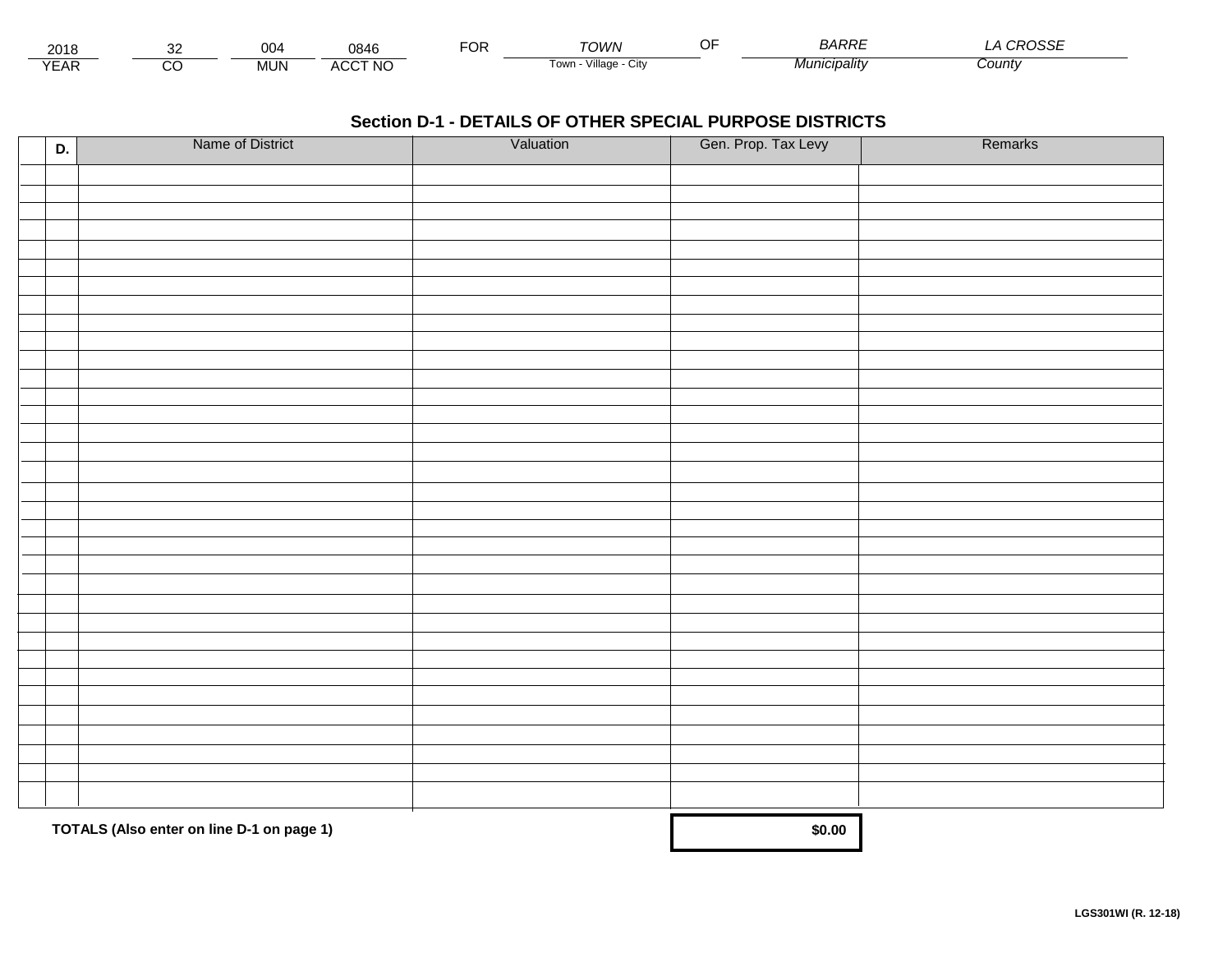| 2018 | 32 | 004 | 0846 | FOR | TOWN | OF | BARRE | LA CROSSE |
|---|---|---|---|---|---|---|---|---|
| YEAR | CO | MUN | ACCT NO | | Town - Village - City | | Municipality | County |

## Section D-1 - DETAILS OF OTHER SPECIAL PURPOSE DISTRICTS

| D. | Name of District | Valuation | Gen. Prop. Tax Levy | Remarks |
|---|---|---|---|---|
| | | | | |
| | | | | |
| | | | | |
| | | | | |
| | | | | |
| | | | | |
| | | | | |
| | | | | |
| | | | | |
| | | | | |
| | | | | |
| | | | | |
| | | | | |
| | | | | |
| | | | | |
| | | | | |
| | | | | |
| | | | | |
| | | | | |
| | | | | |
| | | | | |
| | | | | |
| | | | | |
| | | | | |
| | | | | |
| | | | | |
| | | | | |
| | | | | |
| | | | | |
| | | | | |
| | | | | |
| | | | | |
| | | | | |
| | **TOTALS (Also enter on line D-1 on page 1)** | | **$0.00** | |

**LGS301WI (R. 12-18)**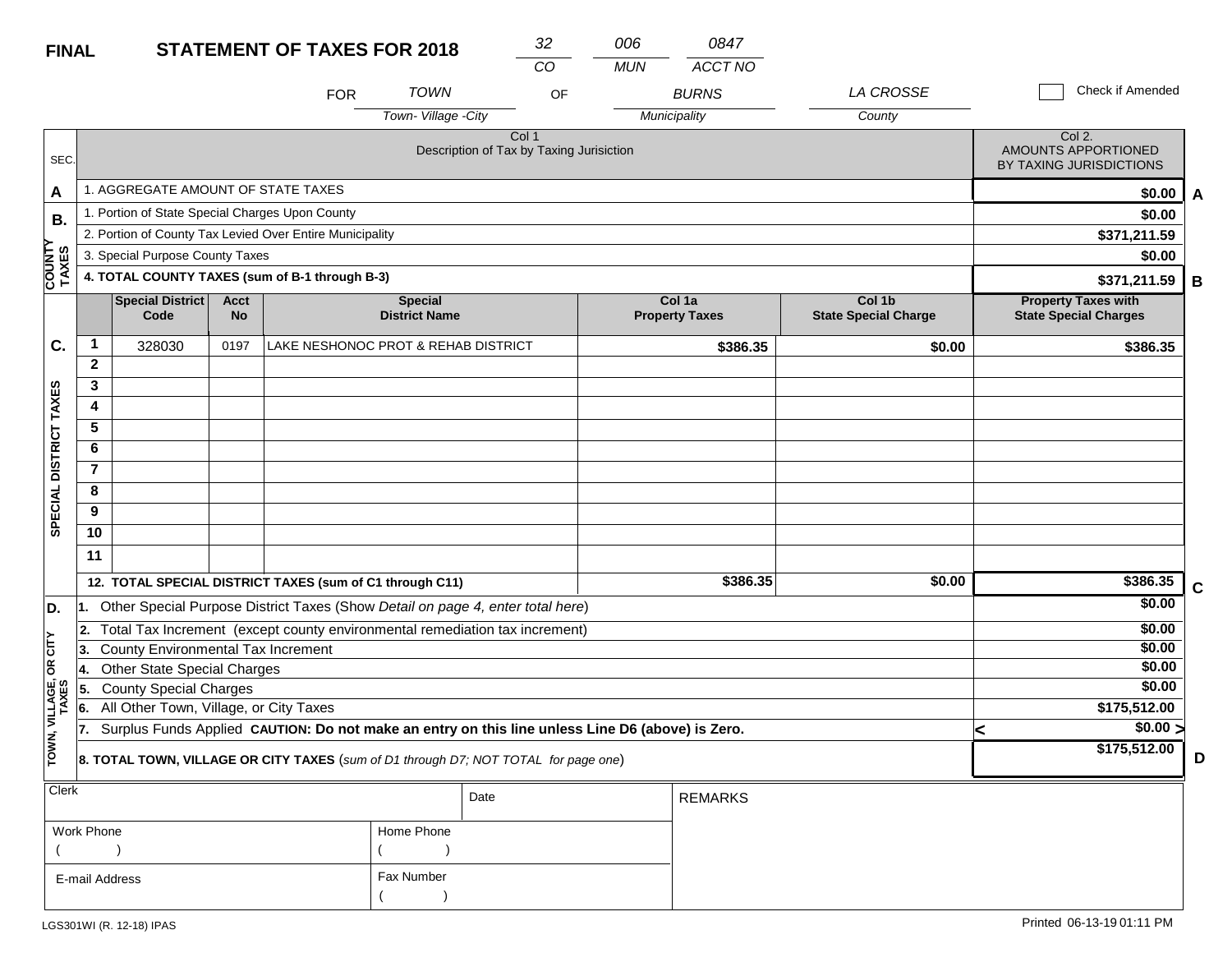**FINAL** **STATEMENT OF TAXES FOR 2018**

| 32 | 006 | 0847 |
|---|---|---|
| CO | MUN | ACCT NO |

FOR *TOWN* (Town- Village -City) OF *BURNS* (Municipality) *LA CROSSE* (County)

☐ Check if Amended

| SEC. | Col 1 Description of Tax by Taxing Jurisiction | Col 2. AMOUNTS APPORTIONED BY TAXING JURISDICTIONS | |
|---|---|---|---|
| A | 1. AGGREGATE AMOUNT OF STATE TAXES | $0.00 | A |
| B. COUNTY TAXES | 1. Portion of State Special Charges Upon County | $0.00 | |
| | 2. Portion of County Tax Levied Over Entire Municipality | $371,211.59 | |
| | 3. Special Purpose County Taxes | $0.00 | |
| | **4. TOTAL COUNTY TAXES (sum of B-1 through B-3)** | $371,211.59 | B |

| SEC. | | Special District Code | Acct No | Special District Name | Col 1a Property Taxes | Col 1b State Special Charge | Property Taxes with State Special Charges | |
|---|---|---|---|---|---|---|---|---|
| C. SPECIAL DISTRICT TAXES | 1 | 328030 | 0197 | LAKE NESHONOC PROT & REHAB DISTRICT | $386.35 | $0.00 | $386.35 | |
| | 2 | | | | | | | |
| | 3 | | | | | | | |
| | 4 | | | | | | | |
| | 5 | | | | | | | |
| | 6 | | | | | | | |
| | 7 | | | | | | | |
| | 8 | | | | | | | |
| | 9 | | | | | | | |
| | 10 | | | | | | | |
| | 11 | | | | | | | |
| | **12. TOTAL SPECIAL DISTRICT TAXES (sum of C1 through C11)** | | | | $386.35 | $0.00 | $386.35 | C |

| SEC. | Description | Amount | |
|---|---|---|---|
| D. TOWN, VILLAGE, OR CITY TAXES | 1. Other Special Purpose District Taxes (Show *Detail on page 4, enter total here*) | $0.00 | |
| | 2. Total Tax Increment (except county environmental remediation tax increment) | $0.00 | |
| | 3. County Environmental Tax Increment | $0.00 | |
| | 4. Other State Special Charges | $0.00 | |
| | 5. County Special Charges | $0.00 | |
| | 6. All Other Town, Village, or City Taxes | $175,512.00 | |
| | 7. Surplus Funds Applied **CAUTION: Do not make an entry on this line unless Line D6 (above) is Zero.** | < $0.00 > | |
| | **8. TOTAL TOWN, VILLAGE OR CITY TAXES** (*sum of D1 through D7; NOT TOTAL for page one*) | $175,512.00 | D |

| Clerk | | Date | REMARKS |
|---|---|---|---|
| Work Phone ( ) | Home Phone ( ) | | |
| E-mail Address | Fax Number ( ) | | |

LGS301WI (R. 12-18) IPAS

Printed 06-13-19 01:11 PM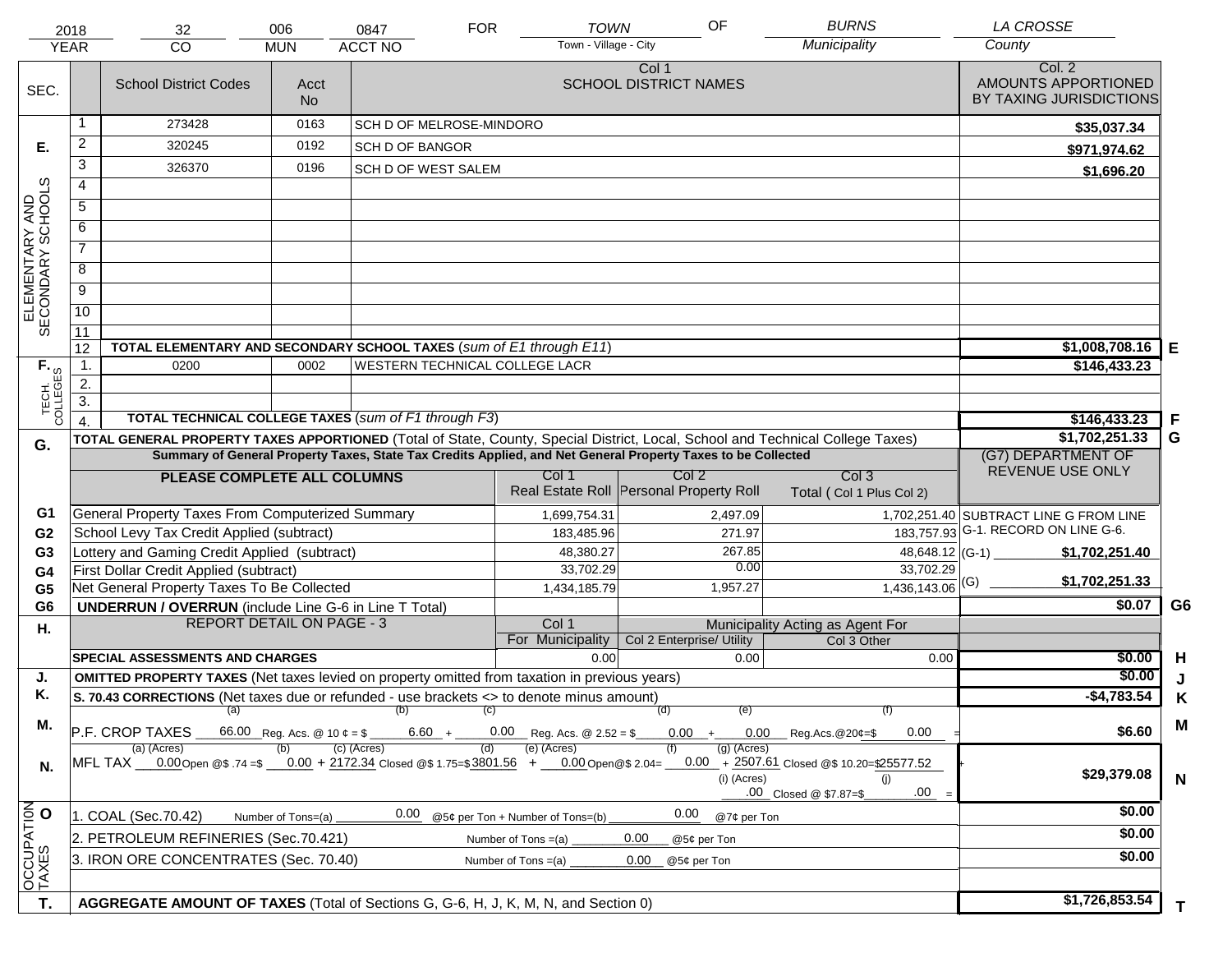| 2018 | 32 | 006 | 0847 | FOR | TOWN | OF | BURNS | LA CROSSE |
|---|---|---|---|---|---|---|---|---|
| YEAR | CO | MUN | ACCT NO | | Town - Village - City | | Municipality | County |

| SEC. | | School District Codes | Acct No | Col 1 SCHOOL DISTRICT NAMES | Col. 2 AMOUNTS APPORTIONED BY TAXING JURISDICTIONS | |
|---|---|---|---|---|---|---|
| E. ELEMENTARY AND SECONDARY SCHOOLS | 1 | 273428 | 0163 | SCH D OF MELROSE-MINDORO | $35,037.34 | |
| | 2 | 320245 | 0192 | SCH D OF BANGOR | $971,974.62 | |
| | 3 | 326370 | 0196 | SCH D OF WEST SALEM | $1,696.20 | |
| | 4 | | | | | |
| | 5 | | | | | |
| | 6 | | | | | |
| | 7 | | | | | |
| | 8 | | | | | |
| | 9 | | | | | |
| | 10 | | | | | |
| | 11 | | | | | |
| | 12 | TOTAL ELEMENTARY AND SECONDARY SCHOOL TAXES (*sum of E1 through E11*) | | | $1,008,708.16 | E |
| F. TECH. COLLEGES | 1. | 0200 | 0002 | WESTERN TECHNICAL COLLEGE LACR | $146,433.23 | |
| | 2. | | | | | |
| | 3. | | | | | |
| | 4. | TOTAL TECHNICAL COLLEGE TAXES (*sum of F1 through F3*) | | | $146,433.23 | F |
| G. | | TOTAL GENERAL PROPERTY TAXES APPORTIONED (Total of State, County, Special District, Local, School and Technical College Taxes) | | | $1,702,251.33 | G |

**Summary of General Property Taxes, State Tax Credits Applied, and Net General Property Taxes to be Collected**

| | PLEASE COMPLETE ALL COLUMNS | Col 1 Real Estate Roll | Col 2 Personal Property Roll | Col 3 Total ( Col 1 Plus Col 2) | (G7) DEPARTMENT OF REVENUE USE ONLY | |
|---|---|---|---|---|---|---|
| G1 | General Property Taxes From Computerized Summary | 1,699,754.31 | 2,497.09 | 1,702,251.40 | SUBTRACT LINE G FROM LINE G-1. RECORD ON LINE G-6. | |
| G2 | School Levy Tax Credit Applied (subtract) | 183,485.96 | 271.97 | 183,757.93 | | |
| G3 | Lottery and Gaming Credit Applied (subtract) | 48,380.27 | 267.85 | 48,648.12 | (G-1) $1,702,251.40 | |
| G4 | First Dollar Credit Applied (subtract) | 33,702.29 | 0.00 | 33,702.29 | | |
| G5 | Net General Property Taxes To Be Collected | 1,434,185.79 | 1,957.27 | 1,436,143.06 | (G) $1,702,251.33 | |
| G6 | UNDERRUN / OVERRUN (include Line G-6 in Line T Total) | | | | $0.07 | G6 |

| H. | REPORT DETAIL ON PAGE - 3 | Col 1 For Municipality | Col 2 Enterprise/ Utility (Municipality Acting as Agent For) | Col 3 Other | | |
|---|---|---|---|---|---|---|
| | SPECIAL ASSESSMENTS AND CHARGES | 0.00 | 0.00 | 0.00 | $0.00 | H |
| J. | OMITTED PROPERTY TAXES (Net taxes levied on property omitted from taxation in previous years) | | | | $0.00 | J |
| K. | S. 70.43 CORRECTIONS (Net taxes due or refunded - use brackets <> to denote minus amount) | | | | -$4,783.54 | K |
| M. | P.F. CROP TAXES (a) 66.00 Reg. Acs. @ 10 ¢ = $ (b) 6.60 + (c) 0.00 Reg. Acs. @ 2.52 = $ (d) 0.00 + (e) 0.00 Reg.Acs.@20¢=$ (f) 0.00 = | | | | $6.60 | M |
| N. | MFL TAX (a) (Acres) 0.00 Open @$ .74 =$ (b) 0.00 + (c) (Acres) 2172.34 Closed @$ 1.75=$ (d) 3801.56 + (e) (Acres) 0.00 Open@$ 2.04= (f) 0.00 + (g) (Acres) 2507.61 Closed @$ 10.20=$ 25577.52 + (i) (Acres) .00 Closed @ $7.87=$ (j) .00 = | | | | $29,379.08 | N |
| O. OCCUPATION TAXES | 1. COAL (Sec.70.42) Number of Tons=(a) 0.00 @5¢ per Ton + Number of Tons=(b) 0.00 @7¢ per Ton | | | | $0.00 | |
| | 2. PETROLEUM REFINERIES (Sec.70.421) Number of Tons =(a) 0.00 @5¢ per Ton | | | | $0.00 | |
| | 3. IRON ORE CONCENTRATES (Sec. 70.40) Number of Tons =(a) 0.00 @5¢ per Ton | | | | $0.00 | |
| T. | AGGREGATE AMOUNT OF TAXES (Total of Sections G, G-6, H, J, K, M, N, and Section 0) | | | | $1,726,853.54 | T |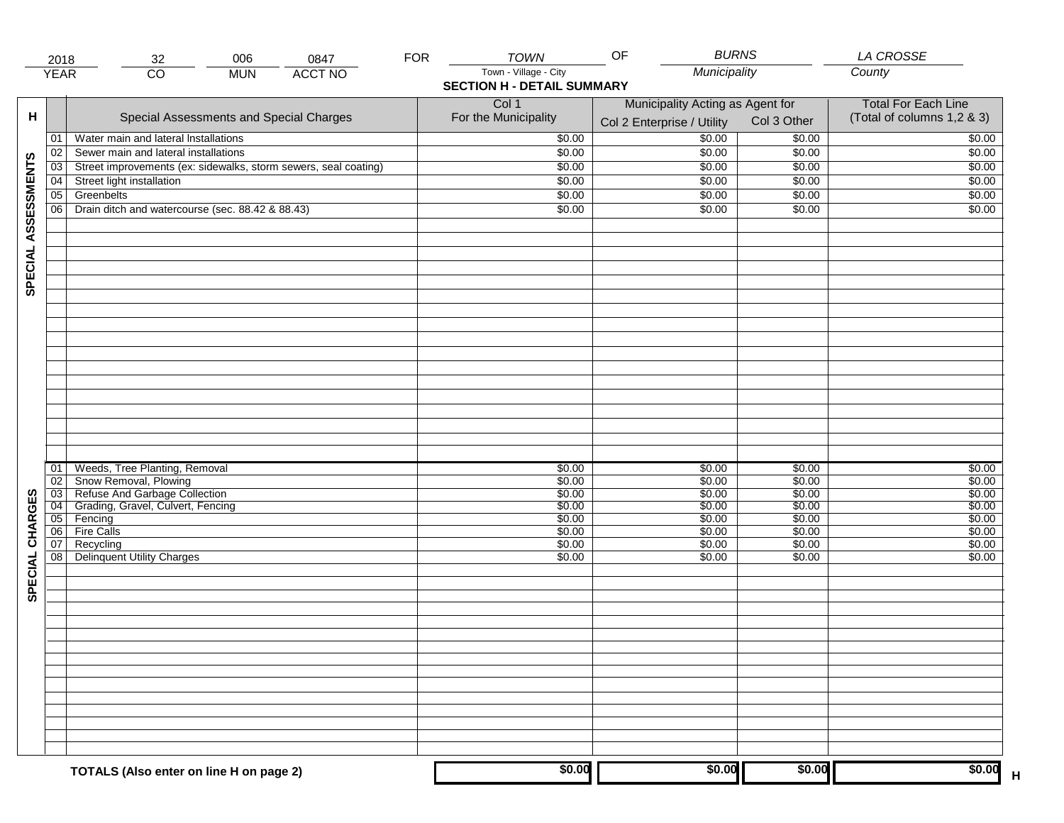| 2018 | 32 | 006 | 0847 | FOR | TOWN | OF | BURNS | LA CROSSE |
|---|---|---|---|---|---|---|---|---|
| YEAR | CO | MUN | ACCT NO | | Town - Village - City | | Municipality | County |

## SECTION H - DETAIL SUMMARY

| H | | Special Assessments and Special Charges | Col 1 For the Municipality | Municipality Acting as Agent for Col 2 Enterprise / Utility | Col 3 Other | Total For Each Line (Total of columns 1,2 & 3) |
|---|---|---|---|---|---|---|
| SPECIAL ASSESSMENTS | 01 | Water main and lateral Installations | $0.00 | $0.00 | $0.00 | $0.00 |
| | 02 | Sewer main and lateral installations | $0.00 | $0.00 | $0.00 | $0.00 |
| | 03 | Street improvements (ex: sidewalks, storm sewers, seal coating) | $0.00 | $0.00 | $0.00 | $0.00 |
| | 04 | Street light installation | $0.00 | $0.00 | $0.00 | $0.00 |
| | 05 | Greenbelts | $0.00 | $0.00 | $0.00 | $0.00 |
| | 06 | Drain ditch and watercourse (sec. 88.42 & 88.43) | $0.00 | $0.00 | $0.00 | $0.00 |
| SPECIAL CHARGES | 01 | Weeds, Tree Planting, Removal | $0.00 | $0.00 | $0.00 | $0.00 |
| | 02 | Snow Removal, Plowing | $0.00 | $0.00 | $0.00 | $0.00 |
| | 03 | Refuse And Garbage Collection | $0.00 | $0.00 | $0.00 | $0.00 |
| | 04 | Grading, Gravel, Culvert, Fencing | $0.00 | $0.00 | $0.00 | $0.00 |
| | 05 | Fencing | $0.00 | $0.00 | $0.00 | $0.00 |
| | 06 | Fire Calls | $0.00 | $0.00 | $0.00 | $0.00 |
| | 07 | Recycling | $0.00 | $0.00 | $0.00 | $0.00 |
| | 08 | Delinquent Utility Charges | $0.00 | $0.00 | $0.00 | $0.00 |
| | | **TOTALS (Also enter on line H on page 2)** | $0.00 | $0.00 | $0.00 | $0.00 H |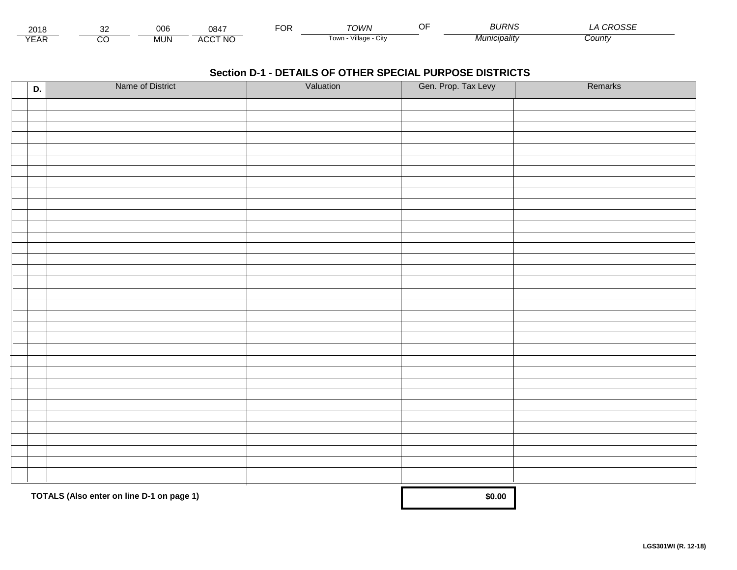| 2018 | 32 | 006 | 0847 | FOR | TOWN | OF | BURNS | LA CROSSE |
|---|---|---|---|---|---|---|---|---|
| YEAR | CO | MUN | ACCT NO | | Town - Village - City | | Municipality | County |

## Section D-1 - DETAILS OF OTHER SPECIAL PURPOSE DISTRICTS

| D. | Name of District | Valuation | Gen. Prop. Tax Levy | Remarks |
|---|---|---|---|---|
| | | | | |
| | | | | |
| | | | | |
| | | | | |
| | | | | |
| | | | | |
| | | | | |
| | | | | |
| | | | | |
| | | | | |
| | | | | |
| | | | | |
| | | | | |
| | | | | |
| | | | | |
| | | | | |
| | | | | |
| | | | | |
| | | | | |
| | | | | |
| | | | | |
| | | | | |
| | | | | |
| | | | | |
| | | | | |
| | | | | |
| | | | | |
| | | | | |
| | | | | |
| | | | | |
| | | | | |
| | | | | |
| | | | | |
| | | | | |

**TOTALS (Also enter on line D-1 on page 1)** **$0.00**

**LGS301WI (R. 12-18)**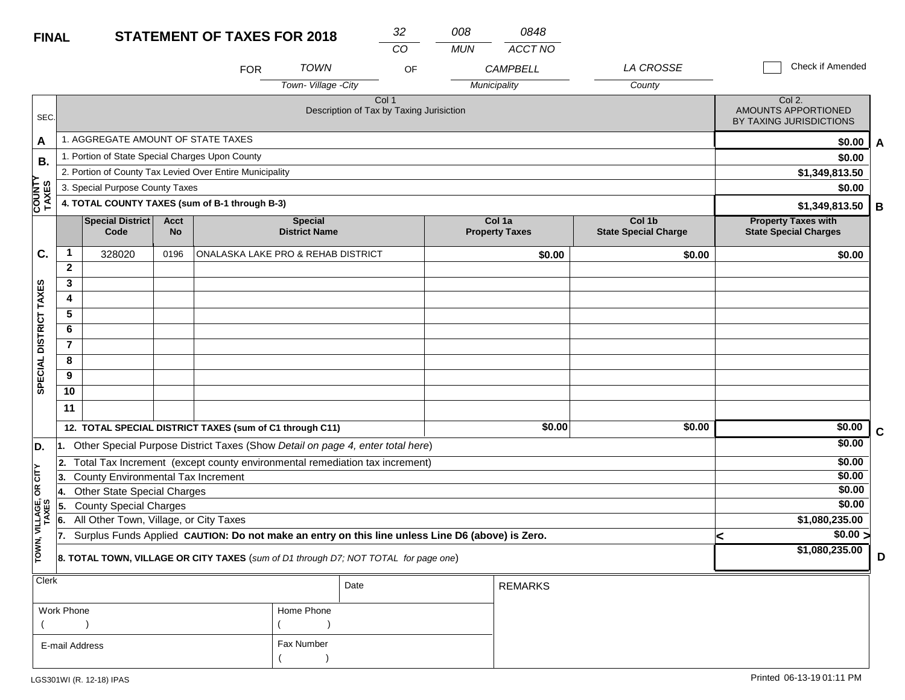**FINAL** **STATEMENT OF TAXES FOR 2018**

| 32 | 008 | 0848 |
|---|---|---|
| CO | MUN | ACCT NO |

FOR *TOWN* (Town- Village -City) OF *CAMPBELL* (Municipality) *LA CROSSE* (County)

☐ Check if Amended

| SEC. | Col 1 Description of Tax by Taxing Jurisiction | Col 2. AMOUNTS APPORTIONED BY TAXING JURISDICTIONS | |
|---|---|---|---|
| A | 1. AGGREGATE AMOUNT OF STATE TAXES | $0.00 | A |
| B. COUNTY TAXES | 1. Portion of State Special Charges Upon County | $0.00 | |
| | 2. Portion of County Tax Levied Over Entire Municipality | $1,349,813.50 | |
| | 3. Special Purpose County Taxes | $0.00 | |
| | **4. TOTAL COUNTY TAXES (sum of B-1 through B-3)** | **$1,349,813.50** | **B** |

| SEC. | | Special District Code | Acct No | Special District Name | Col 1a Property Taxes | Col 1b State Special Charge | Property Taxes with State Special Charges | |
|---|---|---|---|---|---|---|---|---|
| C. SPECIAL DISTRICT TAXES | 1 | 328020 | 0196 | ONALASKA LAKE PRO & REHAB DISTRICT | **$0.00** | **$0.00** | **$0.00** | |
| | 2 | | | | | | | |
| | 3 | | | | | | | |
| | 4 | | | | | | | |
| | 5 | | | | | | | |
| | 6 | | | | | | | |
| | 7 | | | | | | | |
| | 8 | | | | | | | |
| | 9 | | | | | | | |
| | 10 | | | | | | | |
| | 11 | | | | | | | |
| | **12. TOTAL SPECIAL DISTRICT TAXES (sum of C1 through C11)** | | | | **$0.00** | **$0.00** | **$0.00** | **C** |

| SEC. | Description | Amount | |
|---|---|---|---|
| D. TOWN, VILLAGE, OR CITY TAXES | **1.** Other Special Purpose District Taxes (Show *Detail on page 4, enter total here*) | **$0.00** | |
| | **2.** Total Tax Increment (except county environmental remediation tax increment) | **$0.00** | |
| | **3.** County Environmental Tax Increment | **$0.00** | |
| | **4.** Other State Special Charges | **$0.00** | |
| | **5.** County Special Charges | **$0.00** | |
| | **6.** All Other Town, Village, or City Taxes | **$1,080,235.00** | |
| | **7.** Surplus Funds Applied **CAUTION: Do not make an entry on this line unless Line D6 (above) is Zero.** | < **$0.00** > | |
| | **8. TOTAL TOWN, VILLAGE OR CITY TAXES** (*sum of D1 through D7; NOT TOTAL for page one*) | **$1,080,235.00** | **D** |

| Clerk | Date | REMARKS |
|---|---|---|
| Work Phone ( ) | Home Phone ( ) | |
| E-mail Address | Fax Number ( ) | |

LGS301WI (R. 12-18) IPAS

Printed 06-13-19 01:11 PM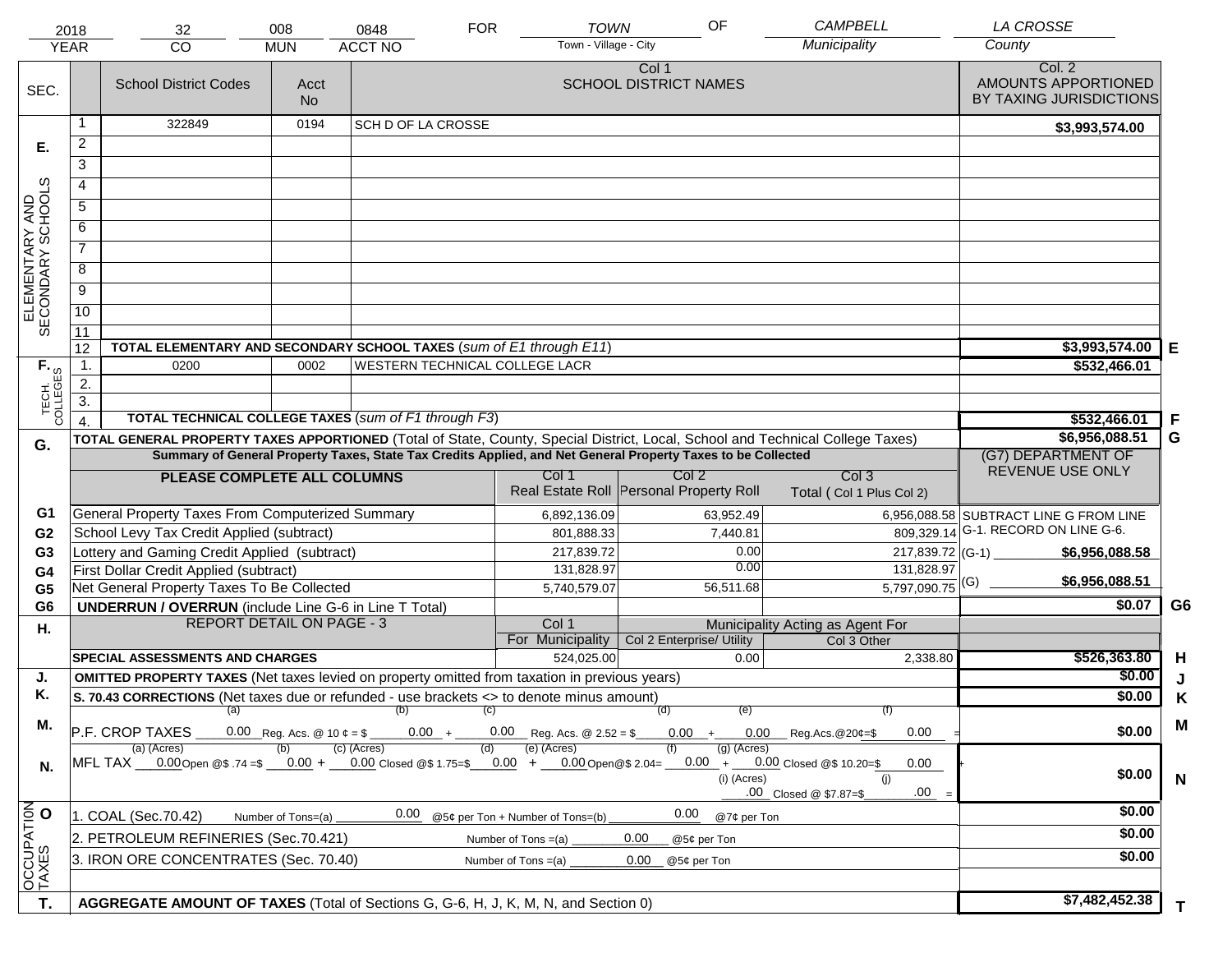| 2018 | 32 | 008 | 0848 | FOR | TOWN | OF | CAMPBELL | LA CROSSE |
|---|---|---|---|---|---|---|---|---|
| YEAR | CO | MUN | ACCT NO | | Town - Village - City | | Municipality | County |

| SEC. | | School District Codes | Acct No | Col 1 SCHOOL DISTRICT NAMES | Col. 2 AMOUNTS APPORTIONED BY TAXING JURISDICTIONS | |
|---|---|---|---|---|---|---|
| E. ELEMENTARY AND SECONDARY SCHOOLS | 1 | 322849 | 0194 | SCH D OF LA CROSSE | $3,993,574.00 | |
| | 2 | | | | | |
| | 3 | | | | | |
| | 4 | | | | | |
| | 5 | | | | | |
| | 6 | | | | | |
| | 7 | | | | | |
| | 8 | | | | | |
| | 9 | | | | | |
| | 10 | | | | | |
| | 11 | | | | | |
| | 12 | **TOTAL ELEMENTARY AND SECONDARY SCHOOL TAXES** (*sum of E1 through E11*) | | | $3,993,574.00 | E |
| F. TECH. COLLEGES | 1. | 0200 | 0002 | WESTERN TECHNICAL COLLEGE LACR | $532,466.01 | |
| | 2. | | | | | |
| | 3. | | | | | |
| | 4. | **TOTAL TECHNICAL COLLEGE TAXES** (*sum of F1 through F3*) | | | $532,466.01 | F |
| G. | | **TOTAL GENERAL PROPERTY TAXES APPORTIONED** (Total of State, County, Special District, Local, School and Technical College Taxes) | | | $6,956,088.51 | G |

**Summary of General Property Taxes, State Tax Credits Applied, and Net General Property Taxes to be Collected**

| | PLEASE COMPLETE ALL COLUMNS | Col 1 Real Estate Roll | Col 2 Personal Property Roll | Col 3 Total ( Col 1 Plus Col 2) | (G7) DEPARTMENT OF REVENUE USE ONLY | |
|---|---|---|---|---|---|---|
| G1 | General Property Taxes From Computerized Summary | 6,892,136.09 | 63,952.49 | 6,956,088.58 | SUBTRACT LINE G FROM LINE G-1. RECORD ON LINE G-6. | |
| G2 | School Levy Tax Credit Applied (subtract) | 801,888.33 | 7,440.81 | 809,329.14 | | |
| G3 | Lottery and Gaming Credit Applied (subtract) | 217,839.72 | 0.00 | 217,839.72 | (G-1) $6,956,088.58 | |
| G4 | First Dollar Credit Applied (subtract) | 131,828.97 | 0.00 | 131,828.97 | | |
| G5 | Net General Property Taxes To Be Collected | 5,740,579.07 | 56,511.68 | 5,797,090.75 | (G) $6,956,088.51 | |
| G6 | **UNDERRUN / OVERRUN** (include Line G-6 in Line T Total) | | | | $0.07 | G6 |

| H. | REPORT DETAIL ON PAGE - 3 | Col 1 For Municipality | Col 2 Enterprise/ Utility (Municipality Acting as Agent For) | Col 3 Other | | |
|---|---|---|---|---|---|---|
| | **SPECIAL ASSESSMENTS AND CHARGES** | 524,025.00 | 0.00 | 2,338.80 | $526,363.80 | H |
| J. | **OMITTED PROPERTY TAXES** (Net taxes levied on property omitted from taxation in previous years) | | | | $0.00 | J |
| K. | **S. 70.43 CORRECTIONS** (Net taxes due or refunded - use brackets <> to denote minus amount) | | | | $0.00 | K |
| M. | P.F. CROP TAXES (a) 0.00 Reg. Acs. @ 10 ¢ = $ (b) 0.00 + (c) 0.00 Reg. Acs. @ 2.52 = $ (d) 0.00 + (e) 0.00 Reg.Acs.@20¢=$ (f) 0.00 = | | | | $0.00 | M |
| N. | MFL TAX (a) (Acres) 0.00 Open @$ .74 =$ (b) 0.00 + (c) (Acres) 0.00 Closed @$ 1.75=$ (d) 0.00 + (e) (Acres) 0.00 Open@$ 2.04= (f) 0.00 + (g) (Acres) 0.00 Closed @$ 10.20=$ 0.00 + (i) (Acres) .00 Closed @ $7.87=$ (j) .00 = | | | | $0.00 | N |
| O OCCUPATION TAXES | 1. COAL (Sec.70.42) Number of Tons=(a) 0.00 @5¢ per Ton + Number of Tons=(b) 0.00 @7¢ per Ton | | | | $0.00 | |
| | 2. PETROLEUM REFINERIES (Sec.70.421) Number of Tons =(a) 0.00 @5¢ per Ton | | | | $0.00 | |
| | 3. IRON ORE CONCENTRATES (Sec. 70.40) Number of Tons =(a) 0.00 @5¢ per Ton | | | | $0.00 | |
| T. | **AGGREGATE AMOUNT OF TAXES** (Total of Sections G, G-6, H, J, K, M, N, and Section 0) | | | | $7,482,452.38 | T |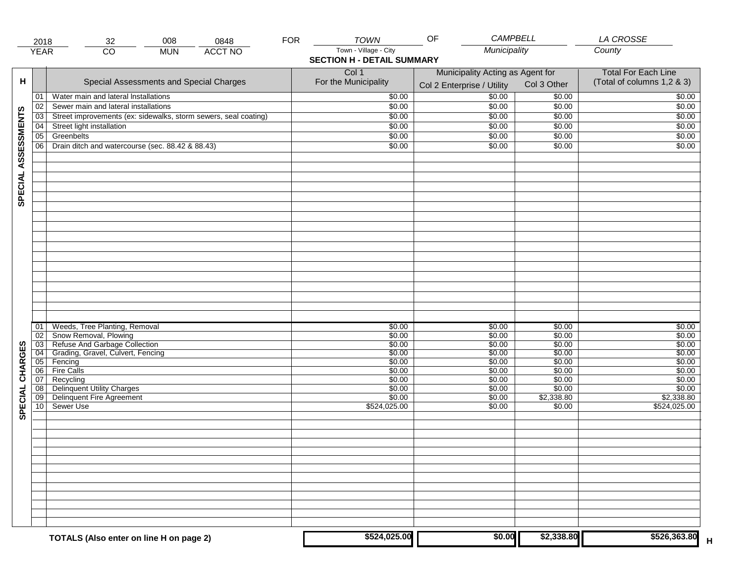| 2018 | 32 | 008 | 0848 | FOR | TOWN | OF | CAMPBELL | LA CROSSE |
|---|---|---|---|---|---|---|---|---|
| YEAR | CO | MUN | ACCT NO | | Town - Village - City | | Municipality | County |

## SECTION H - DETAIL SUMMARY

| H | | Special Assessments and Special Charges | Col 1 For the Municipality | Municipality Acting as Agent for Col 2 Enterprise / Utility | Col 3 Other | Total For Each Line (Total of columns 1,2 & 3) |
|---|---|---|---|---|---|---|
| SPECIAL ASSESSMENTS | 01 | Water main and lateral Installations | $0.00 | $0.00 | $0.00 | $0.00 |
| | 02 | Sewer main and lateral installations | $0.00 | $0.00 | $0.00 | $0.00 |
| | 03 | Street improvements (ex: sidewalks, storm sewers, seal coating) | $0.00 | $0.00 | $0.00 | $0.00 |
| | 04 | Street light installation | $0.00 | $0.00 | $0.00 | $0.00 |
| | 05 | Greenbelts | $0.00 | $0.00 | $0.00 | $0.00 |
| | 06 | Drain ditch and watercourse (sec. 88.42 & 88.43) | $0.00 | $0.00 | $0.00 | $0.00 |
| SPECIAL CHARGES | 01 | Weeds, Tree Planting, Removal | $0.00 | $0.00 | $0.00 | $0.00 |
| | 02 | Snow Removal, Plowing | $0.00 | $0.00 | $0.00 | $0.00 |
| | 03 | Refuse And Garbage Collection | $0.00 | $0.00 | $0.00 | $0.00 |
| | 04 | Grading, Gravel, Culvert, Fencing | $0.00 | $0.00 | $0.00 | $0.00 |
| | 05 | Fencing | $0.00 | $0.00 | $0.00 | $0.00 |
| | 06 | Fire Calls | $0.00 | $0.00 | $0.00 | $0.00 |
| | 07 | Recycling | $0.00 | $0.00 | $0.00 | $0.00 |
| | 08 | Delinquent Utility Charges | $0.00 | $0.00 | $0.00 | $0.00 |
| | 09 | Delinquent Fire Agreement | $0.00 | $0.00 | $2,338.80 | $2,338.80 |
| | 10 | Sewer Use | $524,025.00 | $0.00 | $0.00 | $524,025.00 |
| | | **TOTALS (Also enter on line H on page 2)** | **$524,025.00** | **$0.00** | **$2,338.80** | **$526,363.80** |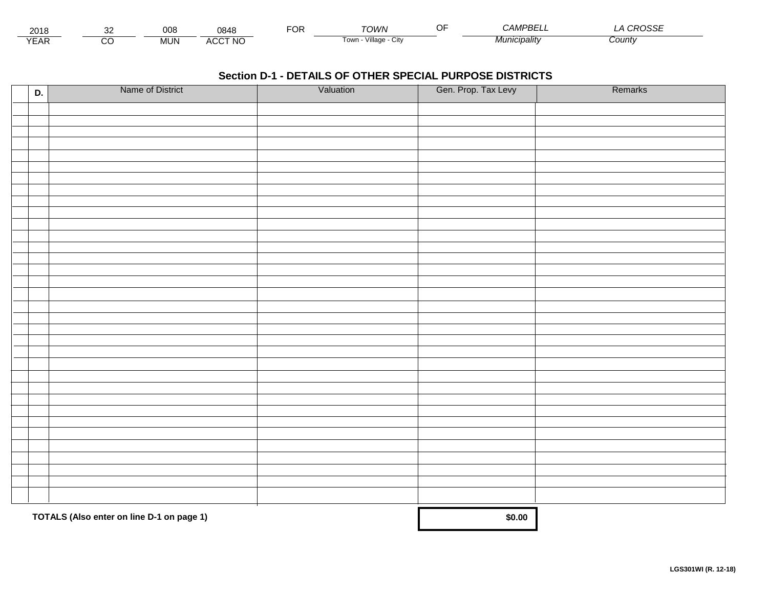| 2018 | 32 | 008 | 0848 | FOR | TOWN | OF | CAMPBELL | LA CROSSE |
|---|---|---|---|---|---|---|---|---|
| YEAR | CO | MUN | ACCT NO | | Town - Village - City | | Municipality | County |

## Section D-1 - DETAILS OF OTHER SPECIAL PURPOSE DISTRICTS

| D. | Name of District | Valuation | Gen. Prop. Tax Levy | Remarks |
|---|---|---|---|---|
| | | | | |
| | | | | |
| | | | | |
| | | | | |
| | | | | |
| | | | | |
| | | | | |
| | | | | |
| | | | | |
| | | | | |
| | | | | |
| | | | | |
| | | | | |
| | | | | |
| | | | | |
| | | | | |
| | | | | |
| | | | | |
| | | | | |
| | | | | |
| | | | | |
| | | | | |
| | | | | |
| | | | | |
| | | | | |
| | | | | |
| | | | | |
| | | | | |
| | | | | |
| | | | | |
| | | | | |
| | | | | |
| | | | | |
| | **TOTALS (Also enter on line D-1 on page 1)** | | **$0.00** | |

**LGS301WI (R. 12-18)**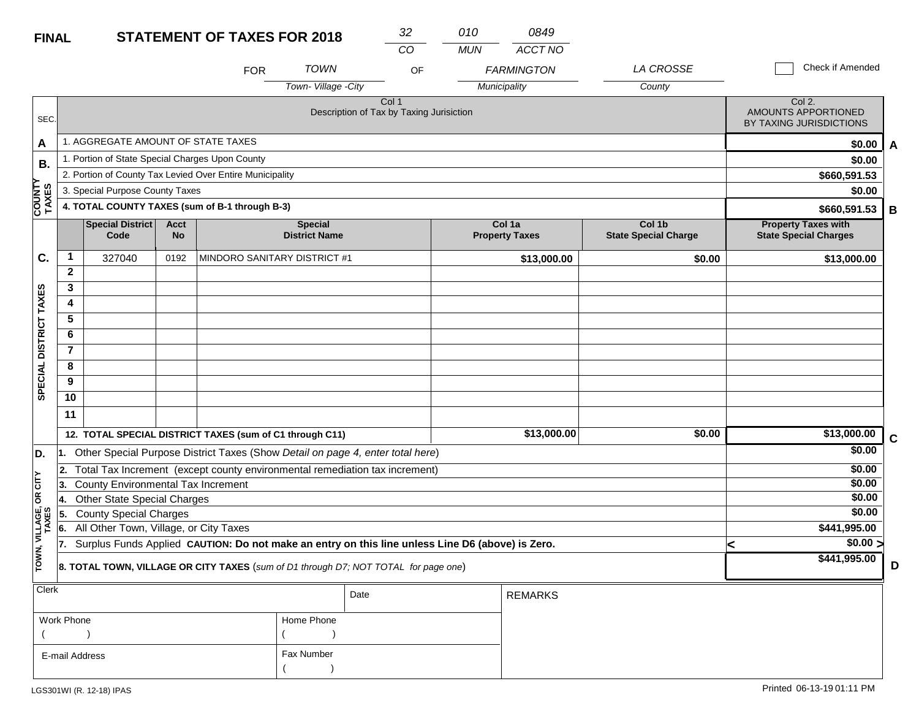**FINAL** **STATEMENT OF TAXES FOR 2018**

| 32 | 010 | 0849 |
|---|---|---|
| CO | MUN | ACCT NO |

FOR TOWN (Town- Village -City) OF FARMINGTON (Municipality) LA CROSSE (County)

☐ Check if Amended

| SEC. | Col 1 Description of Tax by Taxing Jurisiction | Col 2. AMOUNTS APPORTIONED BY TAXING JURISDICTIONS | |
|---|---|---|---|
| A | 1. AGGREGATE AMOUNT OF STATE TAXES | $0.00 | A |
| B. COUNTY TAXES | 1. Portion of State Special Charges Upon County | $0.00 | |
| | 2. Portion of County Tax Levied Over Entire Municipality | $660,591.53 | |
| | 3. Special Purpose County Taxes | $0.00 | |
| | **4. TOTAL COUNTY TAXES (sum of B-1 through B-3)** | $660,591.53 | B |

| SEC. | | Special District Code | Acct No | Special District Name | Col 1a Property Taxes | Col 1b State Special Charge | Property Taxes with State Special Charges | |
|---|---|---|---|---|---|---|---|---|
| C. SPECIAL DISTRICT TAXES | 1 | 327040 | 0192 | MINDORO SANITARY DISTRICT #1 | $13,000.00 | $0.00 | $13,000.00 | |
| | 2 | | | | | | | |
| | 3 | | | | | | | |
| | 4 | | | | | | | |
| | 5 | | | | | | | |
| | 6 | | | | | | | |
| | 7 | | | | | | | |
| | 8 | | | | | | | |
| | 9 | | | | | | | |
| | 10 | | | | | | | |
| | 11 | | | | | | | |
| | **12. TOTAL SPECIAL DISTRICT TAXES (sum of C1 through C11)** | | | | $13,000.00 | $0.00 | $13,000.00 | C |

| SEC. | Description | Amount | |
|---|---|---|---|
| D. TOWN, VILLAGE, OR CITY TAXES | 1. Other Special Purpose District Taxes (Show *Detail on page 4, enter total here*) | $0.00 | |
| | 2. Total Tax Increment (except county environmental remediation tax increment) | $0.00 | |
| | 3. County Environmental Tax Increment | $0.00 | |
| | 4. Other State Special Charges | $0.00 | |
| | 5. County Special Charges | $0.00 | |
| | 6. All Other Town, Village, or City Taxes | $441,995.00 | |
| | 7. Surplus Funds Applied **CAUTION: Do not make an entry on this line unless Line D6 (above) is Zero.** | < $0.00 > | |
| | **8. TOTAL TOWN, VILLAGE OR CITY TAXES** (*sum of D1 through D7; NOT TOTAL for page one*) | $441,995.00 | D |

| Clerk | Date | REMARKS |
|---|---|---|
| Work Phone ( ) | Home Phone ( ) | |
| E-mail Address | Fax Number ( ) | |

LGS301WI (R. 12-18) IPAS

Printed 06-13-19 01:11 PM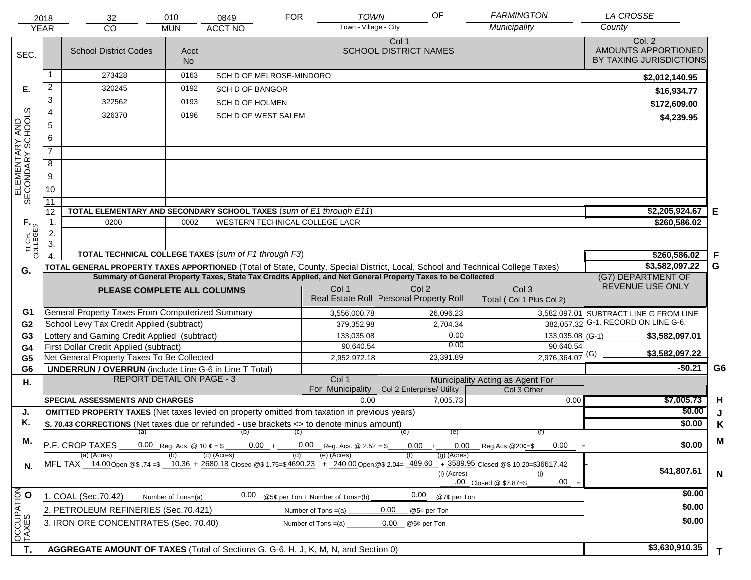| 2018 | 32 | 010 | 0849 | FOR | TOWN | OF | FARMINGTON | LA CROSSE |
|---|---|---|---|---|---|---|---|---|
| YEAR | CO | MUN | ACCT NO | | Town - Village - City | | Municipality | County |

| SEC. | | School District Codes | Acct No | Col 1 SCHOOL DISTRICT NAMES | Col. 2 AMOUNTS APPORTIONED BY TAXING JURISDICTIONS | |
|---|---|---|---|---|---|---|
| E. ELEMENTARY AND SECONDARY SCHOOLS | 1 | 273428 | 0163 | SCH D OF MELROSE-MINDORO | $2,012,140.95 | |
| | 2 | 320245 | 0192 | SCH D OF BANGOR | $16,934.77 | |
| | 3 | 322562 | 0193 | SCH D OF HOLMEN | $172,609.00 | |
| | 4 | 326370 | 0196 | SCH D OF WEST SALEM | $4,239.95 | |
| | 5 | | | | | |
| | 6 | | | | | |
| | 7 | | | | | |
| | 8 | | | | | |
| | 9 | | | | | |
| | 10 | | | | | |
| | 11 | | | | | |
| | 12 | **TOTAL ELEMENTARY AND SECONDARY SCHOOL TAXES** (*sum of E1 through E11*) | | | $2,205,924.67 | E |
| F. TECH. COLLEGES | 1. | 0200 | 0002 | WESTERN TECHNICAL COLLEGE LACR | $260,586.02 | |
| | 2. | | | | | |
| | 3. | | | | | |
| | 4. | **TOTAL TECHNICAL COLLEGE TAXES** (*sum of F1 through F3*) | | | $260,586.02 | F |

**G.** **TOTAL GENERAL PROPERTY TAXES APPORTIONED** (Total of State, County, Special District, Local, School and Technical College Taxes) — **$3,582,097.22** **G**

**Summary of General Property Taxes, State Tax Credits Applied, and Net General Property Taxes to be Collected**

| | PLEASE COMPLETE ALL COLUMNS | Col 1 Real Estate Roll | Col 2 Personal Property Roll | Col 3 Total ( Col 1 Plus Col 2) | (G7) DEPARTMENT OF REVENUE USE ONLY |
|---|---|---|---|---|---|
| G1 | General Property Taxes From Computerized Summary | 3,556,000.78 | 26,096.23 | 3,582,097.01 | SUBTRACT LINE G FROM LINE G-1. RECORD ON LINE G-6. |
| G2 | School Levy Tax Credit Applied (subtract) | 379,352.98 | 2,704.34 | 382,057.32 | |
| G3 | Lottery and Gaming Credit Applied (subtract) | 133,035.08 | 0.00 | 133,035.08 | (G-1) $3,582,097.01 |
| G4 | First Dollar Credit Applied (subtract) | 90,640.54 | 0.00 | 90,640.54 | |
| G5 | Net General Property Taxes To Be Collected | 2,952,972.18 | 23,391.89 | 2,976,364.07 | (G) $3,582,097.22 |
| G6 | **UNDERRUN / OVERRUN** (include Line G-6 in Line T Total) | | | | -$0.21 G6 |

| H. | REPORT DETAIL ON PAGE - 3 | Col 1 For Municipality | Col 2 Enterprise/ Utility (Municipality Acting as Agent For) | Col 3 Other | | |
|---|---|---|---|---|---|---|
| | **SPECIAL ASSESSMENTS AND CHARGES** | 0.00 | 7,005.73 | 0.00 | $7,005.73 | H |
| J. | **OMITTED PROPERTY TAXES** (Net taxes levied on property omitted from taxation in previous years) | | | | $0.00 | J |
| K. | **S. 70.43 CORRECTIONS** (Net taxes due or refunded - use brackets <> to denote minus amount) | | | | $0.00 | K |

**M.** P.F. CROP TAXES (a) 0.00 Reg. Acs. @ 10 ¢ = $ (b) 0.00 + (c) 0.00 Reg. Acs. @ 2.52 = $ (d) 0.00 + (e) 0.00 Reg.Acs.@20¢=$ (f) 0.00 = **$0.00** **M**

**N.** MFL TAX (a) (Acres) 14.00 Open @$ .74 =$ (b) 10.36 + (c) (Acres) 2680.18 Closed @$ 1.75=$ (d) 4690.23 + (e) (Acres) 240.00 Open@$ 2.04= (f) 489.60 + (g) (Acres) 3589.95 Closed @$ 10.20=$36617.42 + (i) (Acres) .00 Closed @ $7.87=$ (j) .00 = **$41,807.61** **N**

| O. OCCUPATION TAXES | | |
|---|---|---|
| 1. COAL (Sec.70.42) Number of Tons=(a) 0.00 @5¢ per Ton + Number of Tons=(b) 0.00 @7¢ per Ton | $0.00 | |
| 2. PETROLEUM REFINERIES (Sec.70.421) Number of Tons =(a) 0.00 @5¢ per Ton | $0.00 | |
| 3. IRON ORE CONCENTRATES (Sec. 70.40) Number of Tons =(a) 0.00 @5¢ per Ton | $0.00 | |

**T.** **AGGREGATE AMOUNT OF TAXES** (Total of Sections G, G-6, H, J, K, M, N, and Section 0) — **$3,630,910.35** **T**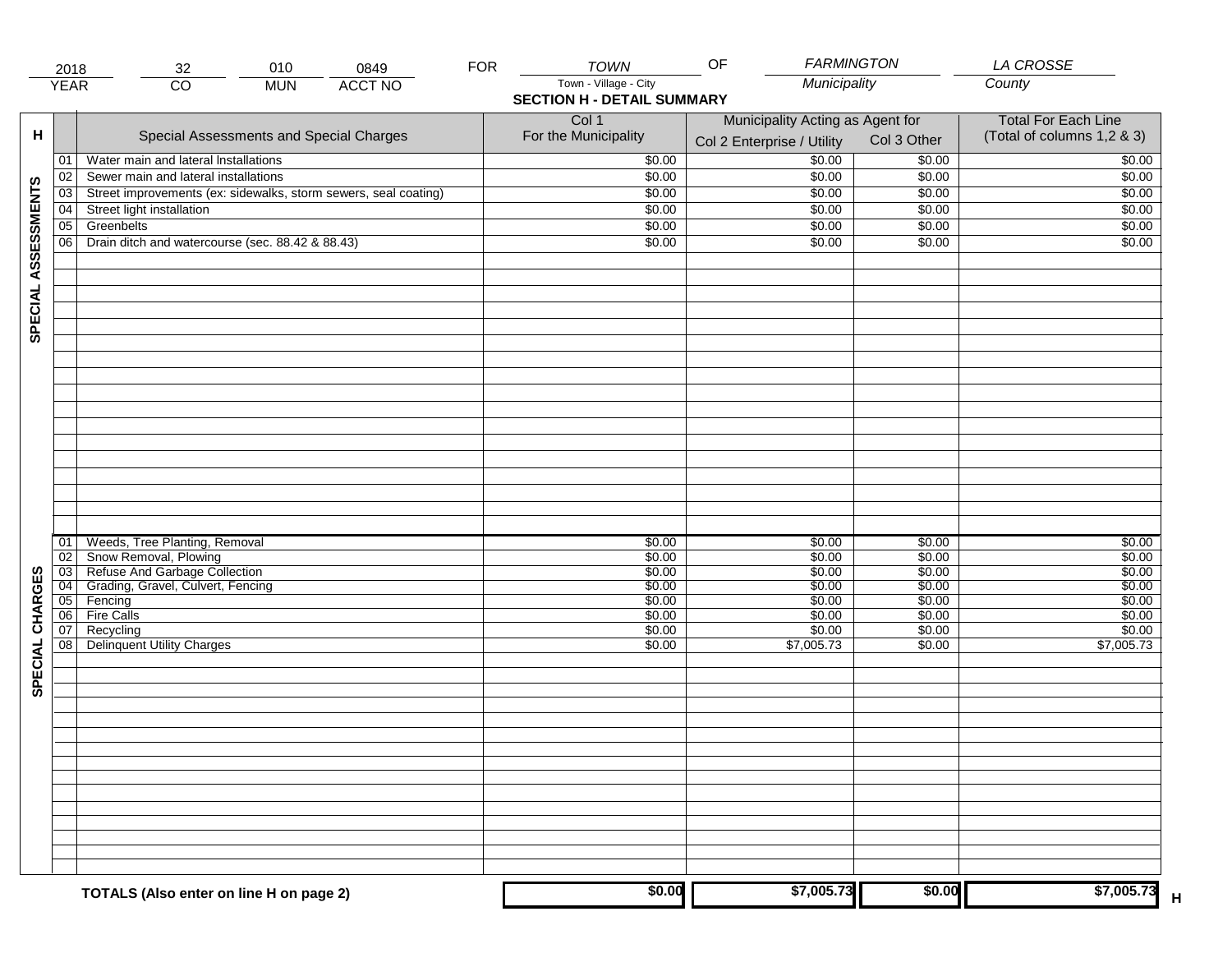| 2018 | 32 | 010 | 0849 | FOR | TOWN | OF | FARMINGTON | LA CROSSE |
|---|---|---|---|---|---|---|---|---|
| YEAR | CO | MUN | ACCT NO | | Town - Village - City | | Municipality | County |

## SECTION H - DETAIL SUMMARY

| H | | Special Assessments and Special Charges | Col 1 For the Municipality | Municipality Acting as Agent for | | Total For Each Line (Total of columns 1,2 & 3) |
|---|---|---|---|---|---|---|
| | | | | Col 2 Enterprise / Utility | Col 3 Other | |
| SPECIAL ASSESSMENTS | 01 | Water main and lateral Installations | $0.00 | $0.00 | $0.00 | $0.00 |
| | 02 | Sewer main and lateral installations | $0.00 | $0.00 | $0.00 | $0.00 |
| | 03 | Street improvements (ex: sidewalks, storm sewers, seal coating) | $0.00 | $0.00 | $0.00 | $0.00 |
| | 04 | Street light installation | $0.00 | $0.00 | $0.00 | $0.00 |
| | 05 | Greenbelts | $0.00 | $0.00 | $0.00 | $0.00 |
| | 06 | Drain ditch and watercourse (sec. 88.42 & 88.43) | $0.00 | $0.00 | $0.00 | $0.00 |
| SPECIAL CHARGES | 01 | Weeds, Tree Planting, Removal | $0.00 | $0.00 | $0.00 | $0.00 |
| | 02 | Snow Removal, Plowing | $0.00 | $0.00 | $0.00 | $0.00 |
| | 03 | Refuse And Garbage Collection | $0.00 | $0.00 | $0.00 | $0.00 |
| | 04 | Grading, Gravel, Culvert, Fencing | $0.00 | $0.00 | $0.00 | $0.00 |
| | 05 | Fencing | $0.00 | $0.00 | $0.00 | $0.00 |
| | 06 | Fire Calls | $0.00 | $0.00 | $0.00 | $0.00 |
| | 07 | Recycling | $0.00 | $0.00 | $0.00 | $0.00 |
| | 08 | Delinquent Utility Charges | $0.00 | $7,005.73 | $0.00 | $7,005.73 |
| | | **TOTALS (Also enter on line H on page 2)** | **$0.00** | **$7,005.73** | **$0.00** | **$7,005.73** H |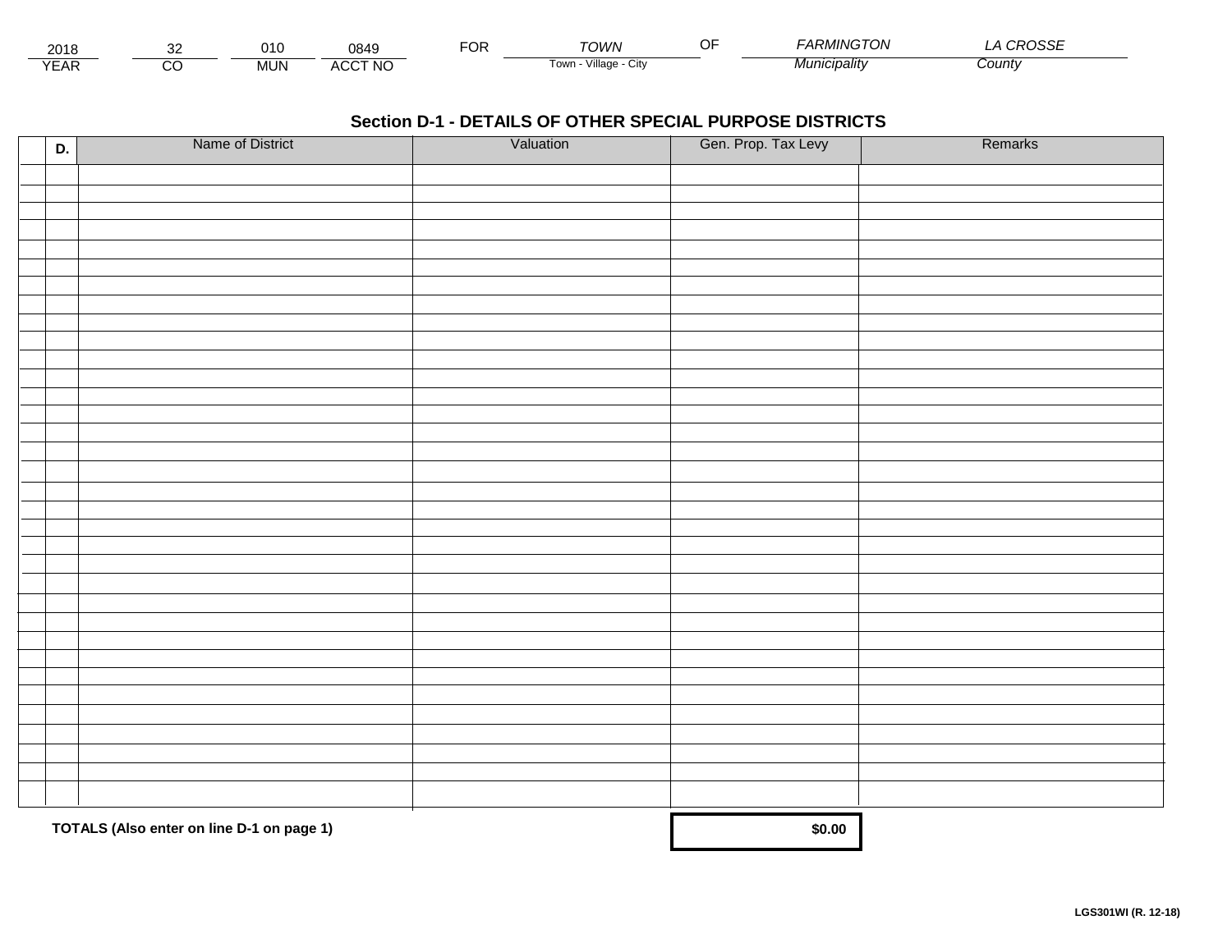| 2018 | 32 | 010 | 0849 | FOR | TOWN | OF | FARMINGTON | LA CROSSE |
|---|---|---|---|---|---|---|---|---|
| YEAR | CO | MUN | ACCT NO | | Town - Village - City | | Municipality | County |

## Section D-1 - DETAILS OF OTHER SPECIAL PURPOSE DISTRICTS

| D. | Name of District | Valuation | Gen. Prop. Tax Levy | Remarks |
|---|---|---|---|---|
| | | | | |
| | | | | |
| | | | | |
| | | | | |
| | | | | |
| | | | | |
| | | | | |
| | | | | |
| | | | | |
| | | | | |
| | | | | |
| | | | | |
| | | | | |
| | | | | |
| | | | | |
| | | | | |
| | | | | |
| | | | | |
| | | | | |
| | | | | |
| | | | | |
| | | | | |
| | | | | |
| | | | | |
| | | | | |
| | | | | |
| | | | | |
| | | | | |
| | | | | |
| | | | | |
| | | | | |
| | | | | |
| | | | | |
| | **TOTALS (Also enter on line D-1 on page 1)** | | **$0.00** | |

**LGS301WI (R. 12-18)**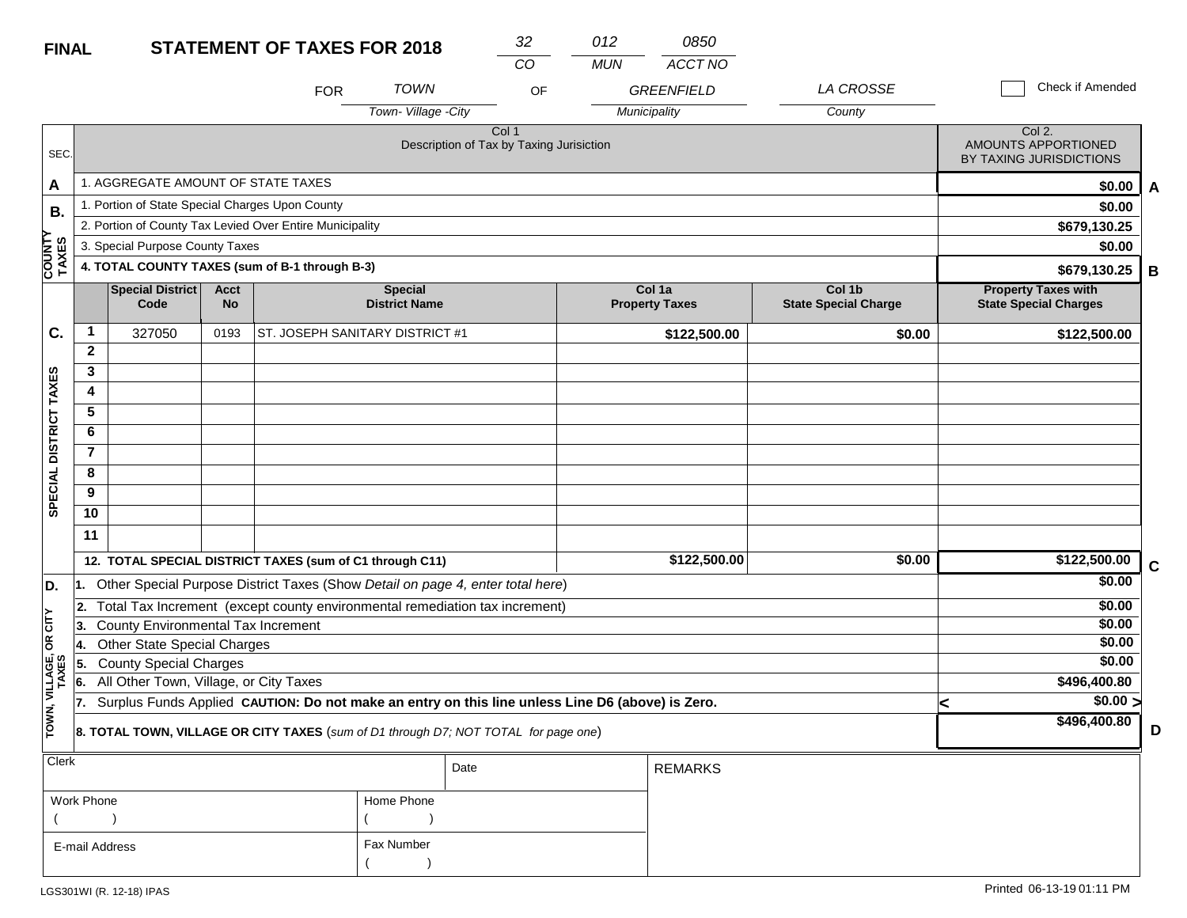**FINAL** **STATEMENT OF TAXES FOR 2018**

| CO | MUN | ACCT NO |
|---|---|---|
| 32 | 012 | 0850 |

FOR *TOWN* (Town- Village -City) OF *GREENFIELD* (Municipality) *LA CROSSE* (County)

☐ Check if Amended

| SEC. | Col 1 Description of Tax by Taxing Jurisiction | Col 2. AMOUNTS APPORTIONED BY TAXING JURISDICTIONS | |
|---|---|---|---|
| A | 1. AGGREGATE AMOUNT OF STATE TAXES | $0.00 | A |
| B. COUNTY TAXES | 1. Portion of State Special Charges Upon County | $0.00 | |
| | 2. Portion of County Tax Levied Over Entire Municipality | $679,130.25 | |
| | 3. Special Purpose County Taxes | $0.00 | |
| | **4. TOTAL COUNTY TAXES (sum of B-1 through B-3)** | **$679,130.25** | B |

| SEC. | | Special District Code | Acct No | Special District Name | Col 1a Property Taxes | Col 1b State Special Charge | Property Taxes with State Special Charges | |
|---|---|---|---|---|---|---|---|---|
| C. SPECIAL DISTRICT TAXES | 1 | 327050 | 0193 | ST. JOSEPH SANITARY DISTRICT #1 | $122,500.00 | $0.00 | $122,500.00 | |
| | 2 | | | | | | | |
| | 3 | | | | | | | |
| | 4 | | | | | | | |
| | 5 | | | | | | | |
| | 6 | | | | | | | |
| | 7 | | | | | | | |
| | 8 | | | | | | | |
| | 9 | | | | | | | |
| | 10 | | | | | | | |
| | 11 | | | | | | | |
| | **12. TOTAL SPECIAL DISTRICT TAXES (sum of C1 through C11)** | | | | $122,500.00 | $0.00 | $122,500.00 | C |

| SEC. | Description | Amount | |
|---|---|---|---|
| D. TOWN, VILLAGE, OR CITY TAXES | 1. Other Special Purpose District Taxes (Show *Detail on page 4, enter total here*) | $0.00 | |
| | 2. Total Tax Increment (except county environmental remediation tax increment) | $0.00 | |
| | 3. County Environmental Tax Increment | $0.00 | |
| | 4. Other State Special Charges | $0.00 | |
| | 5. County Special Charges | $0.00 | |
| | 6. All Other Town, Village, or City Taxes | $496,400.80 | |
| | 7. Surplus Funds Applied **CAUTION: Do not make an entry on this line unless Line D6 (above) is Zero.** | < $0.00 > | |
| | **8. TOTAL TOWN, VILLAGE OR CITY TAXES** (*sum of D1 through D7; NOT TOTAL for page one*) | $496,400.80 | D |

| Clerk | Date | REMARKS |
|---|---|---|
| Work Phone ( ) | Home Phone ( ) | |
| E-mail Address | Fax Number ( ) | |

LGS301WI (R. 12-18) IPAS

Printed 06-13-19 01:11 PM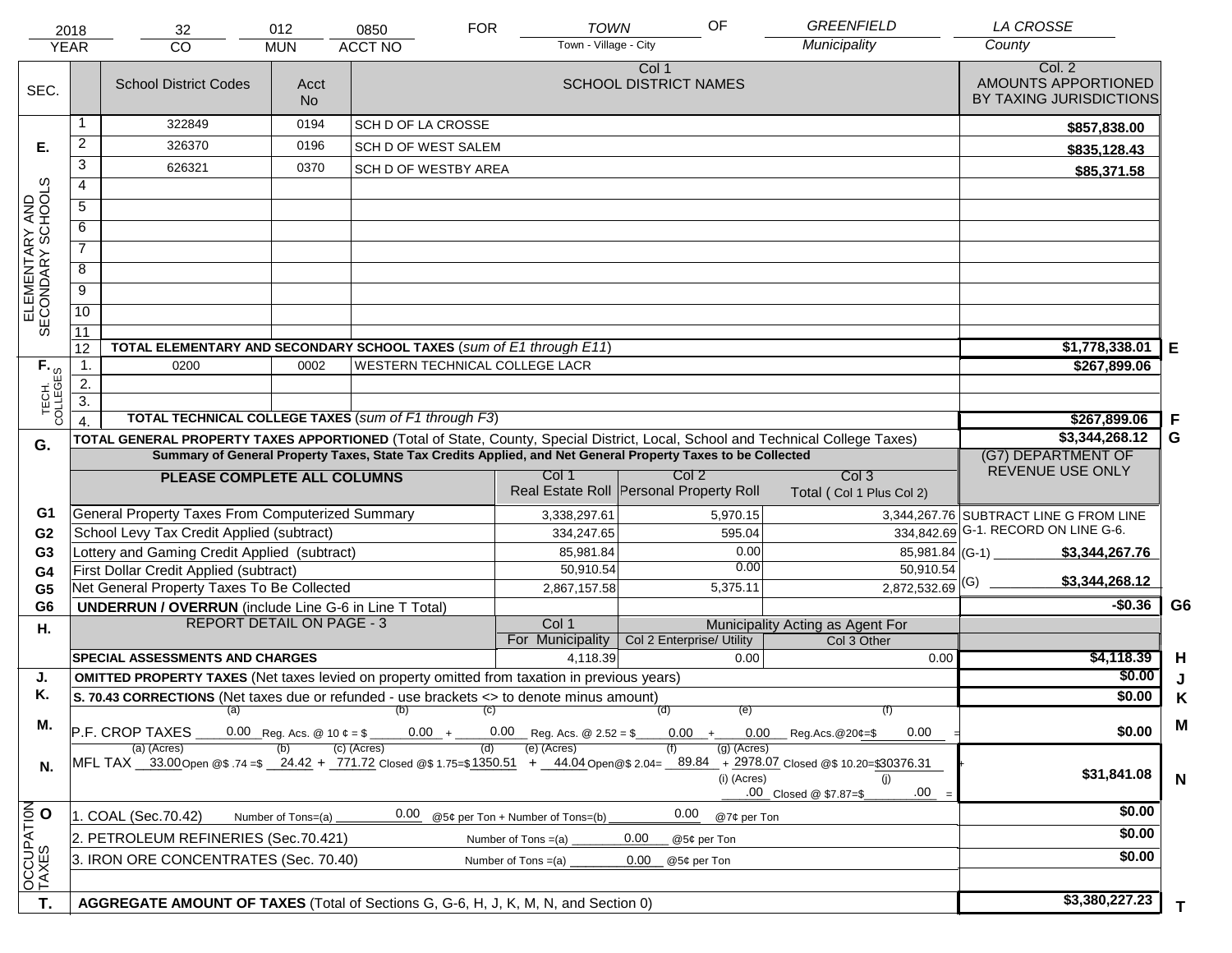| 2018 | 32 | 012 | 0850 | FOR | TOWN | OF | GREENFIELD | LA CROSSE |
|---|---|---|---|---|---|---|---|---|
| YEAR | CO | MUN | ACCT NO | | Town - Village - City | | Municipality | County |

| SEC. | | School District Codes | Acct No | Col 1 SCHOOL DISTRICT NAMES | Col. 2 AMOUNTS APPORTIONED BY TAXING JURISDICTIONS | |
|---|---|---|---|---|---|---|
| E. ELEMENTARY AND SECONDARY SCHOOLS | 1 | 322849 | 0194 | SCH D OF LA CROSSE | $857,838.00 | |
| | 2 | 326370 | 0196 | SCH D OF WEST SALEM | $835,128.43 | |
| | 3 | 626321 | 0370 | SCH D OF WESTBY AREA | $85,371.58 | |
| | 4 | | | | | |
| | 5 | | | | | |
| | 6 | | | | | |
| | 7 | | | | | |
| | 8 | | | | | |
| | 9 | | | | | |
| | 10 | | | | | |
| | 11 | | | | | |
| | 12 | **TOTAL ELEMENTARY AND SECONDARY SCHOOL TAXES** (*sum of E1 through E11*) | | | $1,778,338.01 | E |
| F. TECH. COLLEGES | 1. | 0200 | 0002 | WESTERN TECHNICAL COLLEGE LACR | $267,899.06 | |
| | 2. | | | | | |
| | 3. | | | | | |
| | 4. | **TOTAL TECHNICAL COLLEGE TAXES** (*sum of F1 through F3*) | | | $267,899.06 | F |

| G. | **TOTAL GENERAL PROPERTY TAXES APPORTIONED** (Total of State, County, Special District, Local, School and Technical College Taxes) | | | | $3,344,268.12 | G |
|---|---|---|---|---|---|---|
| | **Summary of General Property Taxes, State Tax Credits Applied, and Net General Property Taxes to be Collected** | | | | (G7) DEPARTMENT OF REVENUE USE ONLY | |
| | **PLEASE COMPLETE ALL COLUMNS** | Col 1 Real Estate Roll | Col 2 Personal Property Roll | Col 3 Total ( Col 1 Plus Col 2) | | |
| G1 | General Property Taxes From Computerized Summary | 3,338,297.61 | 5,970.15 | 3,344,267.76 | SUBTRACT LINE G FROM LINE G-1. RECORD ON LINE G-6. | |
| G2 | School Levy Tax Credit Applied (subtract) | 334,247.65 | 595.04 | 334,842.69 | | |
| G3 | Lottery and Gaming Credit Applied (subtract) | 85,981.84 | 0.00 | 85,981.84 | (G-1) $3,344,267.76 | |
| G4 | First Dollar Credit Applied (subtract) | 50,910.54 | 0.00 | 50,910.54 | | |
| G5 | Net General Property Taxes To Be Collected | 2,867,157.58 | 5,375.11 | 2,872,532.69 | (G) $3,344,268.12 | |
| G6 | **UNDERRUN / OVERRUN** (include Line G-6 in Line T Total) | | | | -$0.36 | G6 |

| H. | REPORT DETAIL ON PAGE - 3 | Col 1 For Municipality | Col 2 Enterprise/ Utility (Municipality Acting as Agent For) | Col 3 Other | | |
|---|---|---|---|---|---|---|
| | **SPECIAL ASSESSMENTS AND CHARGES** | 4,118.39 | 0.00 | 0.00 | $4,118.39 | H |
| J. | **OMITTED PROPERTY TAXES** (Net taxes levied on property omitted from taxation in previous years) | | | | $0.00 | J |
| K. | **S. 70.43 CORRECTIONS** (Net taxes due or refunded - use brackets <> to denote minus amount) | | | | $0.00 | K |
| M. | P.F. CROP TAXES (a) 0.00 Reg. Acs. @ 10 ¢ = $ (b) 0.00 + (c) 0.00 Reg. Acs. @ 2.52 = $ (d) 0.00 + (e) 0.00 Reg.Acs.@20¢=$ (f) 0.00 = | | | | $0.00 | M |
| N. | MFL TAX (a) (Acres) 33.00 Open @$ .74 = $ (b) 24.42 + (c) (Acres) 771.72 Closed @$ 1.75=$ (d) 1350.51 + (e) (Acres) 44.04 Open@$ 2.04= (f) 89.84 + (g) (Acres) 2978.07 Closed @$ 10.20=$ 30376.31 + (i) (Acres) .00 Closed @ $7.87=$ (j) .00 = | | | | $31,841.08 | N |
| O. OCCUPATION TAXES | 1. COAL (Sec.70.42) Number of Tons=(a) 0.00 @5¢ per Ton + Number of Tons=(b) 0.00 @7¢ per Ton | | | | $0.00 | |
| | 2. PETROLEUM REFINERIES (Sec.70.421) Number of Tons =(a) 0.00 @5¢ per Ton | | | | $0.00 | |
| | 3. IRON ORE CONCENTRATES (Sec. 70.40) Number of Tons =(a) 0.00 @5¢ per Ton | | | | $0.00 | |
| T. | **AGGREGATE AMOUNT OF TAXES** (Total of Sections G, G-6, H, J, K, M, N, and Section 0) | | | | $3,380,227.23 | T |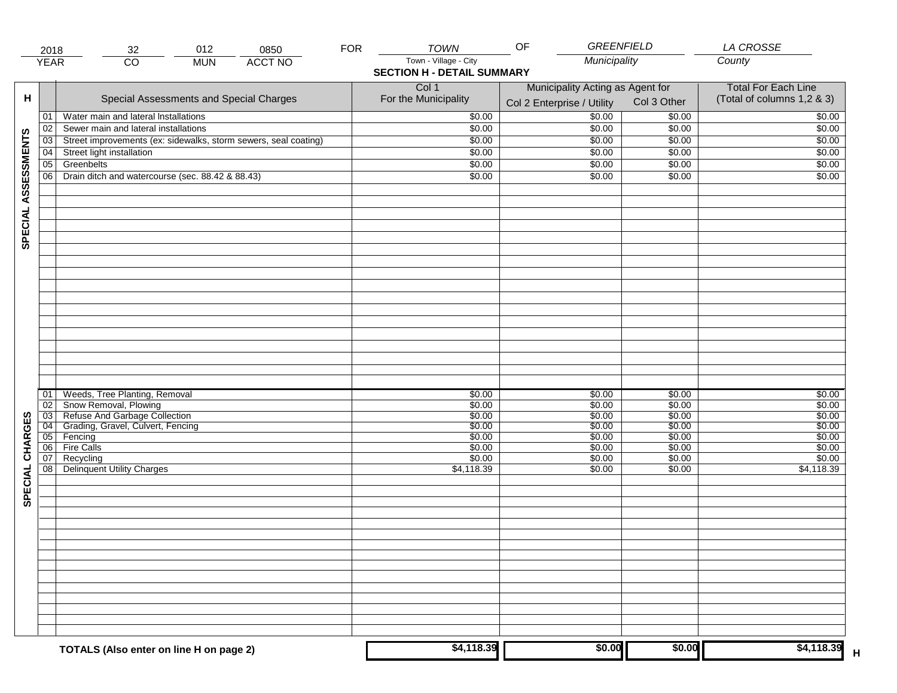| 2018 | 32 | 012 | 0850 | FOR | TOWN | OF | GREENFIELD | LA CROSSE |
|---|---|---|---|---|---|---|---|---|
| YEAR | CO | MUN | ACCT NO | | Town - Village - City | | Municipality | County |

## SECTION H - DETAIL SUMMARY

| H | | Special Assessments and Special Charges | Col 1 For the Municipality | Municipality Acting as Agent for | | Total For Each Line (Total of columns 1,2 & 3) |
|---|---|---|---|---|---|---|
| | | | | Col 2 Enterprise / Utility | Col 3 Other | |
| SPECIAL ASSESSMENTS | 01 | Water main and lateral Installations | $0.00 | $0.00 | $0.00 | $0.00 |
| | 02 | Sewer main and lateral installations | $0.00 | $0.00 | $0.00 | $0.00 |
| | 03 | Street improvements (ex: sidewalks, storm sewers, seal coating) | $0.00 | $0.00 | $0.00 | $0.00 |
| | 04 | Street light installation | $0.00 | $0.00 | $0.00 | $0.00 |
| | 05 | Greenbelts | $0.00 | $0.00 | $0.00 | $0.00 |
| | 06 | Drain ditch and watercourse (sec. 88.42 & 88.43) | $0.00 | $0.00 | $0.00 | $0.00 |
| SPECIAL CHARGES | 01 | Weeds, Tree Planting, Removal | $0.00 | $0.00 | $0.00 | $0.00 |
| | 02 | Snow Removal, Plowing | $0.00 | $0.00 | $0.00 | $0.00 |
| | 03 | Refuse And Garbage Collection | $0.00 | $0.00 | $0.00 | $0.00 |
| | 04 | Grading, Gravel, Culvert, Fencing | $0.00 | $0.00 | $0.00 | $0.00 |
| | 05 | Fencing | $0.00 | $0.00 | $0.00 | $0.00 |
| | 06 | Fire Calls | $0.00 | $0.00 | $0.00 | $0.00 |
| | 07 | Recycling | $0.00 | $0.00 | $0.00 | $0.00 |
| | 08 | Delinquent Utility Charges | $4,118.39 | $0.00 | $0.00 | $4,118.39 |
| | | **TOTALS (Also enter on line H on page 2)** | **$4,118.39** | **$0.00** | **$0.00** | **$4,118.39** H |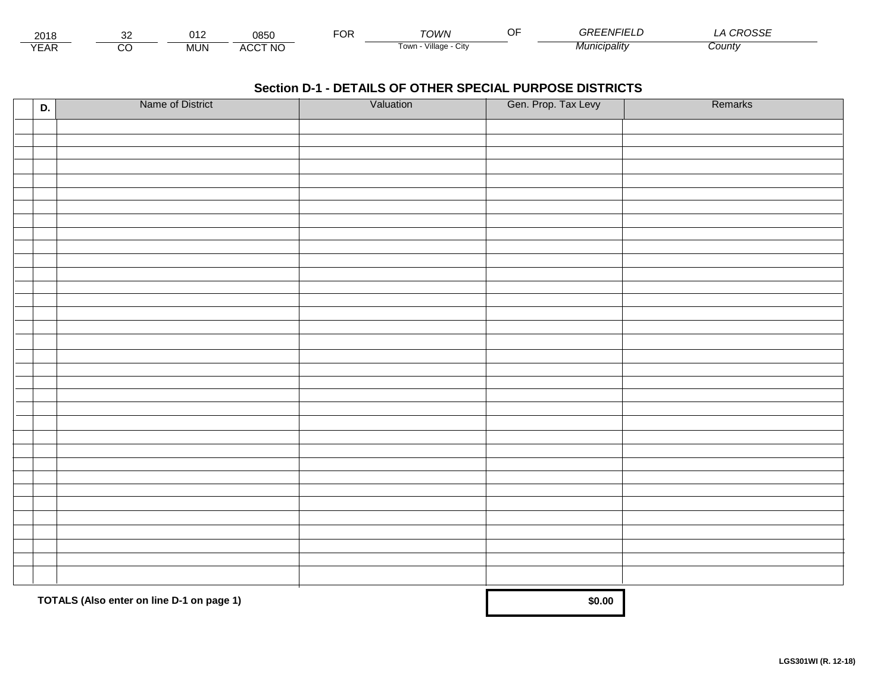| 2018 | 32 | 012 | 0850 | FOR | TOWN | OF | GREENFIELD | LA CROSSE |
|---|---|---|---|---|---|---|---|---|
| YEAR | CO | MUN | ACCT NO | | Town - Village - City | | Municipality | County |

## Section D-1 - DETAILS OF OTHER SPECIAL PURPOSE DISTRICTS

| D. | Name of District | Valuation | Gen. Prop. Tax Levy | Remarks |
|---|---|---|---|---|
| | | | | |
| | | | | |
| | | | | |
| | | | | |
| | | | | |
| | | | | |
| | | | | |
| | | | | |
| | | | | |
| | | | | |
| | | | | |
| | | | | |
| | | | | |
| | | | | |
| | | | | |
| | | | | |
| | | | | |
| | | | | |
| | | | | |
| | | | | |
| | | | | |
| | | | | |
| | | | | |
| | | | | |
| | | | | |
| | | | | |
| | | | | |
| | | | | |
| | | | | |
| | | | | |
| | | | | |
| | | | | |
| | | | | |
| | | | | |
| | **TOTALS (Also enter on line D-1 on page 1)** | | **$0.00** | |

**LGS301WI (R. 12-18)**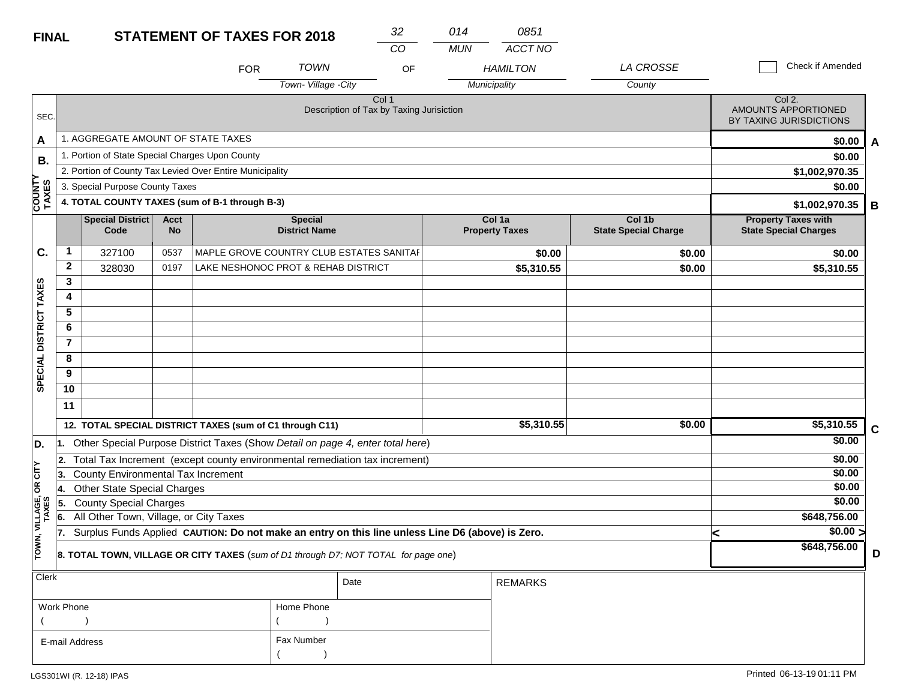**FINAL** **STATEMENT OF TAXES FOR 2018**

| 32 | 014 | 0851 |
|---|---|---|
| CO | MUN | ACCT NO |

FOR TOWN OF HAMILTON LA CROSSE

Town- Village -City / Municipality / County

☐ Check if Amended

| SEC. | Col 1 Description of Tax by Taxing Jurisiction | Col 2. AMOUNTS APPORTIONED BY TAXING JURISDICTIONS | |
|---|---|---|---|
| A | 1. AGGREGATE AMOUNT OF STATE TAXES | $0.00 | A |
| B. COUNTY TAXES | 1. Portion of State Special Charges Upon County | $0.00 | |
| | 2. Portion of County Tax Levied Over Entire Municipality | $1,002,970.35 | |
| | 3. Special Purpose County Taxes | $0.00 | |
| | **4. TOTAL COUNTY TAXES (sum of B-1 through B-3)** | **$1,002,970.35** | B |

| SEC. | | Special District Code | Acct No | Special District Name | Col 1a Property Taxes | Col 1b State Special Charge | Property Taxes with State Special Charges | |
|---|---|---|---|---|---|---|---|---|
| C. SPECIAL DISTRICT TAXES | 1 | 327100 | 0537 | MAPLE GROVE COUNTRY CLUB ESTATES SANITAF | $0.00 | $0.00 | $0.00 | |
| | 2 | 328030 | 0197 | LAKE NESHONOC PROT & REHAB DISTRICT | $5,310.55 | $0.00 | $5,310.55 | |
| | 3 | | | | | | | |
| | 4 | | | | | | | |
| | 5 | | | | | | | |
| | 6 | | | | | | | |
| | 7 | | | | | | | |
| | 8 | | | | | | | |
| | 9 | | | | | | | |
| | 10 | | | | | | | |
| | 11 | | | | | | | |
| | **12. TOTAL SPECIAL DISTRICT TAXES (sum of C1 through C11)** | | | | $5,310.55 | $0.00 | $5,310.55 | C |

| SEC. | Description | Amount | |
|---|---|---|---|
| D. TOWN, VILLAGE, OR CITY TAXES | 1. Other Special Purpose District Taxes (Show *Detail on page 4, enter total here*) | $0.00 | |
| | 2. Total Tax Increment (except county environmental remediation tax increment) | $0.00 | |
| | 3. County Environmental Tax Increment | $0.00 | |
| | 4. Other State Special Charges | $0.00 | |
| | 5. County Special Charges | $0.00 | |
| | 6. All Other Town, Village, or City Taxes | $648,756.00 | |
| | 7. Surplus Funds Applied **CAUTION: Do not make an entry on this line unless Line D6 (above) is Zero.** | < $0.00 > | |
| | **8. TOTAL TOWN, VILLAGE OR CITY TAXES** (*sum of D1 through D7; NOT TOTAL for page one*) | **$648,756.00** | D |

| Clerk | Date | REMARKS |
|---|---|---|
| Work Phone ( ) | Home Phone ( ) | |
| E-mail Address | Fax Number ( ) | |

LGS301WI (R. 12-18) IPAS

Printed 06-13-19 01:11 PM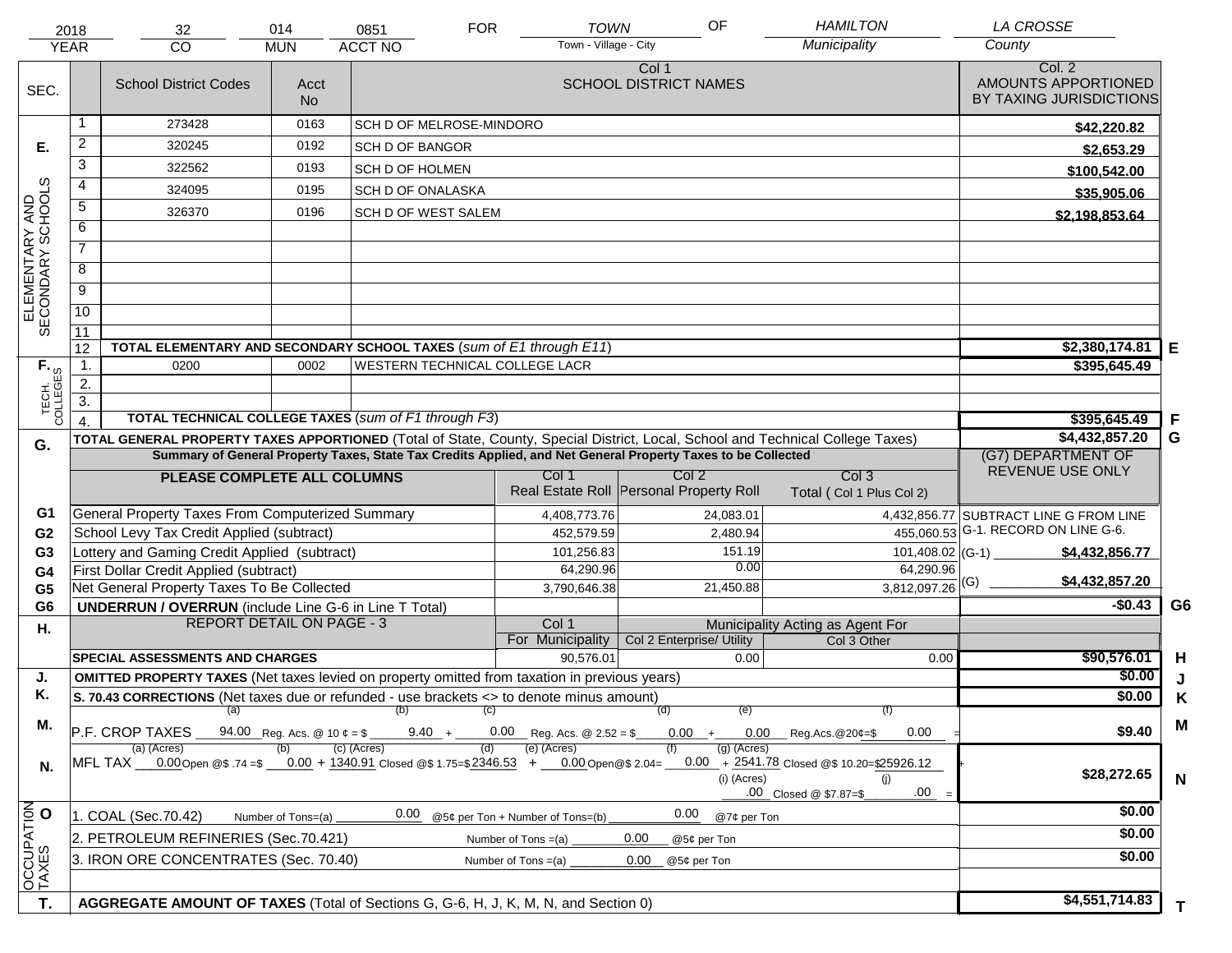| 2018 | 32 | 014 | 0851 | FOR | TOWN | OF | HAMILTON | LA CROSSE |
|---|---|---|---|---|---|---|---|---|
| YEAR | CO | MUN | ACCT NO | | Town - Village - City | | Municipality | County |

| SEC. | | School District Codes | Acct No | Col 1 SCHOOL DISTRICT NAMES | Col. 2 AMOUNTS APPORTIONED BY TAXING JURISDICTIONS | |
|---|---|---|---|---|---|---|
| E. ELEMENTARY AND SECONDARY SCHOOLS | 1 | 273428 | 0163 | SCH D OF MELROSE-MINDORO | $42,220.82 | |
| | 2 | 320245 | 0192 | SCH D OF BANGOR | $2,653.29 | |
| | 3 | 322562 | 0193 | SCH D OF HOLMEN | $100,542.00 | |
| | 4 | 324095 | 0195 | SCH D OF ONALASKA | $35,905.06 | |
| | 5 | 326370 | 0196 | SCH D OF WEST SALEM | $2,198,853.64 | |
| | 6 | | | | | |
| | 7 | | | | | |
| | 8 | | | | | |
| | 9 | | | | | |
| | 10 | | | | | |
| | 11 | | | | | |
| | 12 | **TOTAL ELEMENTARY AND SECONDARY SCHOOL TAXES** (*sum of E1 through E11*) | | | $2,380,174.81 | E |
| F. TECH. COLLEGES | 1. | 0200 | 0002 | WESTERN TECHNICAL COLLEGE LACR | $395,645.49 | |
| | 2. | | | | | |
| | 3. | | | | | |
| | 4. | **TOTAL TECHNICAL COLLEGE TAXES** (*sum of F1 through F3*) | | | $395,645.49 | F |
| G. | | **TOTAL GENERAL PROPERTY TAXES APPORTIONED** (Total of State, County, Special District, Local, School and Technical College Taxes) | | | $4,432,857.20 | G |

**Summary of General Property Taxes, State Tax Credits Applied, and Net General Property Taxes to be Collected**

| | PLEASE COMPLETE ALL COLUMNS | Col 1 Real Estate Roll | Col 2 Personal Property Roll | Col 3 Total ( Col 1 Plus Col 2) | (G7) DEPARTMENT OF REVENUE USE ONLY | |
|---|---|---|---|---|---|---|
| G1 | General Property Taxes From Computerized Summary | 4,408,773.76 | 24,083.01 | 4,432,856.77 | SUBTRACT LINE G FROM LINE G-1. RECORD ON LINE G-6. | |
| G2 | School Levy Tax Credit Applied (subtract) | 452,579.59 | 2,480.94 | 455,060.53 | | |
| G3 | Lottery and Gaming Credit Applied (subtract) | 101,256.83 | 151.19 | 101,408.02 | (G-1) $4,432,856.77 | |
| G4 | First Dollar Credit Applied (subtract) | 64,290.96 | 0.00 | 64,290.96 | | |
| G5 | Net General Property Taxes To Be Collected | 3,790,646.38 | 21,450.88 | 3,812,097.26 | (G) $4,432,857.20 | |
| G6 | **UNDERRUN / OVERRUN** (include Line G-6 in Line T Total) | | | | -$0.43 | G6 |

| H. | REPORT DETAIL ON PAGE - 3 | Col 1 For Municipality | Col 2 Enterprise/ Utility (Municipality Acting as Agent For) | Col 3 Other | | |
|---|---|---|---|---|---|---|
| | **SPECIAL ASSESSMENTS AND CHARGES** | 90,576.01 | 0.00 | 0.00 | $90,576.01 | H |
| J. | **OMITTED PROPERTY TAXES** (Net taxes levied on property omitted from taxation in previous years) | | | | $0.00 | J |
| K. | **S. 70.43 CORRECTIONS** (Net taxes due or refunded - use brackets <> to denote minus amount) | | | | $0.00 | K |
| M. | P.F. CROP TAXES (a) 94.00 Reg. Acs. @ 10 ¢ = $ (b) 9.40 + (c) 0.00 Reg. Acs. @ 2.52 = $ (d) 0.00 + (e) 0.00 Reg.Acs.@20¢=$ (f) 0.00 = | | | | $9.40 | M |
| N. | MFL TAX (a) (Acres) 0.00 Open @$ .74 =$ (b) 0.00 + (c) (Acres) 1340.91 Closed @$ 1.75=$ (d) 2346.53 + (e) (Acres) 0.00 Open@$ 2.04= (f) 0.00 + (g) (Acres) 2541.78 Closed @$ 10.20=$ 25926.12 + (i) (Acres) .00 Closed @ $7.87=$ (j) .00 = | | | | $28,272.65 | N |
| O OCCUPATION TAXES | 1. COAL (Sec.70.42) Number of Tons=(a) 0.00 @5¢ per Ton + Number of Tons=(b) 0.00 @7¢ per Ton | | | | $0.00 | |
| | 2. PETROLEUM REFINERIES (Sec.70.421) Number of Tons =(a) 0.00 @5¢ per Ton | | | | $0.00 | |
| | 3. IRON ORE CONCENTRATES (Sec. 70.40) Number of Tons =(a) 0.00 @5¢ per Ton | | | | $0.00 | |
| T. | **AGGREGATE AMOUNT OF TAXES** (Total of Sections G, G-6, H, J, K, M, N, and Section 0) | | | | $4,551,714.83 | T |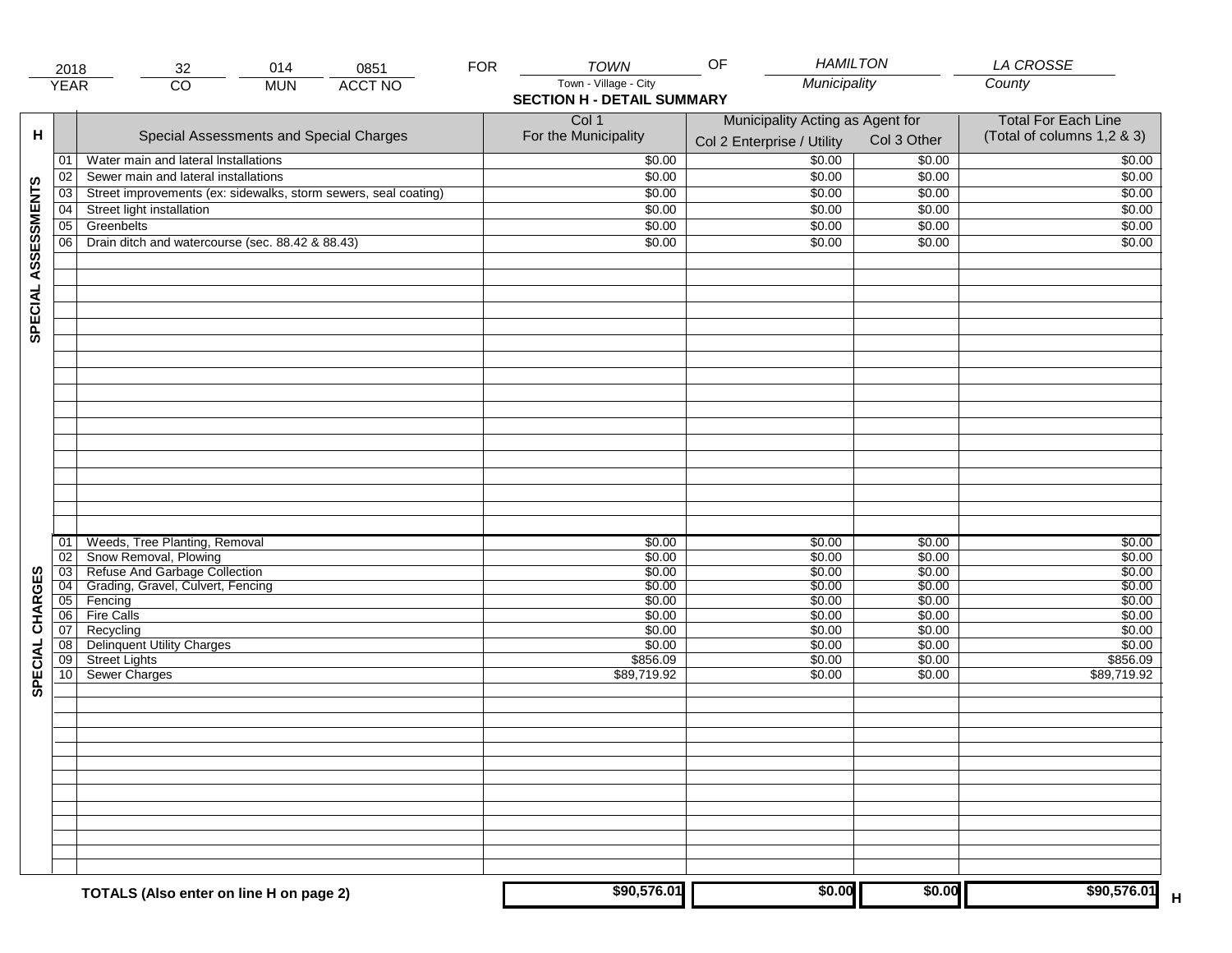| 2018 | 32 | 014 | 0851 | FOR | TOWN | OF | HAMILTON | LA CROSSE |
|---|---|---|---|---|---|---|---|---|
| YEAR | CO | MUN | ACCT NO | | Town - Village - City | | Municipality | County |

## SECTION H - DETAIL SUMMARY

| H | | Special Assessments and Special Charges | Col 1 For the Municipality | Municipality Acting as Agent for Col 2 Enterprise / Utility | Col 3 Other | Total For Each Line (Total of columns 1,2 & 3) |
|---|---|---|---|---|---|---|
| SPECIAL ASSESSMENTS | 01 | Water main and lateral Installations | $0.00 | $0.00 | $0.00 | $0.00 |
| | 02 | Sewer main and lateral installations | $0.00 | $0.00 | $0.00 | $0.00 |
| | 03 | Street improvements (ex: sidewalks, storm sewers, seal coating) | $0.00 | $0.00 | $0.00 | $0.00 |
| | 04 | Street light installation | $0.00 | $0.00 | $0.00 | $0.00 |
| | 05 | Greenbelts | $0.00 | $0.00 | $0.00 | $0.00 |
| | 06 | Drain ditch and watercourse (sec. 88.42 & 88.43) | $0.00 | $0.00 | $0.00 | $0.00 |
| SPECIAL CHARGES | 01 | Weeds, Tree Planting, Removal | $0.00 | $0.00 | $0.00 | $0.00 |
| | 02 | Snow Removal, Plowing | $0.00 | $0.00 | $0.00 | $0.00 |
| | 03 | Refuse And Garbage Collection | $0.00 | $0.00 | $0.00 | $0.00 |
| | 04 | Grading, Gravel, Culvert, Fencing | $0.00 | $0.00 | $0.00 | $0.00 |
| | 05 | Fencing | $0.00 | $0.00 | $0.00 | $0.00 |
| | 06 | Fire Calls | $0.00 | $0.00 | $0.00 | $0.00 |
| | 07 | Recycling | $0.00 | $0.00 | $0.00 | $0.00 |
| | 08 | Delinquent Utility Charges | $0.00 | $0.00 | $0.00 | $0.00 |
| | 09 | Street Lights | $856.09 | $0.00 | $0.00 | $856.09 |
| | 10 | Sewer Charges | $89,719.92 | $0.00 | $0.00 | $89,719.92 |
| | | **TOTALS (Also enter on line H on page 2)** | **$90,576.01** | **$0.00** | **$0.00** | **$90,576.01** H |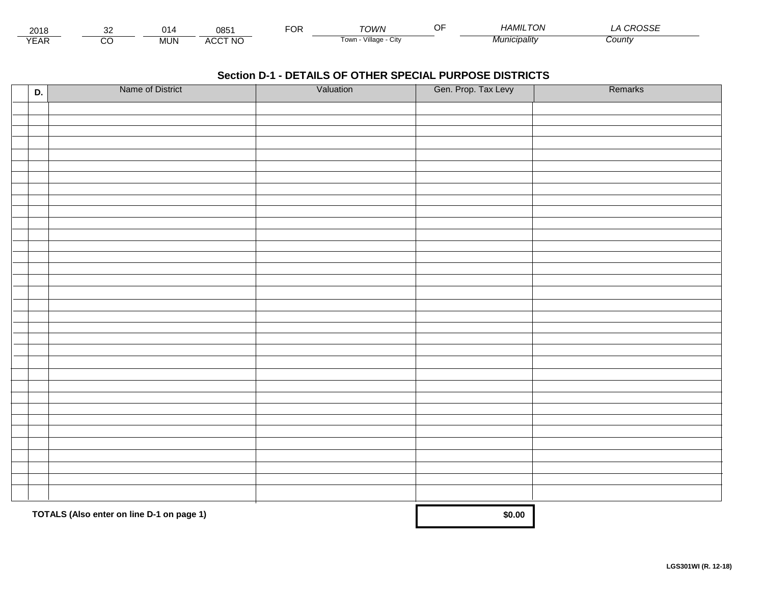| 2018 | 32 | 014 | 0851 | FOR | TOWN | OF | HAMILTON | LA CROSSE |
|---|---|---|---|---|---|---|---|---|
| YEAR | CO | MUN | ACCT NO | | Town - Village - City | | Municipality | County |

## Section D-1 - DETAILS OF OTHER SPECIAL PURPOSE DISTRICTS

| D. | Name of District | Valuation | Gen. Prop. Tax Levy | Remarks |
|---|---|---|---|---|
| | | | | |
| | | | | |
| | | | | |
| | | | | |
| | | | | |
| | | | | |
| | | | | |
| | | | | |
| | | | | |
| | | | | |
| | | | | |
| | | | | |
| | | | | |
| | | | | |
| | | | | |
| | | | | |
| | | | | |
| | | | | |
| | | | | |
| | | | | |
| | | | | |
| | | | | |
| | | | | |
| | | | | |
| | | | | |
| | | | | |
| | | | | |
| | | | | |
| | | | | |
| | | | | |
| | | | | |
| | | | | |
| | | | | |
| | | | | |
| | **TOTALS (Also enter on line D-1 on page 1)** | | **$0.00** | |

**LGS301WI (R. 12-18)**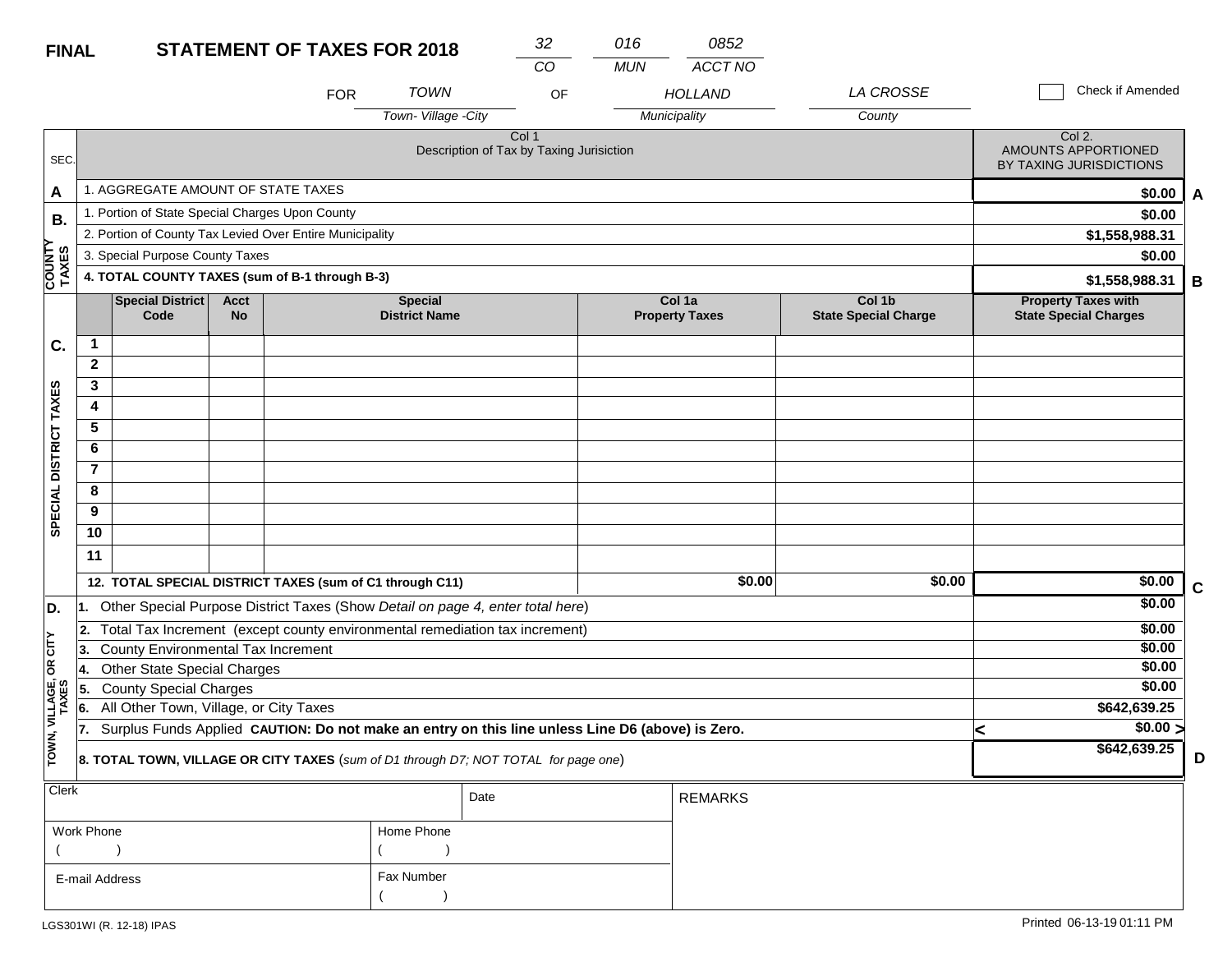**FINAL** **STATEMENT OF TAXES FOR 2018**

| 32 | 016 | 0852 |
|---|---|---|
| CO | MUN | ACCT NO |

FOR *TOWN* (Town- Village -City) OF *HOLLAND* (Municipality) *LA CROSSE* (County)

☐ Check if Amended

| SEC. | Col 1 Description of Tax by Taxing Jurisiction | Col 2. AMOUNTS APPORTIONED BY TAXING JURISDICTIONS | |
|---|---|---|---|
| A | 1. AGGREGATE AMOUNT OF STATE TAXES | $0.00 | A |
| B. COUNTY TAXES | 1. Portion of State Special Charges Upon County | $0.00 | |
| | 2. Portion of County Tax Levied Over Entire Municipality | $1,558,988.31 | |
| | 3. Special Purpose County Taxes | $0.00 | |
| | **4. TOTAL COUNTY TAXES (sum of B-1 through B-3)** | **$1,558,988.31** | **B** |

| SEC. | | Special District Code | Acct No | Special District Name | Col 1a Property Taxes | Col 1b State Special Charge | Property Taxes with State Special Charges | |
|---|---|---|---|---|---|---|---|---|
| C. SPECIAL DISTRICT TAXES | 1 | | | | | | | |
| | 2 | | | | | | | |
| | 3 | | | | | | | |
| | 4 | | | | | | | |
| | 5 | | | | | | | |
| | 6 | | | | | | | |
| | 7 | | | | | | | |
| | 8 | | | | | | | |
| | 9 | | | | | | | |
| | 10 | | | | | | | |
| | 11 | | | | | | | |
| | **12. TOTAL SPECIAL DISTRICT TAXES (sum of C1 through C11)** | | | | $0.00 | $0.00 | $0.00 | **C** |

| SEC. | Description | Amount | |
|---|---|---|---|
| D. TOWN, VILLAGE, OR CITY TAXES | 1. Other Special Purpose District Taxes (Show *Detail on page 4, enter total here*) | $0.00 | |
| | 2. Total Tax Increment (except county environmental remediation tax increment) | $0.00 | |
| | 3. County Environmental Tax Increment | $0.00 | |
| | 4. Other State Special Charges | $0.00 | |
| | 5. County Special Charges | $0.00 | |
| | 6. All Other Town, Village, or City Taxes | $642,639.25 | |
| | 7. Surplus Funds Applied **CAUTION: Do not make an entry on this line unless Line D6 (above) is Zero.** | < $0.00 > | |
| | **8. TOTAL TOWN, VILLAGE OR CITY TAXES** (*sum of D1 through D7; NOT TOTAL for page one*) | **$642,639.25** | **D** |

| Clerk | | Date | REMARKS |
|---|---|---|---|
| Work Phone ( ) | Home Phone ( ) | | |
| E-mail Address | Fax Number ( ) | | |

LGS301WI (R. 12-18) IPAS

Printed 06-13-19 01:11 PM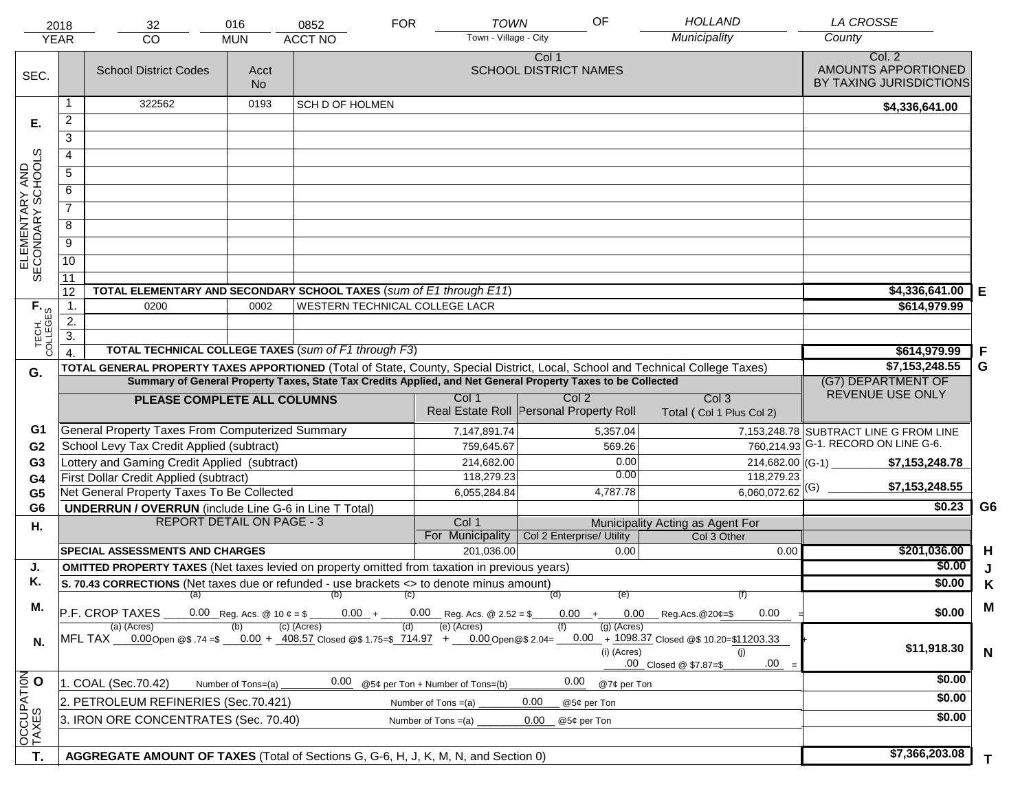| 2018 | 32 | 016 | 0852 | FOR | TOWN | OF | HOLLAND | LA CROSSE |
|---|---|---|---|---|---|---|---|---|
| YEAR | CO | MUN | ACCT NO | | Town - Village - City | | Municipality | County |

| SEC. | | School District Codes | Acct No | Col 1 SCHOOL DISTRICT NAMES | Col. 2 AMOUNTS APPORTIONED BY TAXING JURISDICTIONS | |
|---|---|---|---|---|---|---|
| E. ELEMENTARY AND SECONDARY SCHOOLS | 1 | 322562 | 0193 | SCH D OF HOLMEN | $4,336,641.00 | |
| | 2 | | | | | |
| | 3 | | | | | |
| | 4 | | | | | |
| | 5 | | | | | |
| | 6 | | | | | |
| | 7 | | | | | |
| | 8 | | | | | |
| | 9 | | | | | |
| | 10 | | | | | |
| | 11 | | | | | |
| | 12 | **TOTAL ELEMENTARY AND SECONDARY SCHOOL TAXES** (*sum of E1 through E11*) | | | $4,336,641.00 | E |
| F. TECH. COLLEGES | 1. | 0200 | 0002 | WESTERN TECHNICAL COLLEGE LACR | $614,979.99 | |
| | 2. | | | | | |
| | 3. | | | | | |
| | 4. | **TOTAL TECHNICAL COLLEGE TAXES** (*sum of F1 through F3*) | | | $614,979.99 | F |
| G. | | **TOTAL GENERAL PROPERTY TAXES APPORTIONED** (Total of State, County, Special District, Local, School and Technical College Taxes) | | | $7,153,248.55 | G |

**Summary of General Property Taxes, State Tax Credits Applied, and Net General Property Taxes to be Collected**

| | PLEASE COMPLETE ALL COLUMNS | Col 1 Real Estate Roll | Col 2 Personal Property Roll | Col 3 Total ( Col 1 Plus Col 2) | (G7) DEPARTMENT OF REVENUE USE ONLY | |
|---|---|---|---|---|---|---|
| G1 | General Property Taxes From Computerized Summary | 7,147,891.74 | 5,357.04 | 7,153,248.78 | SUBTRACT LINE G FROM LINE G-1. RECORD ON LINE G-6. | |
| G2 | School Levy Tax Credit Applied (subtract) | 759,645.67 | 569.26 | 760,214.93 | | |
| G3 | Lottery and Gaming Credit Applied (subtract) | 214,682.00 | 0.00 | 214,682.00 | (G-1) $7,153,248.78 | |
| G4 | First Dollar Credit Applied (subtract) | 118,279.23 | 0.00 | 118,279.23 | | |
| G5 | Net General Property Taxes To Be Collected | 6,055,284.84 | 4,787.78 | 6,060,072.62 | (G) $7,153,248.55 | |
| G6 | **UNDERRUN / OVERRUN** (include Line G-6 in Line T Total) | | | | $0.23 | G6 |

| H. | REPORT DETAIL ON PAGE - 3 | Col 1 For Municipality | Col 2 Enterprise/ Utility (Municipality Acting as Agent For) | Col 3 Other | | |
|---|---|---|---|---|---|---|
| | **SPECIAL ASSESSMENTS AND CHARGES** | 201,036.00 | 0.00 | 0.00 | $201,036.00 | H |
| J. | **OMITTED PROPERTY TAXES** (Net taxes levied on property omitted from taxation in previous years) | | | | $0.00 | J |
| K. | **S. 70.43 CORRECTIONS** (Net taxes due or refunded - use brackets <> to denote minus amount) | | | | $0.00 | K |
| M. | P.F. CROP TAXES (a) 0.00 Reg. Acs. @ 10 ¢ = $ (b) 0.00 + (c) 0.00 Reg. Acs. @ 2.52 = $ (d) 0.00 + (e) 0.00 Reg.Acs.@20¢=$ (f) 0.00 = | | | | $0.00 | M |
| N. | MFL TAX (a) (Acres) 0.00 Open @$ .74 =$ (b) 0.00 + (c) (Acres) 408.57 Closed @$ 1.75=$ (d) 714.97 + (e) (Acres) 0.00 Open@$ 2.04= (f) 0.00 + (g) (Acres) 1098.37 Closed @$ 10.20=$ 11203.33 + (i) (Acres) .00 Closed @ $7.87=$ (j) .00 = | | | | $11,918.30 | N |
| O. OCCUPATION TAXES | 1. COAL (Sec.70.42) Number of Tons=(a) 0.00 @5¢ per Ton + Number of Tons=(b) 0.00 @7¢ per Ton | | | | $0.00 | |
| | 2. PETROLEUM REFINERIES (Sec.70.421) Number of Tons =(a) 0.00 @5¢ per Ton | | | | $0.00 | |
| | 3. IRON ORE CONCENTRATES (Sec. 70.40) Number of Tons =(a) 0.00 @5¢ per Ton | | | | $0.00 | |
| T. | **AGGREGATE AMOUNT OF TAXES** (Total of Sections G, G-6, H, J, K, M, N, and Section 0) | | | | $7,366,203.08 | T |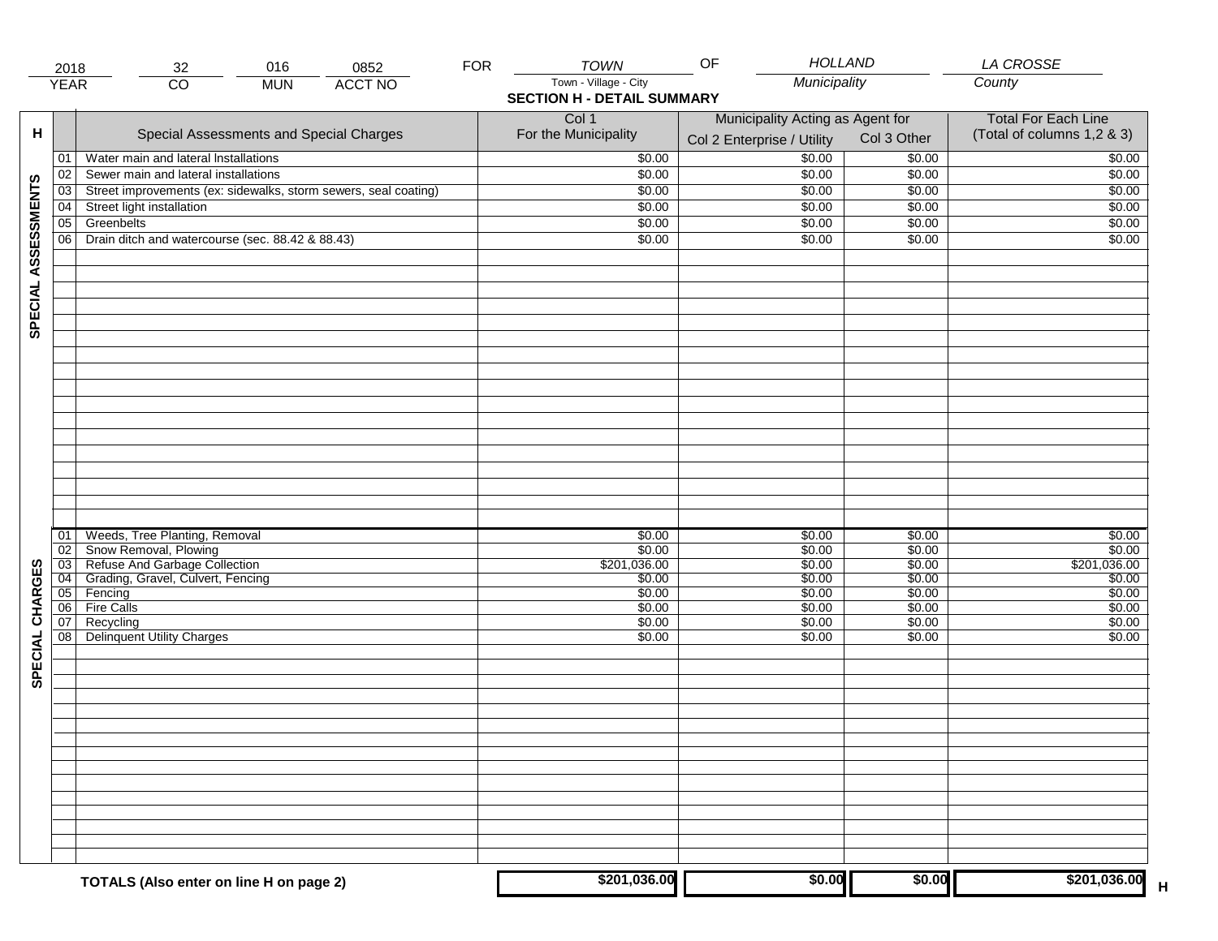| 2018 | 32 | 016 | 0852 | FOR | TOWN | OF | HOLLAND | LA CROSSE |
|---|---|---|---|---|---|---|---|---|
| YEAR | CO | MUN | ACCT NO | | Town - Village - City | | Municipality | County |

## SECTION H - DETAIL SUMMARY

| H | | Special Assessments and Special Charges | Col 1 For the Municipality | Municipality Acting as Agent for Col 2 Enterprise / Utility | Col 3 Other | Total For Each Line (Total of columns 1,2 & 3) |
|---|---|---|---|---|---|---|
| SPECIAL ASSESSMENTS | 01 | Water main and lateral Installations | $0.00 | $0.00 | $0.00 | $0.00 |
| | 02 | Sewer main and lateral installations | $0.00 | $0.00 | $0.00 | $0.00 |
| | 03 | Street improvements (ex: sidewalks, storm sewers, seal coating) | $0.00 | $0.00 | $0.00 | $0.00 |
| | 04 | Street light installation | $0.00 | $0.00 | $0.00 | $0.00 |
| | 05 | Greenbelts | $0.00 | $0.00 | $0.00 | $0.00 |
| | 06 | Drain ditch and watercourse (sec. 88.42 & 88.43) | $0.00 | $0.00 | $0.00 | $0.00 |
| SPECIAL CHARGES | 01 | Weeds, Tree Planting, Removal | $0.00 | $0.00 | $0.00 | $0.00 |
| | 02 | Snow Removal, Plowing | $0.00 | $0.00 | $0.00 | $0.00 |
| | 03 | Refuse And Garbage Collection | $201,036.00 | $0.00 | $0.00 | $201,036.00 |
| | 04 | Grading, Gravel, Culvert, Fencing | $0.00 | $0.00 | $0.00 | $0.00 |
| | 05 | Fencing | $0.00 | $0.00 | $0.00 | $0.00 |
| | 06 | Fire Calls | $0.00 | $0.00 | $0.00 | $0.00 |
| | 07 | Recycling | $0.00 | $0.00 | $0.00 | $0.00 |
| | 08 | Delinquent Utility Charges | $0.00 | $0.00 | $0.00 | $0.00 |
| | | **TOTALS (Also enter on line H on page 2)** | **$201,036.00** | **$0.00** | **$0.00** | **$201,036.00** H |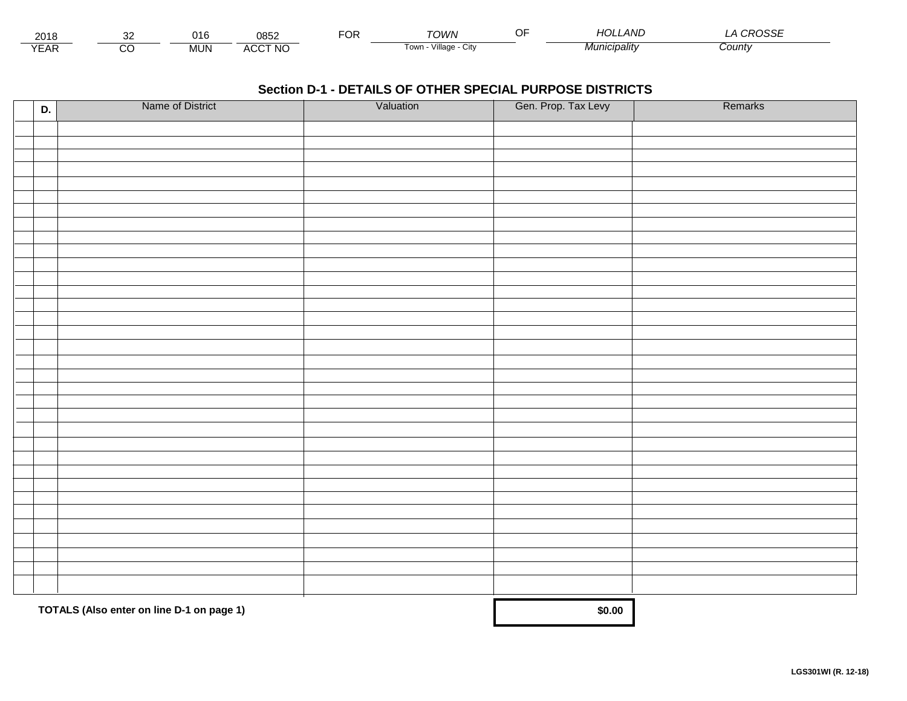| 2018 | 32 | 016 | 0852 | FOR | TOWN | OF | HOLLAND | LA CROSSE |
|---|---|---|---|---|---|---|---|---|
| YEAR | CO | MUN | ACCT NO | | Town - Village - City | | Municipality | County |

## Section D-1 - DETAILS OF OTHER SPECIAL PURPOSE DISTRICTS

| D. | Name of District | Valuation | Gen. Prop. Tax Levy | Remarks |
|---|---|---|---|---|
| | | | | |
| | | | | |
| | | | | |
| | | | | |
| | | | | |
| | | | | |
| | | | | |
| | | | | |
| | | | | |
| | | | | |
| | | | | |
| | | | | |
| | | | | |
| | | | | |
| | | | | |
| | | | | |
| | | | | |
| | | | | |
| | | | | |
| | | | | |
| | | | | |
| | | | | |
| | | | | |
| | | | | |
| | | | | |
| | | | | |
| | | | | |
| | | | | |
| | | | | |
| | | | | |
| | | | | |
| | | | | |
| | | | | |
| | **TOTALS (Also enter on line D-1 on page 1)** | | **$0.00** | |

**LGS301WI (R. 12-18)**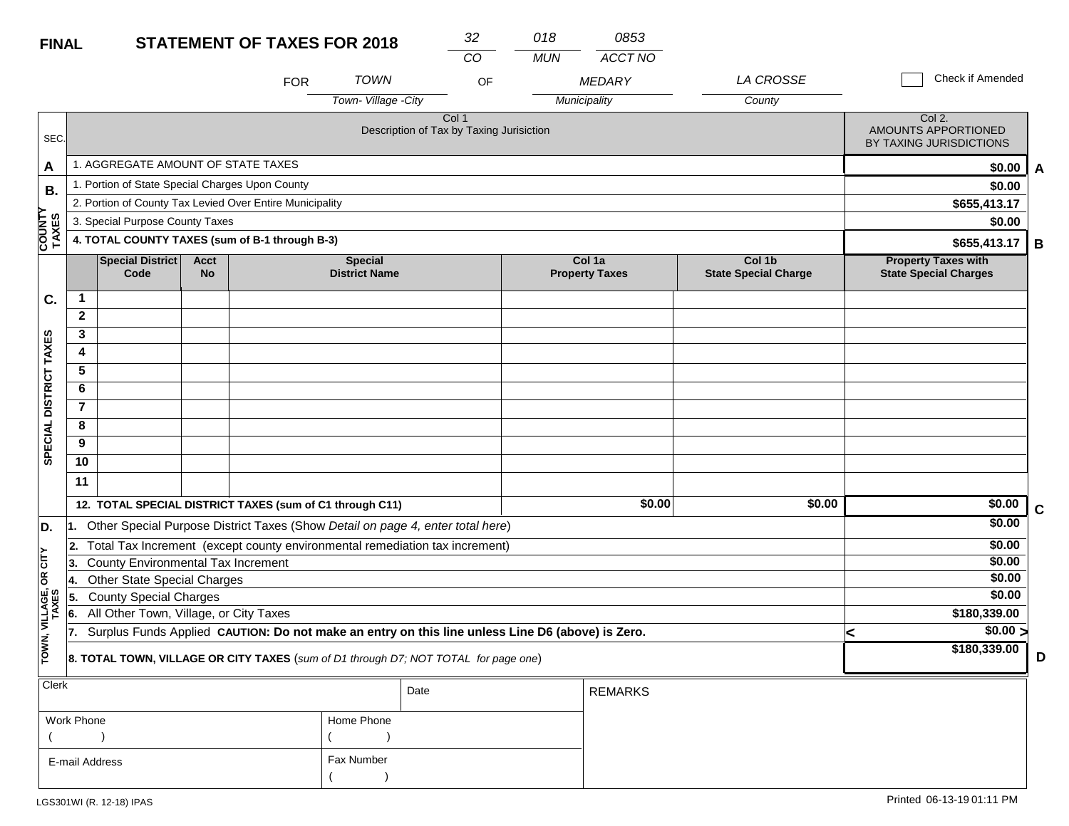**FINAL** **STATEMENT OF TAXES FOR 2018**

| 32 | 018 | 0853 |
|---|---|---|
| CO | MUN | ACCT NO |

FOR TOWN OF MEDARY, LA CROSSE

Town- Village -City | Municipality | County

☐ Check if Amended

| SEC. | Col 1 Description of Tax by Taxing Jurisiction | Col 2. AMOUNTS APPORTIONED BY TAXING JURISDICTIONS | |
|---|---|---|---|
| A | 1. AGGREGATE AMOUNT OF STATE TAXES | $0.00 | A |
| B. COUNTY TAXES | 1. Portion of State Special Charges Upon County | $0.00 | |
| | 2. Portion of County Tax Levied Over Entire Municipality | $655,413.17 | |
| | 3. Special Purpose County Taxes | $0.00 | |
| | **4. TOTAL COUNTY TAXES (sum of B-1 through B-3)** | $655,413.17 | B |

| C. SPECIAL DISTRICT TAXES | | Special District Code | Acct No | Special District Name | Col 1a Property Taxes | Col 1b State Special Charge | Property Taxes with State Special Charges | |
|---|---|---|---|---|---|---|---|---|
| | 1 | | | | | | | |
| | 2 | | | | | | | |
| | 3 | | | | | | | |
| | 4 | | | | | | | |
| | 5 | | | | | | | |
| | 6 | | | | | | | |
| | 7 | | | | | | | |
| | 8 | | | | | | | |
| | 9 | | | | | | | |
| | 10 | | | | | | | |
| | 11 | | | | | | | |
| | **12. TOTAL SPECIAL DISTRICT TAXES (sum of C1 through C11)** | | | | $0.00 | $0.00 | $0.00 | C |

| D. TOWN, VILLAGE, OR CITY TAXES | | | |
|---|---|---|---|
| | 1. Other Special Purpose District Taxes (Show *Detail on page 4, enter total here*) | $0.00 | |
| | 2. Total Tax Increment (except county environmental remediation tax increment) | $0.00 | |
| | 3. County Environmental Tax Increment | $0.00 | |
| | 4. Other State Special Charges | $0.00 | |
| | 5. County Special Charges | $0.00 | |
| | 6. All Other Town, Village, or City Taxes | $180,339.00 | |
| | 7. Surplus Funds Applied **CAUTION: Do not make an entry on this line unless Line D6 (above) is Zero.** | < $0.00 > | |
| | **8. TOTAL TOWN, VILLAGE OR CITY TAXES** (*sum of D1 through D7; NOT TOTAL for page one*) | $180,339.00 | D |

| Clerk | | Date | REMARKS |
|---|---|---|---|
| Work Phone ( ) | Home Phone ( ) | | |
| E-mail Address | Fax Number ( ) | | |

LGS301WI (R. 12-18) IPAS

Printed 06-13-19 01:11 PM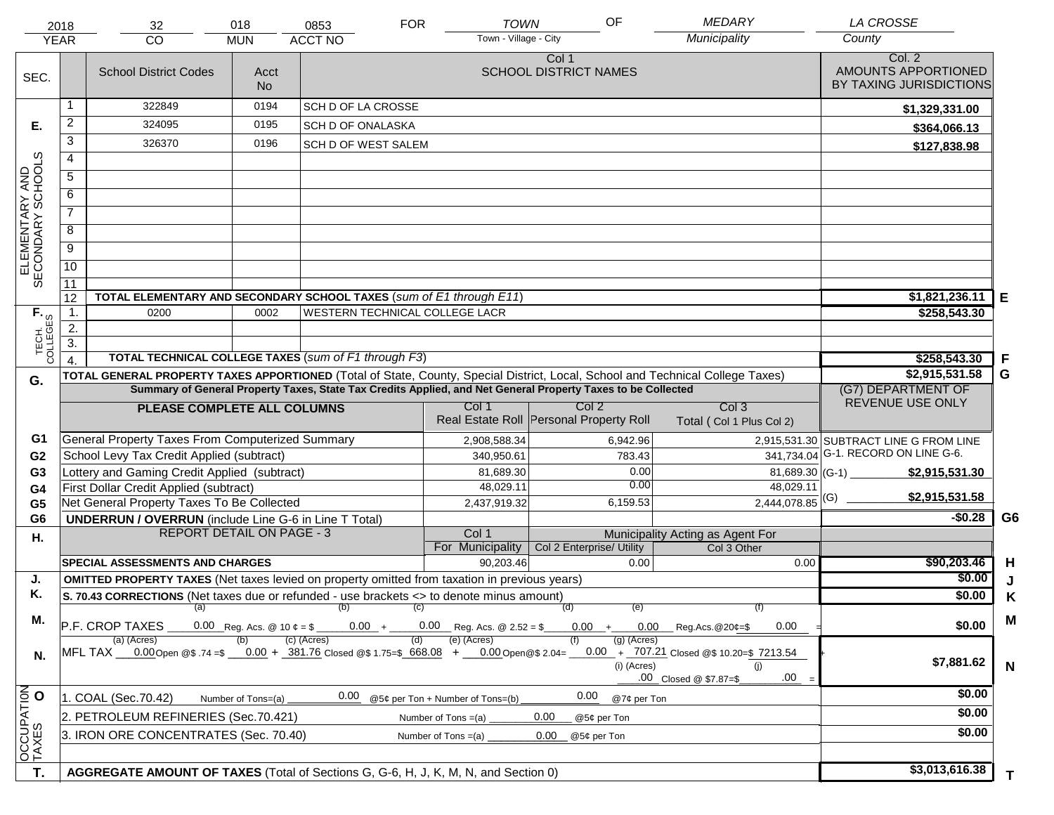| 2018 | 32 | 018 | 0853 | FOR | TOWN | OF | MEDARY | LA CROSSE |
|---|---|---|---|---|---|---|---|---|
| YEAR | CO | MUN | ACCT NO | | Town - Village - City | | Municipality | County |

| SEC. | | School District Codes | Acct No | Col 1 SCHOOL DISTRICT NAMES | Col. 2 AMOUNTS APPORTIONED BY TAXING JURISDICTIONS | |
|---|---|---|---|---|---|---|
| E. ELEMENTARY AND SECONDARY SCHOOLS | 1 | 322849 | 0194 | SCH D OF LA CROSSE | $1,329,331.00 | |
| | 2 | 324095 | 0195 | SCH D OF ONALASKA | $364,066.13 | |
| | 3 | 326370 | 0196 | SCH D OF WEST SALEM | $127,838.98 | |
| | 4 | | | | | |
| | 5 | | | | | |
| | 6 | | | | | |
| | 7 | | | | | |
| | 8 | | | | | |
| | 9 | | | | | |
| | 10 | | | | | |
| | 11 | | | | | |
| | 12 | TOTAL ELEMENTARY AND SECONDARY SCHOOL TAXES (*sum of E1 through E11*) | | | $1,821,236.11 | E |
| F. TECH. COLLEGES | 1. | 0200 | 0002 | WESTERN TECHNICAL COLLEGE LACR | $258,543.30 | |
| | 2. | | | | | |
| | 3. | | | | | |
| | 4. | TOTAL TECHNICAL COLLEGE TAXES (*sum of F1 through F3*) | | | $258,543.30 | F |
| G. | | TOTAL GENERAL PROPERTY TAXES APPORTIONED (Total of State, County, Special District, Local, School and Technical College Taxes) | | | $2,915,531.58 | G |

**Summary of General Property Taxes, State Tax Credits Applied, and Net General Property Taxes to be Collected**

| | PLEASE COMPLETE ALL COLUMNS | Col 1 Real Estate Roll | Col 2 Personal Property Roll | Col 3 Total ( Col 1 Plus Col 2) | (G7) DEPARTMENT OF REVENUE USE ONLY | |
|---|---|---|---|---|---|---|
| G1 | General Property Taxes From Computerized Summary | 2,908,588.34 | 6,942.96 | 2,915,531.30 | SUBTRACT LINE G FROM LINE G-1. RECORD ON LINE G-6. | |
| G2 | School Levy Tax Credit Applied (subtract) | 340,950.61 | 783.43 | 341,734.04 | | |
| G3 | Lottery and Gaming Credit Applied (subtract) | 81,689.30 | 0.00 | 81,689.30 | (G-1) $2,915,531.30 | |
| G4 | First Dollar Credit Applied (subtract) | 48,029.11 | 0.00 | 48,029.11 | | |
| G5 | Net General Property Taxes To Be Collected | 2,437,919.32 | 6,159.53 | 2,444,078.85 | (G) $2,915,531.58 | |
| G6 | UNDERRUN / OVERRUN (include Line G-6 in Line T Total) | | | | -$0.28 | G6 |

| H. | REPORT DETAIL ON PAGE - 3 | Col 1 For Municipality | Col 2 Enterprise/ Utility (Municipality Acting as Agent For) | Col 3 Other | | |
|---|---|---|---|---|---|---|
| | SPECIAL ASSESSMENTS AND CHARGES | 90,203.46 | 0.00 | 0.00 | $90,203.46 | H |
| J. | OMITTED PROPERTY TAXES (Net taxes levied on property omitted from taxation in previous years) | | | | $0.00 | J |
| K. | S. 70.43 CORRECTIONS (Net taxes due or refunded - use brackets <> to denote minus amount) | | | | $0.00 | K |
| M. | P.F. CROP TAXES (a) 0.00 Reg. Acs. @ 10 ¢ = $ (b) 0.00 + (c) 0.00 Reg. Acs. @ 2.52 = $ (d) 0.00 + (e) 0.00 Reg.Acs.@20¢=$ (f) 0.00 = | | | | $0.00 | M |
| N. | MFL TAX (a) (Acres) 0.00 Open @$ .74 =$ (b) 0.00 + (c) (Acres) 381.76 Closed @$ 1.75=$ (d) 668.08 + (e) (Acres) 0.00 Open@$ 2.04= (f) 0.00 + (g) (Acres) 707.21 Closed @$ 10.20=$ (h) 7213.54 + (i) (Acres) .00 Closed @ $7.87=$ (j) .00 = | | | | $7,881.62 | N |
| O. OCCUPATION TAXES | 1. COAL (Sec.70.42) Number of Tons=(a) 0.00 @5¢ per Ton + Number of Tons=(b) 0.00 @7¢ per Ton | | | | $0.00 | |
| | 2. PETROLEUM REFINERIES (Sec.70.421) Number of Tons =(a) 0.00 @5¢ per Ton | | | | $0.00 | |
| | 3. IRON ORE CONCENTRATES (Sec. 70.40) Number of Tons =(a) 0.00 @5¢ per Ton | | | | $0.00 | |
| T. | AGGREGATE AMOUNT OF TAXES (Total of Sections G, G-6, H, J, K, M, N, and Section 0) | | | | $3,013,616.38 | T |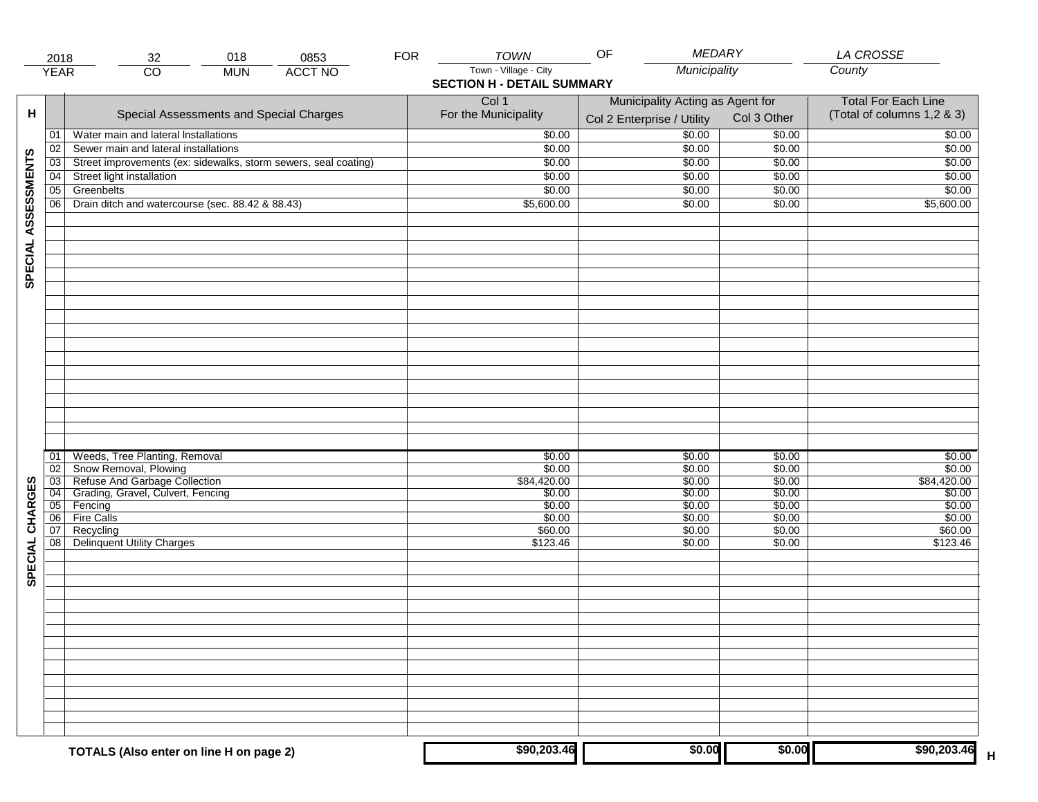| 2018 | 32 | 018 | 0853 | FOR | TOWN | OF | MEDARY | LA CROSSE |
|---|---|---|---|---|---|---|---|---|
| YEAR | CO | MUN | ACCT NO | | Town - Village - City | | Municipality | County |

## SECTION H - DETAIL SUMMARY

| H | | Special Assessments and Special Charges | Col 1 For the Municipality | Municipality Acting as Agent for Col 2 Enterprise / Utility | Col 3 Other | Total For Each Line (Total of columns 1,2 & 3) |
|---|---|---|---|---|---|---|
| SPECIAL ASSESSMENTS | 01 | Water main and lateral Installations | $0.00 | $0.00 | $0.00 | $0.00 |
| | 02 | Sewer main and lateral installations | $0.00 | $0.00 | $0.00 | $0.00 |
| | 03 | Street improvements (ex: sidewalks, storm sewers, seal coating) | $0.00 | $0.00 | $0.00 | $0.00 |
| | 04 | Street light installation | $0.00 | $0.00 | $0.00 | $0.00 |
| | 05 | Greenbelts | $0.00 | $0.00 | $0.00 | $0.00 |
| | 06 | Drain ditch and watercourse (sec. 88.42 & 88.43) | $5,600.00 | $0.00 | $0.00 | $5,600.00 |
| SPECIAL CHARGES | 01 | Weeds, Tree Planting, Removal | $0.00 | $0.00 | $0.00 | $0.00 |
| | 02 | Snow Removal, Plowing | $0.00 | $0.00 | $0.00 | $0.00 |
| | 03 | Refuse And Garbage Collection | $84,420.00 | $0.00 | $0.00 | $84,420.00 |
| | 04 | Grading, Gravel, Culvert, Fencing | $0.00 | $0.00 | $0.00 | $0.00 |
| | 05 | Fencing | $0.00 | $0.00 | $0.00 | $0.00 |
| | 06 | Fire Calls | $0.00 | $0.00 | $0.00 | $0.00 |
| | 07 | Recycling | $60.00 | $0.00 | $0.00 | $60.00 |
| | 08 | Delinquent Utility Charges | $123.46 | $0.00 | $0.00 | $123.46 |
| | | **TOTALS (Also enter on line H on page 2)** | **$90,203.46** | **$0.00** | **$0.00** | **$90,203.46** H |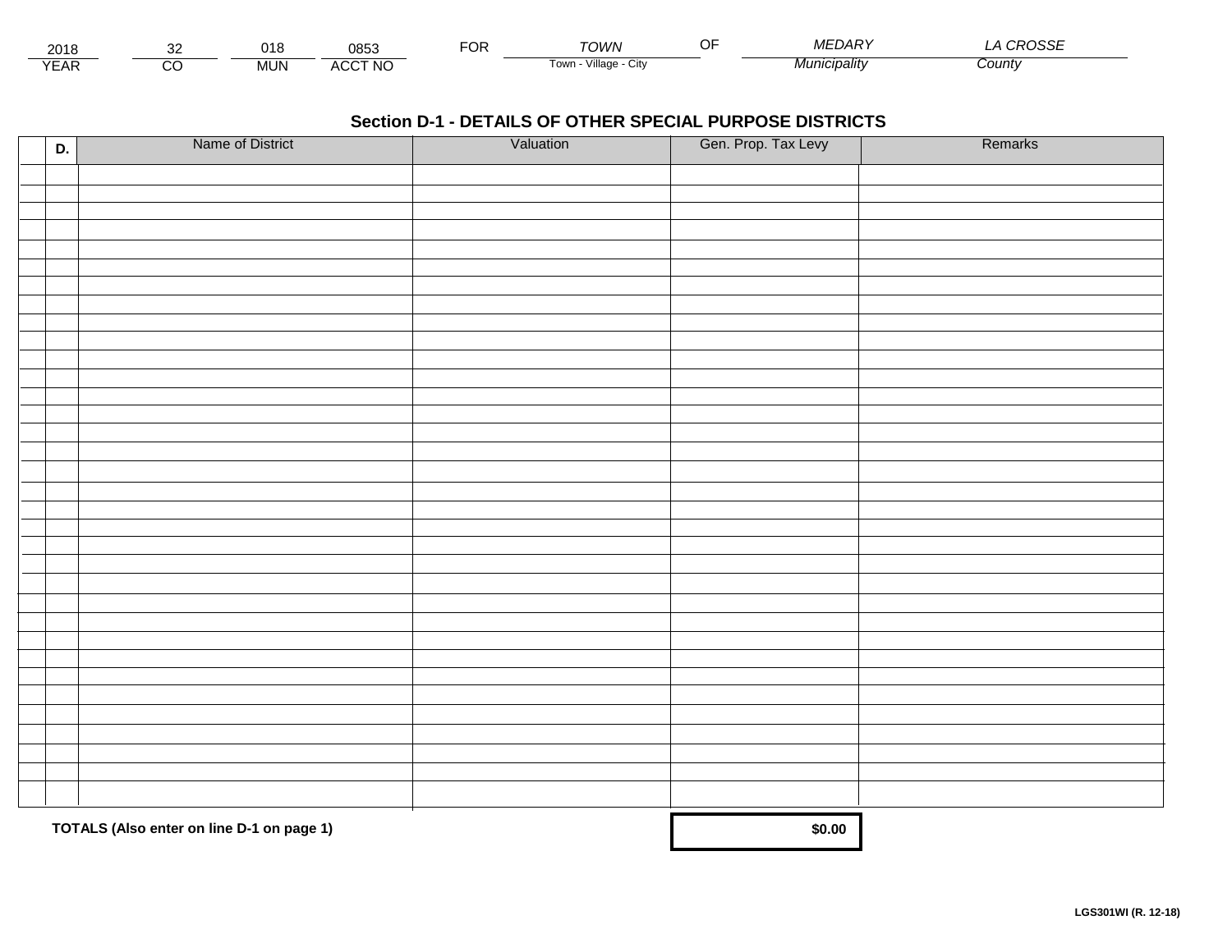| 2018 | 32 | 018 | 0853 | FOR | TOWN | OF | MEDARY | LA CROSSE |
|---|---|---|---|---|---|---|---|---|
| YEAR | CO | MUN | ACCT NO | | Town - Village - City | | Municipality | County |

## Section D-1 - DETAILS OF OTHER SPECIAL PURPOSE DISTRICTS

| D. | Name of District | Valuation | Gen. Prop. Tax Levy | Remarks |
|---|---|---|---|---|
| | | | | |
| | | | | |
| | | | | |
| | | | | |
| | | | | |
| | | | | |
| | | | | |
| | | | | |
| | | | | |
| | | | | |
| | | | | |
| | | | | |
| | | | | |
| | | | | |
| | | | | |
| | | | | |
| | | | | |
| | | | | |
| | | | | |
| | | | | |
| | | | | |
| | | | | |
| | | | | |
| | | | | |
| | | | | |
| | | | | |
| | | | | |
| | | | | |
| | | | | |
| | | | | |
| | | | | |
| | | | | |
| | | | | |
| | | | | |
| | **TOTALS (Also enter on line D-1 on page 1)** | | **$0.00** | |

**LGS301WI (R. 12-18)**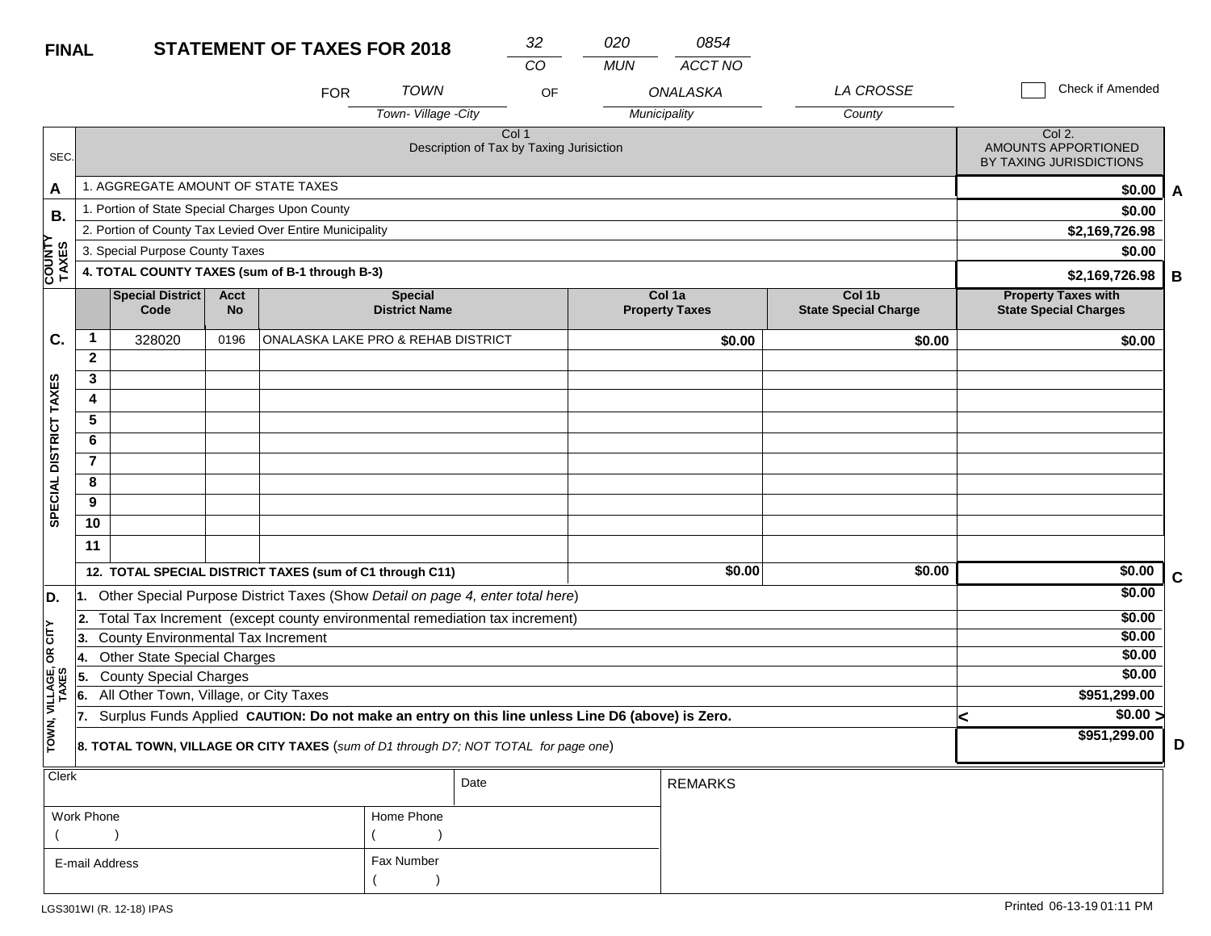**FINAL** **STATEMENT OF TAXES FOR 2018**

| 32 | 020 | 0854 |
|---|---|---|
| CO | MUN | ACCT NO |

FOR *TOWN* (Town- Village -City) OF *ONALASKA* (Municipality) *LA CROSSE* (County)

☐ Check if Amended

| SEC. | Col 1 Description of Tax by Taxing Jurisiction | Col 2. AMOUNTS APPORTIONED BY TAXING JURISDICTIONS | |
|---|---|---|---|
| A | 1. AGGREGATE AMOUNT OF STATE TAXES | $0.00 | A |
| B. COUNTY TAXES | 1. Portion of State Special Charges Upon County | $0.00 | |
| | 2. Portion of County Tax Levied Over Entire Municipality | $2,169,726.98 | |
| | 3. Special Purpose County Taxes | $0.00 | |
| | **4. TOTAL COUNTY TAXES (sum of B-1 through B-3)** | **$2,169,726.98** | **B** |

| SEC. | | Special District Code | Acct No | Special District Name | Col 1a Property Taxes | Col 1b State Special Charge | Property Taxes with State Special Charges |
|---|---|---|---|---|---|---|---|
| C. SPECIAL DISTRICT TAXES | 1 | 328020 | 0196 | ONALASKA LAKE PRO & REHAB DISTRICT | $0.00 | $0.00 | $0.00 |
| | 2 | | | | | | |
| | 3 | | | | | | |
| | 4 | | | | | | |
| | 5 | | | | | | |
| | 6 | | | | | | |
| | 7 | | | | | | |
| | 8 | | | | | | |
| | 9 | | | | | | |
| | 10 | | | | | | |
| | 11 | | | | | | |
| | **12. TOTAL SPECIAL DISTRICT TAXES (sum of C1 through C11)** | | | | $0.00 | $0.00 | $0.00 **C** |

| SEC. | Description | Amount | |
|---|---|---|---|
| D. TOWN, VILLAGE, OR CITY TAXES | 1. Other Special Purpose District Taxes (Show *Detail on page 4, enter total here*) | $0.00 | |
| | 2. Total Tax Increment (except county environmental remediation tax increment) | $0.00 | |
| | 3. County Environmental Tax Increment | $0.00 | |
| | 4. Other State Special Charges | $0.00 | |
| | 5. County Special Charges | $0.00 | |
| | 6. All Other Town, Village, or City Taxes | $951,299.00 | |
| | 7. Surplus Funds Applied **CAUTION: Do not make an entry on this line unless Line D6 (above) is Zero.** | < $0.00 > | |
| | **8. TOTAL TOWN, VILLAGE OR CITY TAXES** (*sum of D1 through D7; NOT TOTAL for page one*) | **$951,299.00** | **D** |

| Clerk | Date | REMARKS |
|---|---|---|
| Work Phone ( ) | Home Phone ( ) | |
| E-mail Address | Fax Number ( ) | |

LGS301WI (R. 12-18) IPAS

Printed 06-13-19 01:11 PM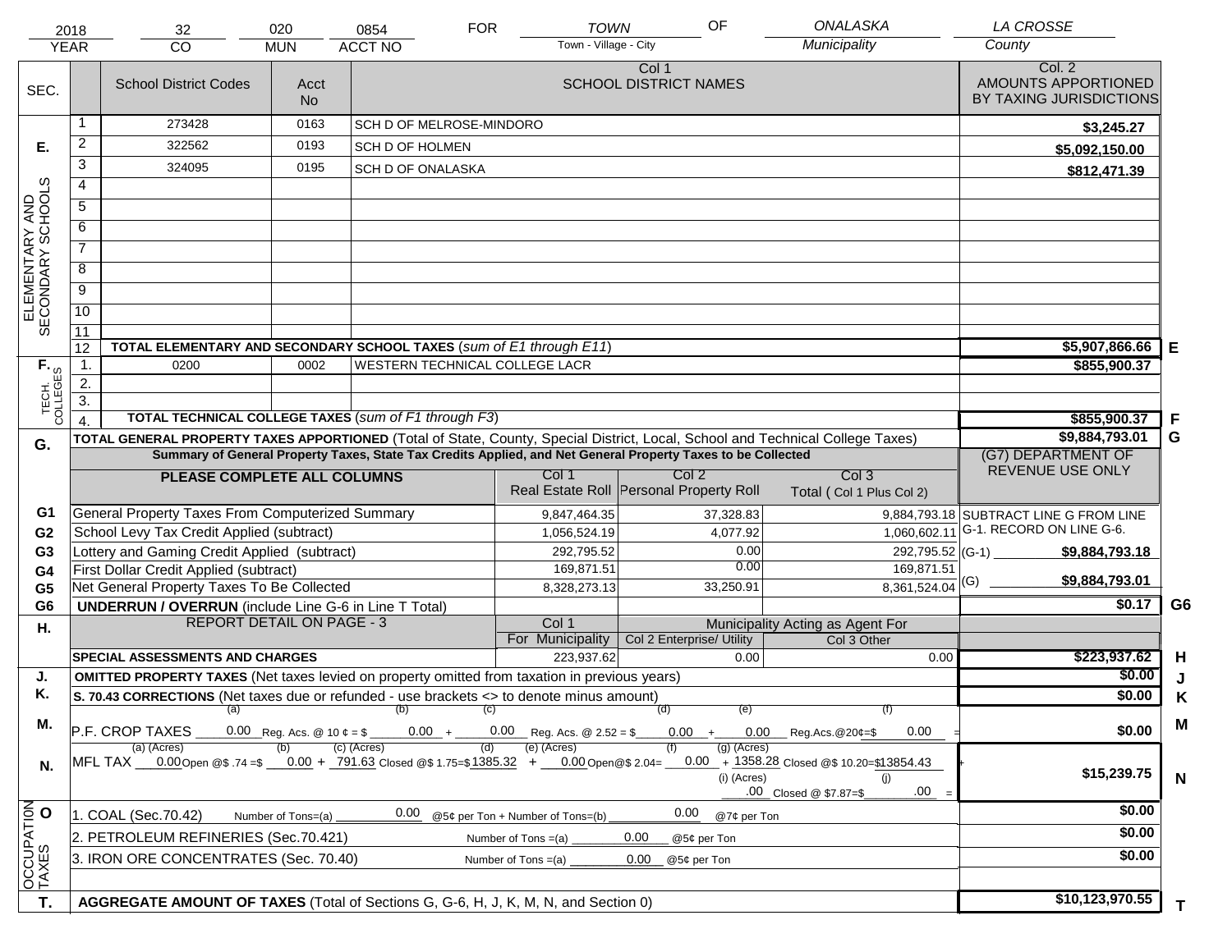| 2018 | 32 | 020 | 0854 | FOR | TOWN | OF | ONALASKA | LA CROSSE |
|---|---|---|---|---|---|---|---|---|
| YEAR | CO | MUN | ACCT NO | | Town - Village - City | | Municipality | County |

| SEC. | | School District Codes | Acct No | Col 1 SCHOOL DISTRICT NAMES | Col. 2 AMOUNTS APPORTIONED BY TAXING JURISDICTIONS | |
|---|---|---|---|---|---|---|
| E. ELEMENTARY AND SECONDARY SCHOOLS | 1 | 273428 | 0163 | SCH D OF MELROSE-MINDORO | $3,245.27 | |
| | 2 | 322562 | 0193 | SCH D OF HOLMEN | $5,092,150.00 | |
| | 3 | 324095 | 0195 | SCH D OF ONALASKA | $812,471.39 | |
| | 4 | | | | | |
| | 5 | | | | | |
| | 6 | | | | | |
| | 7 | | | | | |
| | 8 | | | | | |
| | 9 | | | | | |
| | 10 | | | | | |
| | 11 | | | | | |
| | 12 | TOTAL ELEMENTARY AND SECONDARY SCHOOL TAXES (sum of E1 through E11) | | | $5,907,866.66 | E |
| F. TECH. COLLEGES | 1. | 0200 | 0002 | WESTERN TECHNICAL COLLEGE LACR | $855,900.37 | |
| | 2. | | | | | |
| | 3. | | | | | |
| | 4. | TOTAL TECHNICAL COLLEGE TAXES (sum of F1 through F3) | | | $855,900.37 | F |
| G. | | TOTAL GENERAL PROPERTY TAXES APPORTIONED (Total of State, County, Special District, Local, School and Technical College Taxes) | | | $9,884,793.01 | G |

**Summary of General Property Taxes, State Tax Credits Applied, and Net General Property Taxes to be Collected**

| | PLEASE COMPLETE ALL COLUMNS | Col 1 Real Estate Roll | Col 2 Personal Property Roll | Col 3 Total ( Col 1 Plus Col 2) | (G7) DEPARTMENT OF REVENUE USE ONLY | |
|---|---|---|---|---|---|---|
| G1 | General Property Taxes From Computerized Summary | 9,847,464.35 | 37,328.83 | 9,884,793.18 | SUBTRACT LINE G FROM LINE G-1. RECORD ON LINE G-6. | |
| G2 | School Levy Tax Credit Applied (subtract) | 1,056,524.19 | 4,077.92 | 1,060,602.11 | | |
| G3 | Lottery and Gaming Credit Applied (subtract) | 292,795.52 | 0.00 | 292,795.52 | (G-1) $9,884,793.18 | |
| G4 | First Dollar Credit Applied (subtract) | 169,871.51 | 0.00 | 169,871.51 | | |
| G5 | Net General Property Taxes To Be Collected | 8,328,273.13 | 33,250.91 | 8,361,524.04 | (G) $9,884,793.01 | |
| G6 | UNDERRUN / OVERRUN (include Line G-6 in Line T Total) | | | | $0.17 | G6 |

| H. | REPORT DETAIL ON PAGE - 3 | Col 1 For Municipality | Col 2 Enterprise/ Utility (Municipality Acting as Agent For) | Col 3 Other | | |
|---|---|---|---|---|---|---|
| | SPECIAL ASSESSMENTS AND CHARGES | 223,937.62 | 0.00 | 0.00 | $223,937.62 | H |
| J. | OMITTED PROPERTY TAXES (Net taxes levied on property omitted from taxation in previous years) | | | | $0.00 | J |
| K. | S. 70.43 CORRECTIONS (Net taxes due or refunded - use brackets <> to denote minus amount) | | | | $0.00 | K |
| M. | P.F. CROP TAXES (a) 0.00 Reg. Acs. @ 10 ¢ = $ (b) 0.00 + (c) 0.00 Reg. Acs. @ 2.52 = $ (d) 0.00 + (e) 0.00 Reg.Acs.@20¢=$ (f) 0.00 = | | | | $0.00 | M |
| N. | MFL TAX (a) (Acres) 0.00 Open @$ .74 =$ (b) 0.00 + (c) (Acres) 791.63 Closed @$ 1.75=$ (d) 1385.32 + (e) (Acres) 0.00 Open@$ 2.04= (f) 0.00 + (g) (Acres) 1358.28 Closed @$ 10.20=$ 13854.43 + (i) (Acres) .00 Closed @ $7.87=$ (j) .00 = | | | | $15,239.75 | N |
| O OCCUPATION TAXES | 1. COAL (Sec.70.42) Number of Tons=(a) 0.00 @5¢ per Ton + Number of Tons=(b) 0.00 @7¢ per Ton | | | | $0.00 | |
| | 2. PETROLEUM REFINERIES (Sec.70.421) Number of Tons =(a) 0.00 @5¢ per Ton | | | | $0.00 | |
| | 3. IRON ORE CONCENTRATES (Sec. 70.40) Number of Tons =(a) 0.00 @5¢ per Ton | | | | $0.00 | |
| T. | AGGREGATE AMOUNT OF TAXES (Total of Sections G, G-6, H, J, K, M, N, and Section 0) | | | | $10,123,970.55 | T |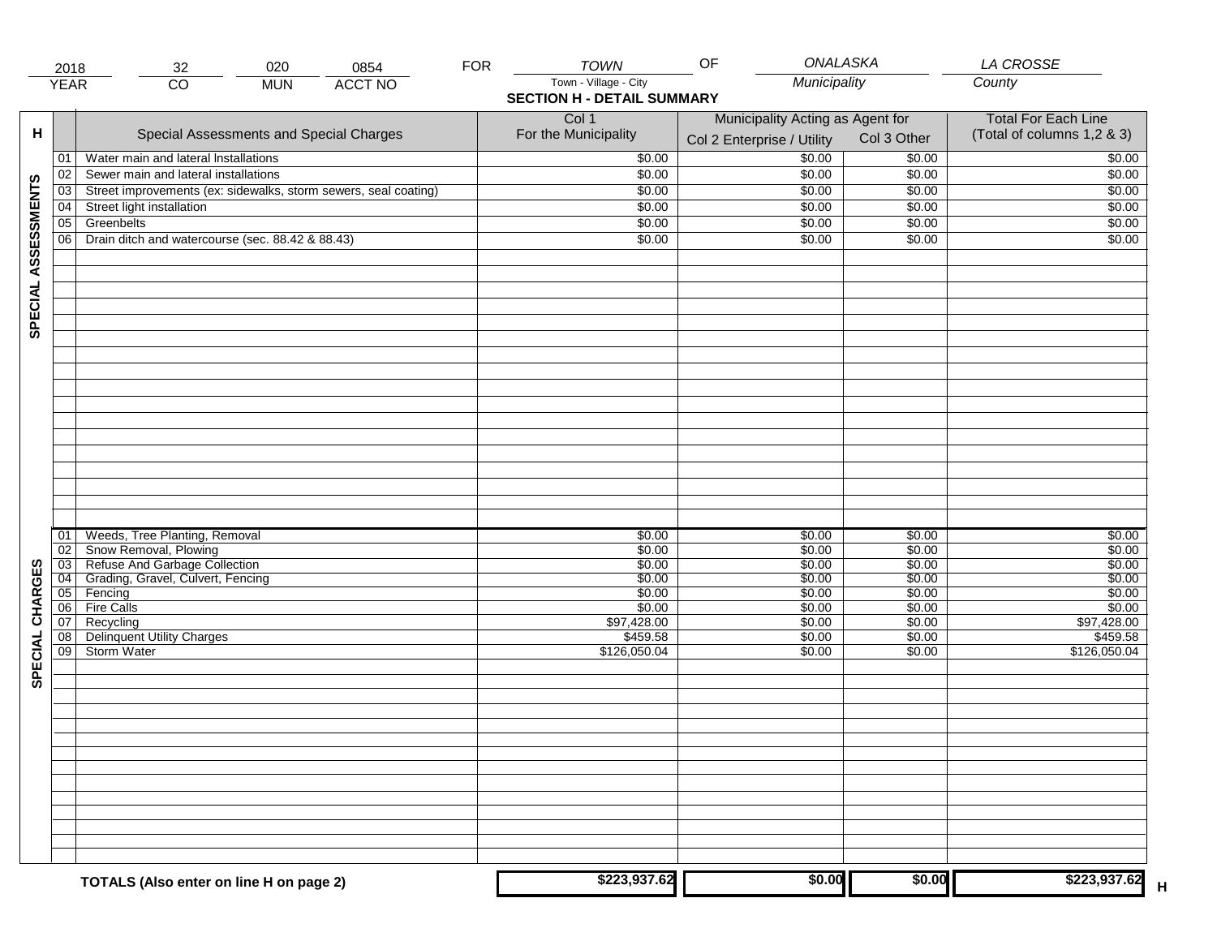| 2018 | 32 | 020 | 0854 | FOR | TOWN | OF | ONALASKA | LA CROSSE |
|---|---|---|---|---|---|---|---|---|
| YEAR | CO | MUN | ACCT NO | | Town - Village - City | | Municipality | County |

## SECTION H - DETAIL SUMMARY

| H | | Special Assessments and Special Charges | Col 1 For the Municipality | Municipality Acting as Agent for Col 2 Enterprise / Utility | Col 3 Other | Total For Each Line (Total of columns 1,2 & 3) |
|---|---|---|---|---|---|---|
| SPECIAL ASSESSMENTS | 01 | Water main and lateral Installations | $0.00 | $0.00 | $0.00 | $0.00 |
| | 02 | Sewer main and lateral installations | $0.00 | $0.00 | $0.00 | $0.00 |
| | 03 | Street improvements (ex: sidewalks, storm sewers, seal coating) | $0.00 | $0.00 | $0.00 | $0.00 |
| | 04 | Street light installation | $0.00 | $0.00 | $0.00 | $0.00 |
| | 05 | Greenbelts | $0.00 | $0.00 | $0.00 | $0.00 |
| | 06 | Drain ditch and watercourse (sec. 88.42 & 88.43) | $0.00 | $0.00 | $0.00 | $0.00 |
| SPECIAL CHARGES | 01 | Weeds, Tree Planting, Removal | $0.00 | $0.00 | $0.00 | $0.00 |
| | 02 | Snow Removal, Plowing | $0.00 | $0.00 | $0.00 | $0.00 |
| | 03 | Refuse And Garbage Collection | $0.00 | $0.00 | $0.00 | $0.00 |
| | 04 | Grading, Gravel, Culvert, Fencing | $0.00 | $0.00 | $0.00 | $0.00 |
| | 05 | Fencing | $0.00 | $0.00 | $0.00 | $0.00 |
| | 06 | Fire Calls | $0.00 | $0.00 | $0.00 | $0.00 |
| | 07 | Recycling | $97,428.00 | $0.00 | $0.00 | $97,428.00 |
| | 08 | Delinquent Utility Charges | $459.58 | $0.00 | $0.00 | $459.58 |
| | 09 | Storm Water | $126,050.04 | $0.00 | $0.00 | $126,050.04 |
| | | **TOTALS (Also enter on line H on page 2)** | **$223,937.62** | **$0.00** | **$0.00** | **$223,937.62** H |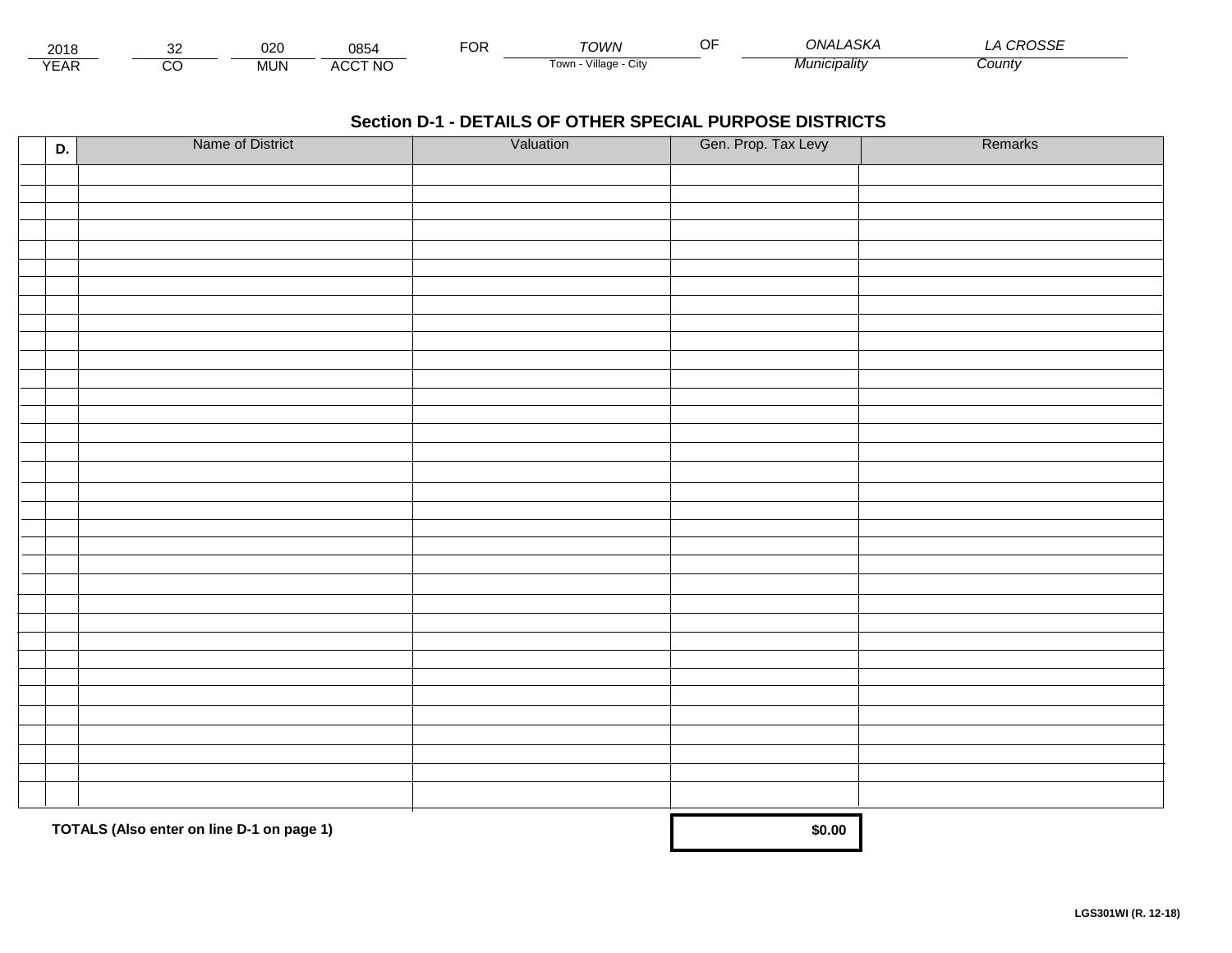| 2018 | 32 | 020 | 0854 | FOR | *TOWN* | OF | *ONALASKA* | *LA CROSSE* |
|---|---|---|---|---|---|---|---|---|
| YEAR | CO | MUN | ACCT NO | | Town - Village - City | | *Municipality* | *County* |

## Section D-1 - DETAILS OF OTHER SPECIAL PURPOSE DISTRICTS

| | D. | Name of District | Valuation | Gen. Prop. Tax Levy | Remarks |
|---|---|---|---|---|---|
| | | | | | |
| | | | | | |
| | | | | | |
| | | | | | |
| | | | | | |
| | | | | | |
| | | | | | |
| | | | | | |
| | | | | | |
| | | | | | |
| | | | | | |
| | | | | | |
| | | | | | |
| | | | | | |
| | | | | | |
| | | | | | |
| | | | | | |
| | | | | | |
| | | | | | |
| | | | | | |
| | | | | | |
| | | | | | |
| | | | | | |
| | | | | | |
| | | | | | |
| | | | | | |
| | | | | | |
| | | | | | |
| | | | | | |
| | | | | | |
| | | | | | |
| | | | | | |
| | | | | | |
| | | | | | |
| | | | | | |
| | | | | | |
| | | | | | |
| | | | | | |
| | | **TOTALS (Also enter on line D-1 on page 1)** | | **$0.00** | |

**LGS301WI (R. 12-18)**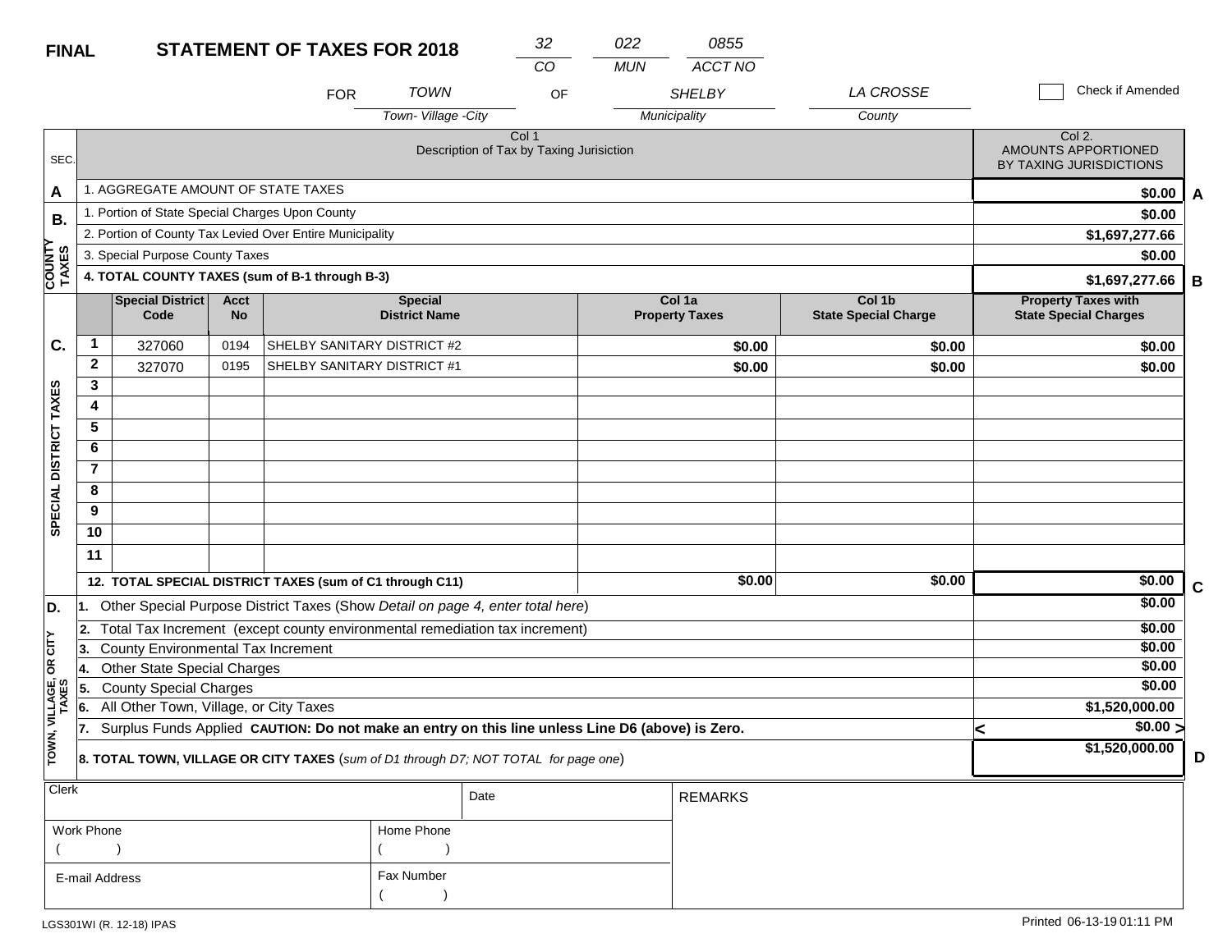**FINAL** **STATEMENT OF TAXES FOR 2018**

| 32 | 022 | 0855 |
|---|---|---|
| CO | MUN | ACCT NO |

FOR TOWN OF SHELBY LA CROSSE

Town- Village -City / Municipality / County

☐ Check if Amended

| SEC. | Col 1 Description of Tax by Taxing Jurisiction | Col 2. AMOUNTS APPORTIONED BY TAXING JURISDICTIONS | |
|---|---|---|---|
| A | 1. AGGREGATE AMOUNT OF STATE TAXES | $0.00 | A |
| B. COUNTY TAXES | 1. Portion of State Special Charges Upon County | $0.00 | |
| | 2. Portion of County Tax Levied Over Entire Municipality | $1,697,277.66 | |
| | 3. Special Purpose County Taxes | $0.00 | |
| | **4. TOTAL COUNTY TAXES (sum of B-1 through B-3)** | **$1,697,277.66** | B |

| SEC. | | Special District Code | Acct No | Special District Name | Col 1a Property Taxes | Col 1b State Special Charge | Property Taxes with State Special Charges | |
|---|---|---|---|---|---|---|---|---|
| C. SPECIAL DISTRICT TAXES | 1 | 327060 | 0194 | SHELBY SANITARY DISTRICT #2 | $0.00 | $0.00 | $0.00 | |
| | 2 | 327070 | 0195 | SHELBY SANITARY DISTRICT #1 | $0.00 | $0.00 | $0.00 | |
| | 3 | | | | | | | |
| | 4 | | | | | | | |
| | 5 | | | | | | | |
| | 6 | | | | | | | |
| | 7 | | | | | | | |
| | 8 | | | | | | | |
| | 9 | | | | | | | |
| | 10 | | | | | | | |
| | 11 | | | | | | | |
| | **12. TOTAL SPECIAL DISTRICT TAXES (sum of C1 through C11)** | | | | $0.00 | $0.00 | $0.00 | C |

| SEC. | Description | Amount | |
|---|---|---|---|
| D. TOWN, VILLAGE, OR CITY TAXES | 1. Other Special Purpose District Taxes (Show *Detail on page 4, enter total here*) | $0.00 | |
| | 2. Total Tax Increment (except county environmental remediation tax increment) | $0.00 | |
| | 3. County Environmental Tax Increment | $0.00 | |
| | 4. Other State Special Charges | $0.00 | |
| | 5. County Special Charges | $0.00 | |
| | 6. All Other Town, Village, or City Taxes | $1,520,000.00 | |
| | 7. Surplus Funds Applied **CAUTION: Do not make an entry on this line unless Line D6 (above) is Zero.** | < $0.00 > | |
| | **8. TOTAL TOWN, VILLAGE OR CITY TAXES** (*sum of D1 through D7; NOT TOTAL for page one*) | **$1,520,000.00** | D |

| Clerk | Date | REMARKS |
|---|---|---|
| Work Phone ( ) | Home Phone ( ) | |
| E-mail Address | Fax Number ( ) | |

LGS301WI (R. 12-18) IPAS

Printed 06-13-19 01:11 PM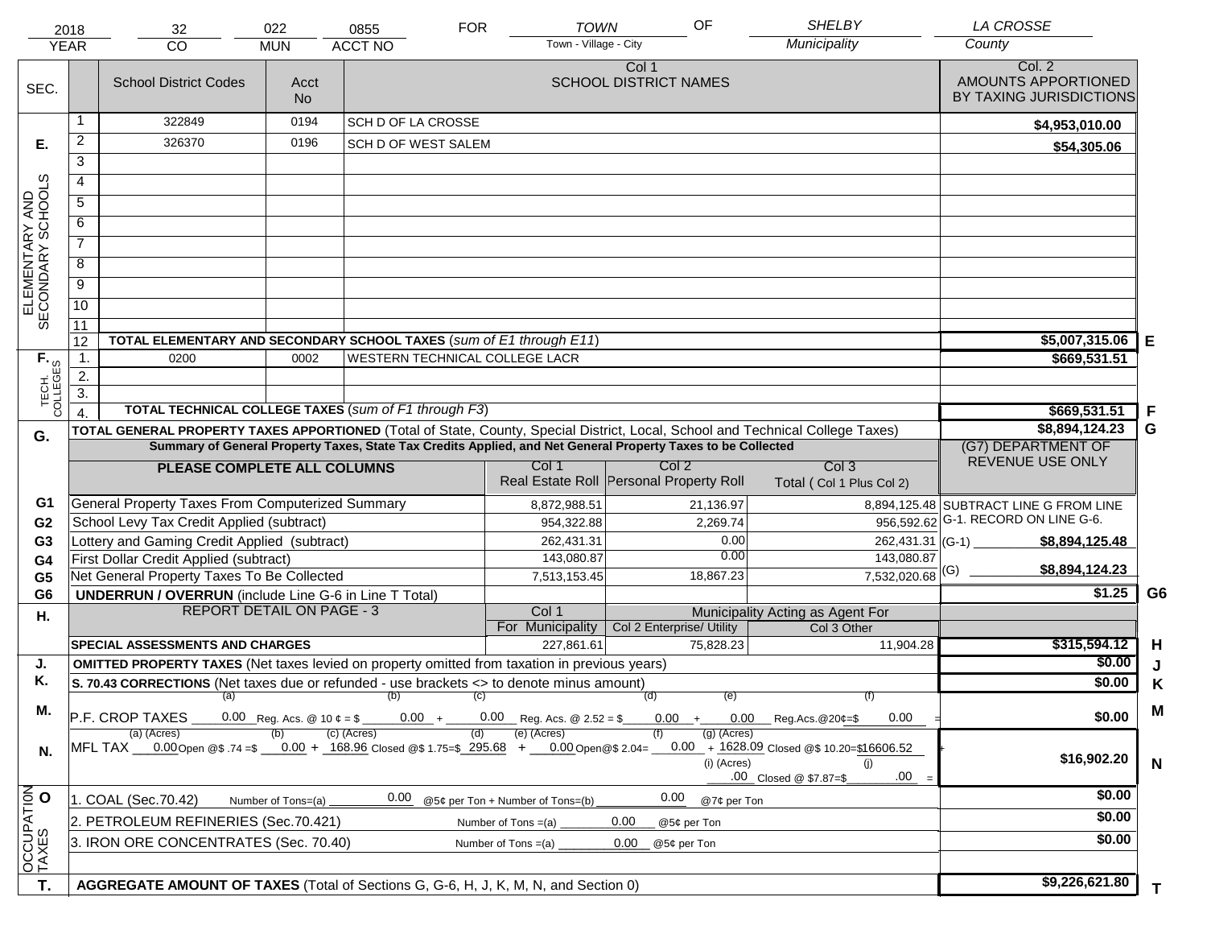| 2018 | 32 | 022 | 0855 | FOR | TOWN | OF | SHELBY | LA CROSSE |
|---|---|---|---|---|---|---|---|---|
| YEAR | CO | MUN | ACCT NO | | Town - Village - City | | Municipality | County |

| SEC. | | School District Codes | Acct No | Col 1 SCHOOL DISTRICT NAMES | Col. 2 AMOUNTS APPORTIONED BY TAXING JURISDICTIONS | |
|---|---|---|---|---|---|---|
| E. ELEMENTARY AND SECONDARY SCHOOLS | 1 | 322849 | 0194 | SCH D OF LA CROSSE | $4,953,010.00 | |
| | 2 | 326370 | 0196 | SCH D OF WEST SALEM | $54,305.06 | |
| | 3 | | | | | |
| | 4 | | | | | |
| | 5 | | | | | |
| | 6 | | | | | |
| | 7 | | | | | |
| | 8 | | | | | |
| | 9 | | | | | |
| | 10 | | | | | |
| | 11 | | | | | |
| | 12 | TOTAL ELEMENTARY AND SECONDARY SCHOOL TAXES (*sum of E1 through E11*) | | | $5,007,315.06 | E |
| F. TECH. COLLEGES | 1. | 0200 | 0002 | WESTERN TECHNICAL COLLEGE LACR | $669,531.51 | |
| | 2. | | | | | |
| | 3. | | | | | |
| | 4. | TOTAL TECHNICAL COLLEGE TAXES (*sum of F1 through F3*) | | | $669,531.51 | F |

| G. | TOTAL GENERAL PROPERTY TAXES APPORTIONED (Total of State, County, Special District, Local, School and Technical College Taxes) | | | | $8,894,124.23 | G |
|---|---|---|---|---|---|---|
| | Summary of General Property Taxes, State Tax Credits Applied, and Net General Property Taxes to be Collected | | | | (G7) DEPARTMENT OF REVENUE USE ONLY | |
| | PLEASE COMPLETE ALL COLUMNS | Col 1 Real Estate Roll | Col 2 Personal Property Roll | Col 3 Total ( Col 1 Plus Col 2) | | |
| G1 | General Property Taxes From Computerized Summary | 8,872,988.51 | 21,136.97 | 8,894,125.48 | SUBTRACT LINE G FROM LINE G-1. RECORD ON LINE G-6. | |
| G2 | School Levy Tax Credit Applied (subtract) | 954,322.88 | 2,269.74 | 956,592.62 | | |
| G3 | Lottery and Gaming Credit Applied (subtract) | 262,431.31 | 0.00 | 262,431.31 | (G-1) $8,894,125.48 | |
| G4 | First Dollar Credit Applied (subtract) | 143,080.87 | 0.00 | 143,080.87 | | |
| G5 | Net General Property Taxes To Be Collected | 7,513,153.45 | 18,867.23 | 7,532,020.68 | (G) $8,894,124.23 | |
| G6 | UNDERRUN / OVERRUN (include Line G-6 in Line T Total) | | | | $1.25 | G6 |
| H. | REPORT DETAIL ON PAGE - 3 | Col 1 For Municipality | Col 2 Enterprise/ Utility (Municipality Acting as Agent For) | Col 3 Other | | |
| | SPECIAL ASSESSMENTS AND CHARGES | 227,861.61 | 75,828.23 | 11,904.28 | $315,594.12 | H |
| J. | OMITTED PROPERTY TAXES (Net taxes levied on property omitted from taxation in previous years) | | | | $0.00 | J |
| K. | S. 70.43 CORRECTIONS (Net taxes due or refunded - use brackets <> to denote minus amount) | | | | $0.00 | K |
| M. | P.F. CROP TAXES (a) 0.00 Reg. Acs. @ 10 ¢ = $ (b) 0.00 + (c) 0.00 Reg. Acs. @ 2.52 = $ (d) 0.00 + (e) 0.00 Reg.Acs.@20¢=$ (f) 0.00 | | | | $0.00 | M |
| N. | MFL TAX (a) (Acres) 0.00 Open @$ .74 = $ (b) 0.00 + (c) (Acres) 168.96 Closed @$ 1.75=$ (d) 295.68 + (e) (Acres) 0.00 Open@$ 2.04= (f) 0.00 + (g) (Acres) 1628.09 Closed @$ 10.20=$ 16606.52 + (i) (Acres) .00 Closed @ $7.87=$ (j) .00 | | | | $16,902.20 | N |
| O OCCUPATION TAXES | 1. COAL (Sec.70.42) Number of Tons=(a) 0.00 @5¢ per Ton + Number of Tons=(b) 0.00 @7¢ per Ton | | | | $0.00 | |
| | 2. PETROLEUM REFINERIES (Sec.70.421) Number of Tons =(a) 0.00 @5¢ per Ton | | | | $0.00 | |
| | 3. IRON ORE CONCENTRATES (Sec. 70.40) Number of Tons =(a) 0.00 @5¢ per Ton | | | | $0.00 | |
| T. | AGGREGATE AMOUNT OF TAXES (Total of Sections G, G-6, H, J, K, M, N, and Section 0) | | | | $9,226,621.80 | T |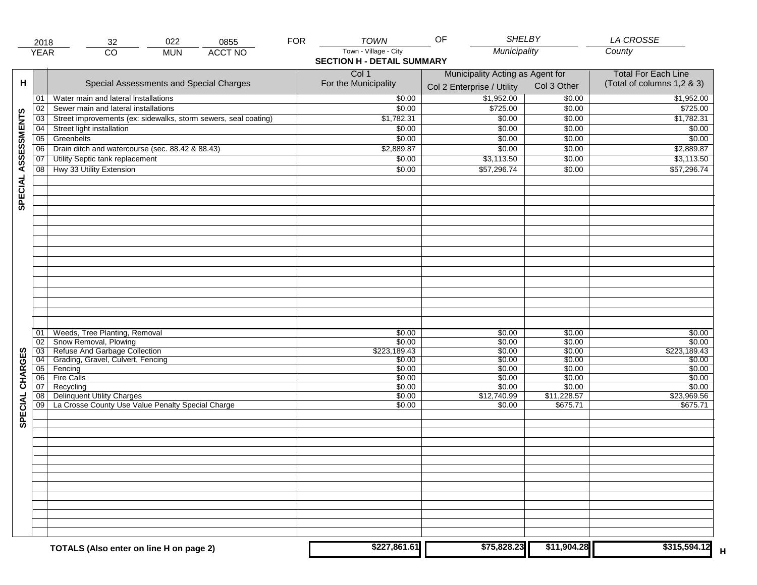| 2018 | 32 | 022 | 0855 | FOR | TOWN | OF | SHELBY | LA CROSSE |
|---|---|---|---|---|---|---|---|---|
| YEAR | CO | MUN | ACCT NO | | Town - Village - City | | Municipality | County |

## SECTION H - DETAIL SUMMARY

| H | | Special Assessments and Special Charges | Col 1 For the Municipality | Municipality Acting as Agent for Col 2 Enterprise / Utility | Col 3 Other | Total For Each Line (Total of columns 1,2 & 3) |
|---|---|---|---|---|---|---|
| SPECIAL ASSESSMENTS | 01 | Water main and lateral Installations | $0.00 | $1,952.00 | $0.00 | $1,952.00 |
| | 02 | Sewer main and lateral installations | $0.00 | $725.00 | $0.00 | $725.00 |
| | 03 | Street improvements (ex: sidewalks, storm sewers, seal coating) | $1,782.31 | $0.00 | $0.00 | $1,782.31 |
| | 04 | Street light installation | $0.00 | $0.00 | $0.00 | $0.00 |
| | 05 | Greenbelts | $0.00 | $0.00 | $0.00 | $0.00 |
| | 06 | Drain ditch and watercourse (sec. 88.42 & 88.43) | $2,889.87 | $0.00 | $0.00 | $2,889.87 |
| | 07 | Utility Septic tank replacement | $0.00 | $3,113.50 | $0.00 | $3,113.50 |
| | 08 | Hwy 33 Utility Extension | $0.00 | $57,296.74 | $0.00 | $57,296.74 |
| SPECIAL CHARGES | 01 | Weeds, Tree Planting, Removal | $0.00 | $0.00 | $0.00 | $0.00 |
| | 02 | Snow Removal, Plowing | $0.00 | $0.00 | $0.00 | $0.00 |
| | 03 | Refuse And Garbage Collection | $223,189.43 | $0.00 | $0.00 | $223,189.43 |
| | 04 | Grading, Gravel, Culvert, Fencing | $0.00 | $0.00 | $0.00 | $0.00 |
| | 05 | Fencing | $0.00 | $0.00 | $0.00 | $0.00 |
| | 06 | Fire Calls | $0.00 | $0.00 | $0.00 | $0.00 |
| | 07 | Recycling | $0.00 | $0.00 | $0.00 | $0.00 |
| | 08 | Delinquent Utility Charges | $0.00 | $12,740.99 | $11,228.57 | $23,969.56 |
| | 09 | La Crosse County Use Value Penalty Special Charge | $0.00 | $0.00 | $675.71 | $675.71 |
| | | **TOTALS (Also enter on line H on page 2)** | **$227,861.61** | **$75,828.23** | **$11,904.28** | **$315,594.12** |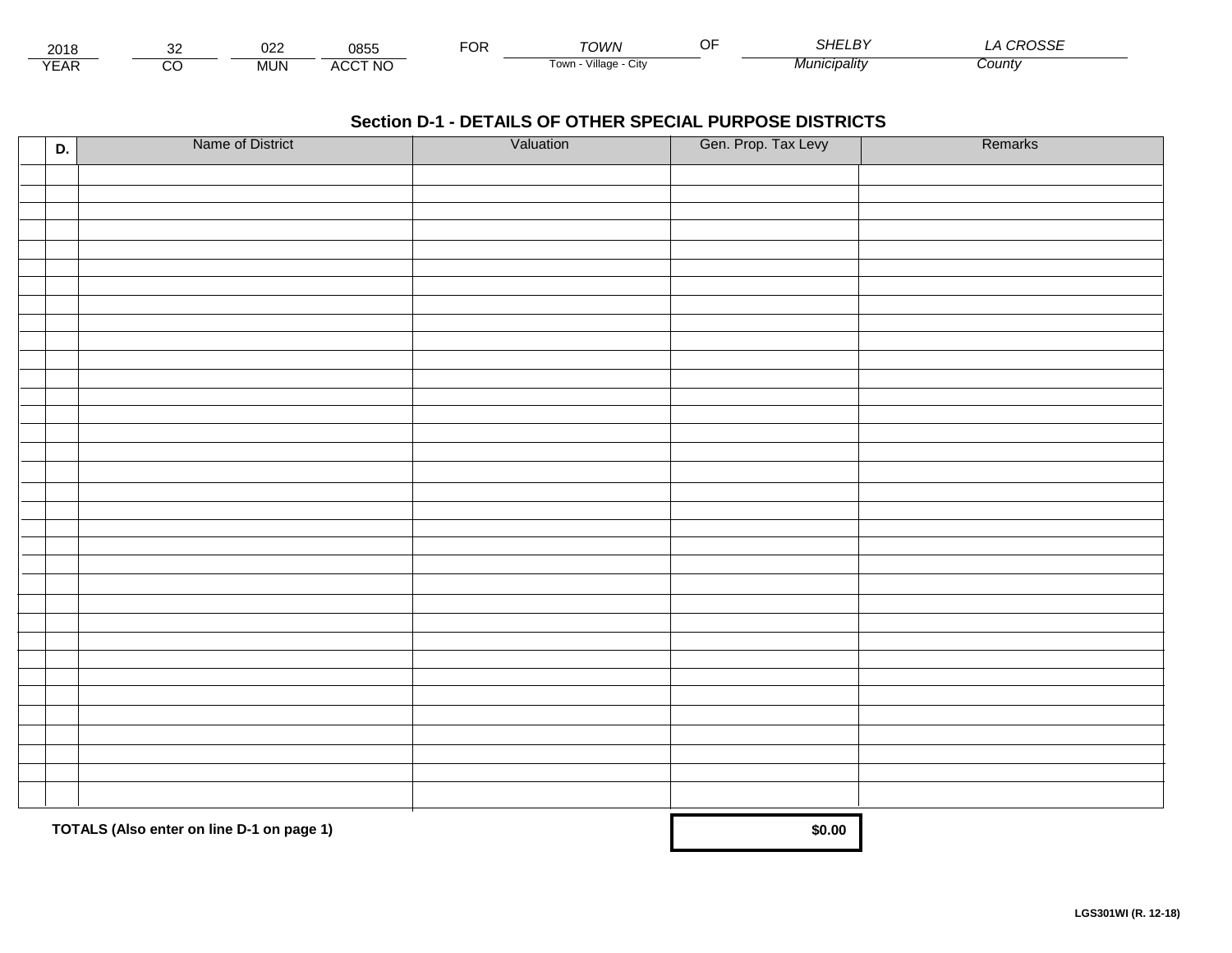| 2018 | 32 | 022 | 0855 | FOR | TOWN | OF | SHELBY | LA CROSSE |
|---|---|---|---|---|---|---|---|---|
| YEAR | CO | MUN | ACCT NO | | Town - Village - City | | Municipality | County |

## Section D-1 - DETAILS OF OTHER SPECIAL PURPOSE DISTRICTS

| D. | Name of District | Valuation | Gen. Prop. Tax Levy | Remarks |
|---|---|---|---|---|
| | | | | |
| | | | | |
| | | | | |
| | | | | |
| | | | | |
| | | | | |
| | | | | |
| | | | | |
| | | | | |
| | | | | |

**TOTALS (Also enter on line D-1 on page 1)** **$0.00**

LGS301WI (R. 12-18)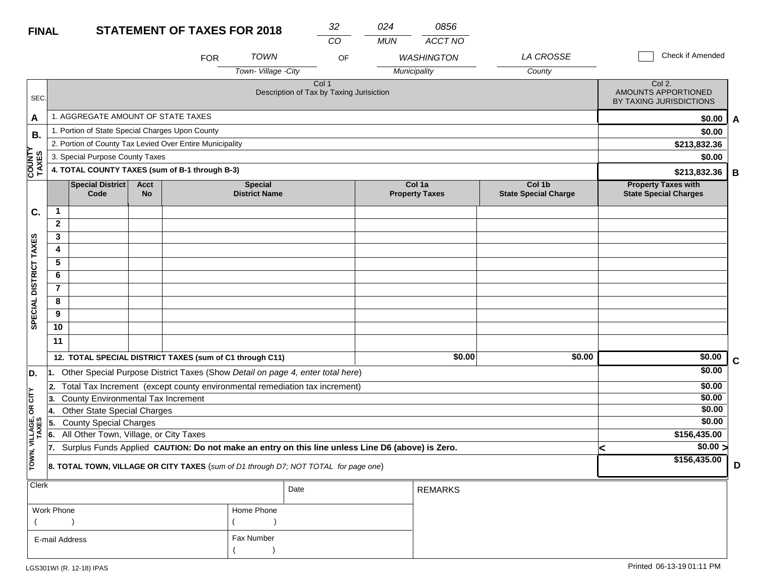**FINAL** **STATEMENT OF TAXES FOR 2018**

| 32 | 024 | 0856 |
|---|---|---|
| CO | MUN | ACCT NO |

FOR *TOWN* (Town- Village -City) OF *WASHINGTON* (Municipality) *LA CROSSE* (County)

☐ Check if Amended

| SEC. | Col 1 Description of Tax by Taxing Jurisiction | Col 2. AMOUNTS APPORTIONED BY TAXING JURISDICTIONS | |
|---|---|---|---|
| A | 1. AGGREGATE AMOUNT OF STATE TAXES | $0.00 | A |
| B. COUNTY TAXES | 1. Portion of State Special Charges Upon County | $0.00 | |
| | 2. Portion of County Tax Levied Over Entire Municipality | $213,832.36 | |
| | 3. Special Purpose County Taxes | $0.00 | |
| | **4. TOTAL COUNTY TAXES (sum of B-1 through B-3)** | $213,832.36 | B |

| C. SPECIAL DISTRICT TAXES | | Special District Code | Acct No | Special District Name | Col 1a Property Taxes | Col 1b State Special Charge | Property Taxes with State Special Charges | |
|---|---|---|---|---|---|---|---|---|
| | 1 | | | | | | | |
| | 2 | | | | | | | |
| | 3 | | | | | | | |
| | 4 | | | | | | | |
| | 5 | | | | | | | |
| | 6 | | | | | | | |
| | 7 | | | | | | | |
| | 8 | | | | | | | |
| | 9 | | | | | | | |
| | 10 | | | | | | | |
| | 11 | | | | | | | |
| | **12. TOTAL SPECIAL DISTRICT TAXES (sum of C1 through C11)** | | | | $0.00 | $0.00 | $0.00 | C |

| D. TOWN, VILLAGE, OR CITY TAXES | | | |
|---|---|---|---|
| | 1. Other Special Purpose District Taxes (Show *Detail on page 4, enter total here*) | $0.00 | |
| | 2. Total Tax Increment (except county environmental remediation tax increment) | $0.00 | |
| | 3. County Environmental Tax Increment | $0.00 | |
| | 4. Other State Special Charges | $0.00 | |
| | 5. County Special Charges | $0.00 | |
| | 6. All Other Town, Village, or City Taxes | $156,435.00 | |
| | 7. Surplus Funds Applied **CAUTION: Do not make an entry on this line unless Line D6 (above) is Zero.** | < $0.00 > | |
| | **8. TOTAL TOWN, VILLAGE OR CITY TAXES** (*sum of D1 through D7; NOT TOTAL for page one*) | $156,435.00 | D |

| Clerk | | Date | REMARKS |
|---|---|---|---|
| Work Phone ( ) | Home Phone ( ) | | |
| E-mail Address | Fax Number ( ) | | |

LGS301WI (R. 12-18) IPAS

Printed 06-13-19 01:11 PM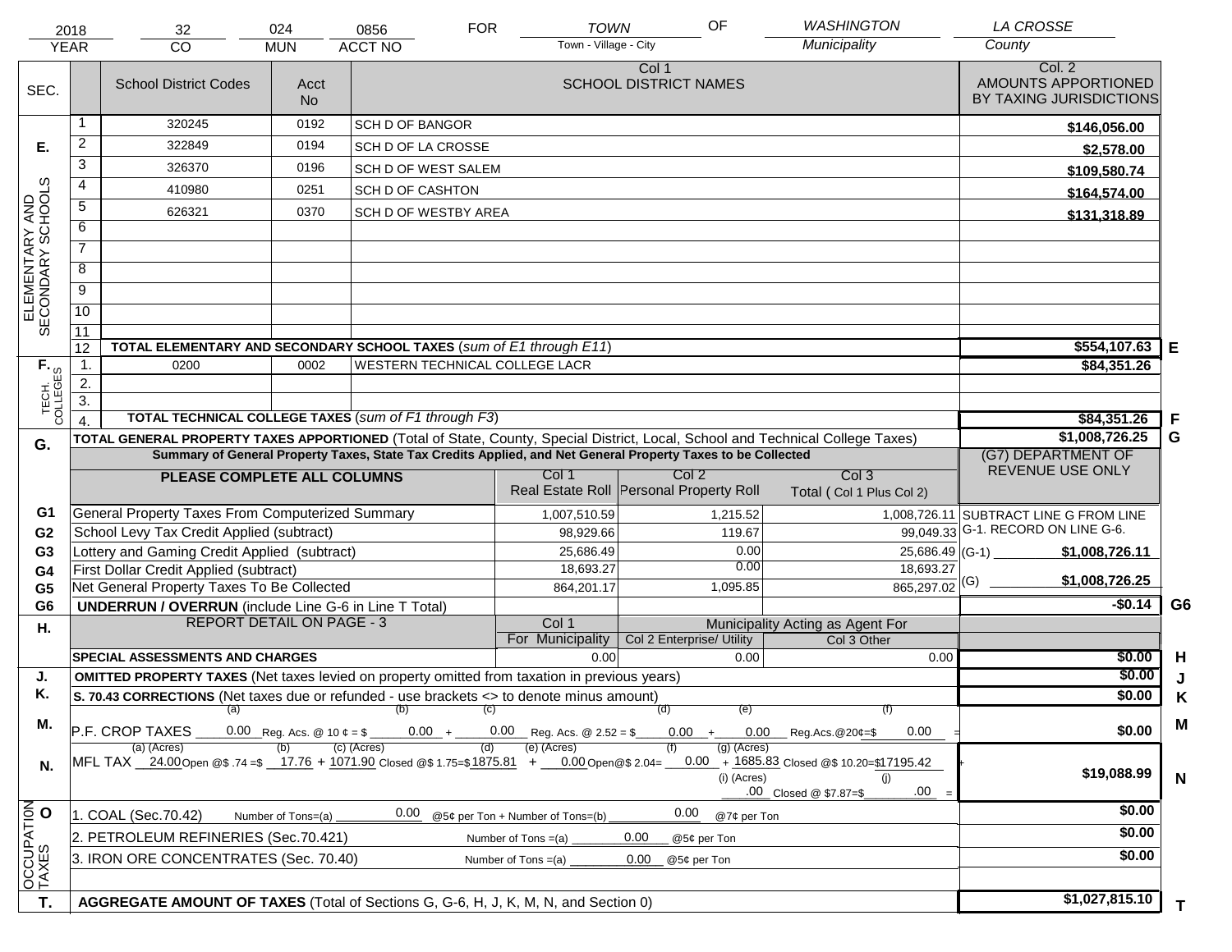| YEAR | CO | MUN | ACCT NO | FOR | Town - Village - City | OF | Municipality | County |
|---|---|---|---|---|---|---|---|---|
| 2018 | 32 | 024 | 0856 | FOR | TOWN | OF | WASHINGTON | LA CROSSE |

| SEC. | | School District Codes | Acct No | Col 1 SCHOOL DISTRICT NAMES | Col. 2 AMOUNTS APPORTIONED BY TAXING JURISDICTIONS | |
|---|---|---|---|---|---|---|
| E. ELEMENTARY AND SECONDARY SCHOOLS | 1 | 320245 | 0192 | SCH D OF BANGOR | $146,056.00 | |
| | 2 | 322849 | 0194 | SCH D OF LA CROSSE | $2,578.00 | |
| | 3 | 326370 | 0196 | SCH D OF WEST SALEM | $109,580.74 | |
| | 4 | 410980 | 0251 | SCH D OF CASHTON | $164,574.00 | |
| | 5 | 626321 | 0370 | SCH D OF WESTBY AREA | $131,318.89 | |
| | 6 | | | | | |
| | 7 | | | | | |
| | 8 | | | | | |
| | 9 | | | | | |
| | 10 | | | | | |
| | 11 | | | | | |
| | 12 | TOTAL ELEMENTARY AND SECONDARY SCHOOL TAXES (*sum of E1 through E11*) | | | $554,107.63 | E |
| F. TECH. COLLEGES | 1. | 0200 | 0002 | WESTERN TECHNICAL COLLEGE LACR | $84,351.26 | |
| | 2. | | | | | |
| | 3. | | | | | |
| | 4. | TOTAL TECHNICAL COLLEGE TAXES (*sum of F1 through F3*) | | | $84,351.26 | F |
| G. | | TOTAL GENERAL PROPERTY TAXES APPORTIONED (Total of State, County, Special District, Local, School and Technical College Taxes) | | | $1,008,726.25 | G |

**Summary of General Property Taxes, State Tax Credits Applied, and Net General Property Taxes to be Collected**

| | PLEASE COMPLETE ALL COLUMNS | Col 1 Real Estate Roll | Col 2 Personal Property Roll | Col 3 Total ( Col 1 Plus Col 2) | (G7) DEPARTMENT OF REVENUE USE ONLY | |
|---|---|---|---|---|---|---|
| G1 | General Property Taxes From Computerized Summary | 1,007,510.59 | 1,215.52 | 1,008,726.11 | SUBTRACT LINE G FROM LINE G-1. RECORD ON LINE G-6. | |
| G2 | School Levy Tax Credit Applied (subtract) | 98,929.66 | 119.67 | 99,049.33 | | |
| G3 | Lottery and Gaming Credit Applied (subtract) | 25,686.49 | 0.00 | 25,686.49 | (G-1) $1,008,726.11 | |
| G4 | First Dollar Credit Applied (subtract) | 18,693.27 | 0.00 | 18,693.27 | | |
| G5 | Net General Property Taxes To Be Collected | 864,201.17 | 1,095.85 | 865,297.02 | (G) $1,008,726.25 | |
| G6 | UNDERRUN / OVERRUN (include Line G-6 in Line T Total) | | | | -$0.14 | G6 |

| H. | REPORT DETAIL ON PAGE - 3 | Col 1 For Municipality | Col 2 Enterprise/ Utility (Municipality Acting as Agent For) | Col 3 Other | | |
|---|---|---|---|---|---|---|
| | SPECIAL ASSESSMENTS AND CHARGES | 0.00 | 0.00 | 0.00 | $0.00 | H |
| J. | OMITTED PROPERTY TAXES (Net taxes levied on property omitted from taxation in previous years) | | | | $0.00 | J |
| K. | S. 70.43 CORRECTIONS (Net taxes due or refunded - use brackets <> to denote minus amount) | | | | $0.00 | K |
| M. | P.F. CROP TAXES (a) 0.00 Reg. Acs. @ 10 ¢ = $ (b) 0.00 + (c) 0.00 Reg. Acs. @ 2.52 = $ (d) 0.00 + (e) 0.00 Reg.Acs.@20¢=$ (f) 0.00 = | | | | $0.00 | M |
| N. | MFL TAX (a) (Acres) 24.00 Open @$ .74 =$ (b) 17.76 + (c) (Acres) 1071.90 Closed @$ 1.75=$ (d) 1875.81 + (e) (Acres) 0.00 Open@$ 2.04= (f) 0.00 + (g) (Acres) 1685.83 Closed @$ 10.20=$17195.42 + (i) (Acres) .00 Closed @ $7.87=$ (j) .00 = | | | | $19,088.99 | N |
| O OCCUPATION TAXES | 1. COAL (Sec.70.42) Number of Tons=(a) 0.00 @5¢ per Ton + Number of Tons=(b) 0.00 @7¢ per Ton | | | | $0.00 | |
| | 2. PETROLEUM REFINERIES (Sec.70.421) Number of Tons =(a) 0.00 @5¢ per Ton | | | | $0.00 | |
| | 3. IRON ORE CONCENTRATES (Sec. 70.40) Number of Tons =(a) 0.00 @5¢ per Ton | | | | $0.00 | |
| T. | AGGREGATE AMOUNT OF TAXES (Total of Sections G, G-6, H, J, K, M, N, and Section 0) | | | | $1,027,815.10 | T |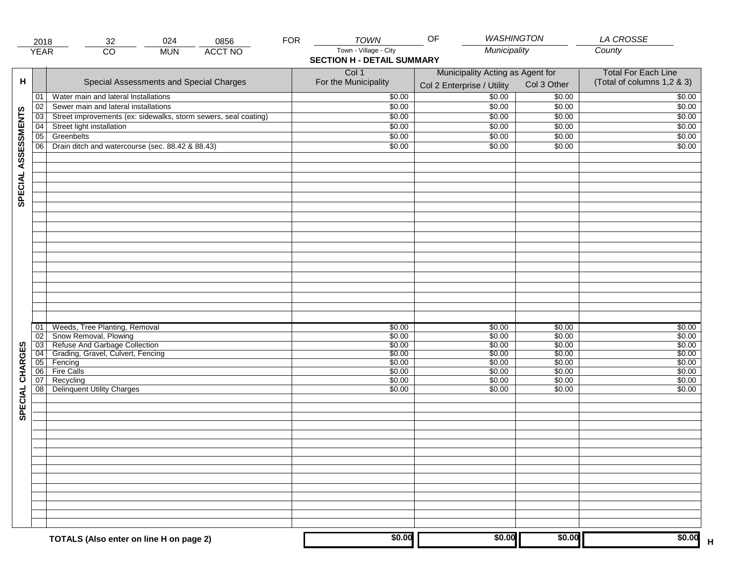| 2018 | 32 | 024 | 0856 | FOR | TOWN | OF | WASHINGTON | LA CROSSE |
|---|---|---|---|---|---|---|---|---|
| YEAR | CO | MUN | ACCT NO | | Town - Village - City | | Municipality | County |

**SECTION H - DETAIL SUMMARY**

| H | | Special Assessments and Special Charges | Col 1 For the Municipality | Municipality Acting as Agent for Col 2 Enterprise / Utility | Col 3 Other | Total For Each Line (Total of columns 1,2 & 3) |
|---|---|---|---|---|---|---|
| SPECIAL ASSESSMENTS | 01 | Water main and lateral Installations | $0.00 | $0.00 | $0.00 | $0.00 |
| | 02 | Sewer main and lateral installations | $0.00 | $0.00 | $0.00 | $0.00 |
| | 03 | Street improvements (ex: sidewalks, storm sewers, seal coating) | $0.00 | $0.00 | $0.00 | $0.00 |
| | 04 | Street light installation | $0.00 | $0.00 | $0.00 | $0.00 |
| | 05 | Greenbelts | $0.00 | $0.00 | $0.00 | $0.00 |
| | 06 | Drain ditch and watercourse (sec. 88.42 & 88.43) | $0.00 | $0.00 | $0.00 | $0.00 |
| SPECIAL CHARGES | 01 | Weeds, Tree Planting, Removal | $0.00 | $0.00 | $0.00 | $0.00 |
| | 02 | Snow Removal, Plowing | $0.00 | $0.00 | $0.00 | $0.00 |
| | 03 | Refuse And Garbage Collection | $0.00 | $0.00 | $0.00 | $0.00 |
| | 04 | Grading, Gravel, Culvert, Fencing | $0.00 | $0.00 | $0.00 | $0.00 |
| | 05 | Fencing | $0.00 | $0.00 | $0.00 | $0.00 |
| | 06 | Fire Calls | $0.00 | $0.00 | $0.00 | $0.00 |
| | 07 | Recycling | $0.00 | $0.00 | $0.00 | $0.00 |
| | 08 | Delinquent Utility Charges | $0.00 | $0.00 | $0.00 | $0.00 |
| | | **TOTALS (Also enter on line H on page 2)** | $0.00 | $0.00 | $0.00 | $0.00 H |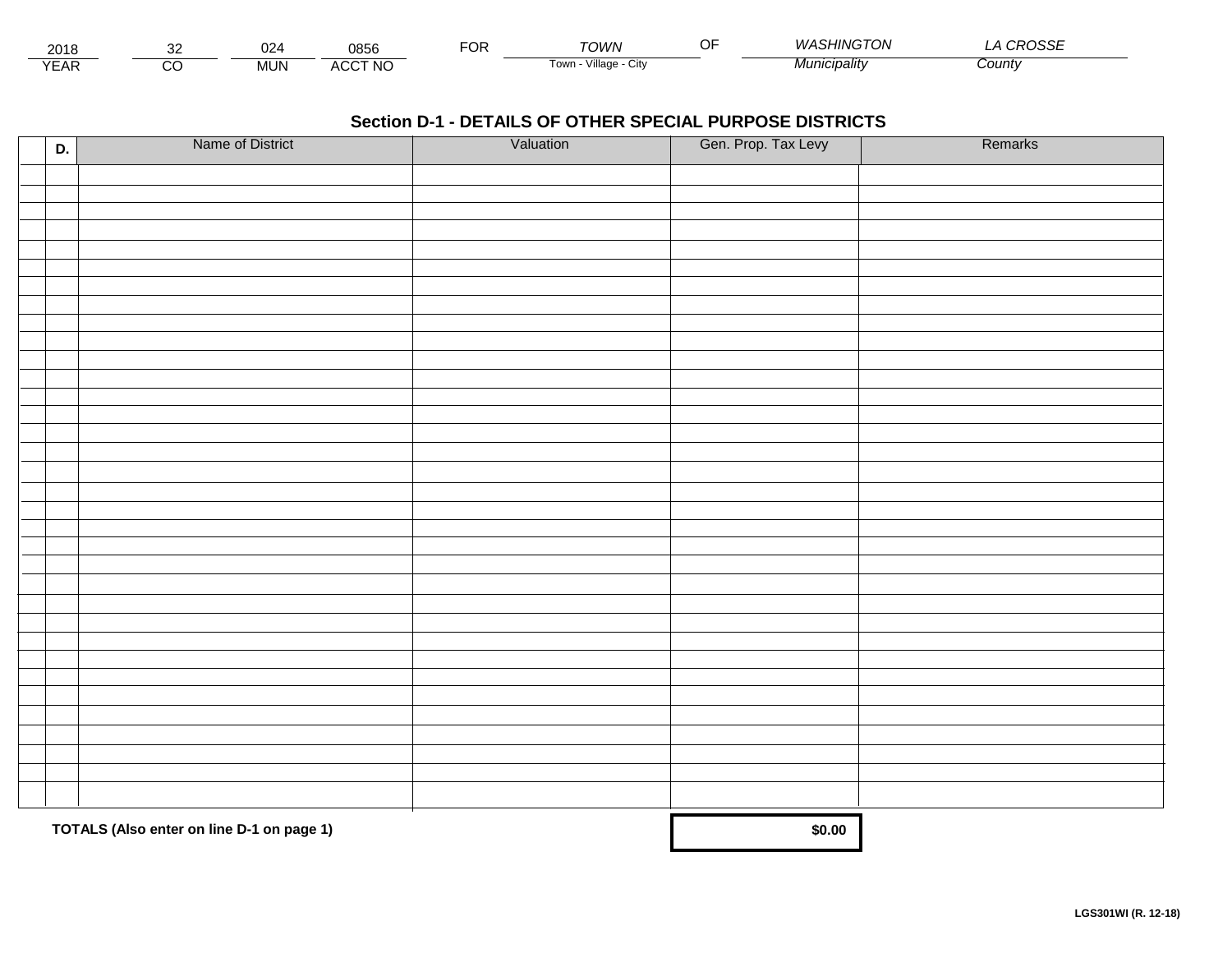| 2018 | 32 | 024 | 0856 | FOR | TOWN | OF | WASHINGTON | LA CROSSE |
|---|---|---|---|---|---|---|---|---|
| YEAR | CO | MUN | ACCT NO | | Town - Village - City | | Municipality | County |

## Section D-1 - DETAILS OF OTHER SPECIAL PURPOSE DISTRICTS

| | D. | Name of District | Valuation | Gen. Prop. Tax Levy | Remarks |
|---|---|---|---|---|---|
| | | | | | |
| | | | | | |
| | | | | | |
| | | | | | |
| | | | | | |
| | | | | | |
| | | | | | |
| | | | | | |
| | | | | | |
| | | | | | |
| | | | | | |
| | | | | | |
| | | | | | |
| | | | | | |
| | | | | | |
| | | | | | |
| | | | | | |
| | | | | | |
| | | | | | |
| | | | | | |
| | | | | | |
| | | | | | |
| | | | | | |
| | | | | | |
| | | | | | |
| | | | | | |
| | | | | | |
| | | | | | |
| | | | | | |
| | | | | | |
| | | | | | |
| | | | | | |
| | | | | | |
| | | **TOTALS (Also enter on line D-1 on page 1)** | | **$0.00** | |

**LGS301WI (R. 12-18)**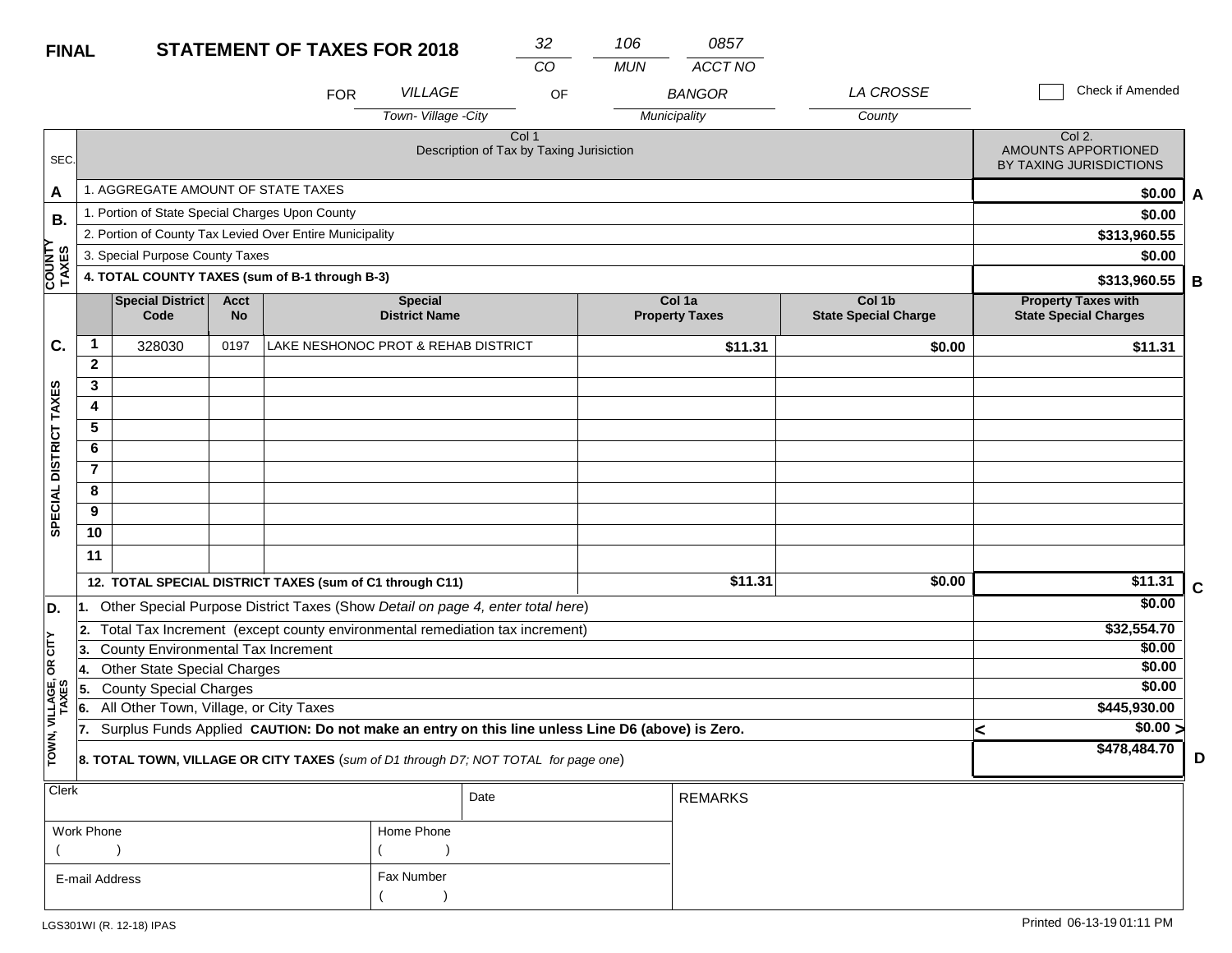**FINAL** **STATEMENT OF TAXES FOR 2018**

| 32 | 106 | 0857 |
|---|---|---|
| CO | MUN | ACCT NO |

FOR *VILLAGE* (Town- Village -City) OF *BANGOR* (Municipality) *LA CROSSE* (County)

☐ Check if Amended

| SEC. | Col 1 Description of Tax by Taxing Jurisiction | Col 2. AMOUNTS APPORTIONED BY TAXING JURISDICTIONS | |
|---|---|---|---|
| A | 1. AGGREGATE AMOUNT OF STATE TAXES | $0.00 | A |
| B. COUNTY TAXES | 1. Portion of State Special Charges Upon County | $0.00 | |
| | 2. Portion of County Tax Levied Over Entire Municipality | $313,960.55 | |
| | 3. Special Purpose County Taxes | $0.00 | |
| | **4. TOTAL COUNTY TAXES (sum of B-1 through B-3)** | $313,960.55 | B |

| SEC. | | Special District Code | Acct No | Special District Name | Col 1a Property Taxes | Col 1b State Special Charge | Property Taxes with State Special Charges | |
|---|---|---|---|---|---|---|---|---|
| C. SPECIAL DISTRICT TAXES | 1 | 328030 | 0197 | LAKE NESHONOC PROT & REHAB DISTRICT | $11.31 | $0.00 | $11.31 | |
| | 2 | | | | | | | |
| | 3 | | | | | | | |
| | 4 | | | | | | | |
| | 5 | | | | | | | |
| | 6 | | | | | | | |
| | 7 | | | | | | | |
| | 8 | | | | | | | |
| | 9 | | | | | | | |
| | 10 | | | | | | | |
| | 11 | | | | | | | |
| | **12. TOTAL SPECIAL DISTRICT TAXES (sum of C1 through C11)** | | | | $11.31 | $0.00 | $11.31 | C |

| SEC. | Description | Amount | |
|---|---|---|---|
| D. TOWN, VILLAGE, OR CITY TAXES | 1. Other Special Purpose District Taxes (Show *Detail on page 4, enter total here*) | $0.00 | |
| | 2. Total Tax Increment (except county environmental remediation tax increment) | $32,554.70 | |
| | 3. County Environmental Tax Increment | $0.00 | |
| | 4. Other State Special Charges | $0.00 | |
| | 5. County Special Charges | $0.00 | |
| | 6. All Other Town, Village, or City Taxes | $445,930.00 | |
| | 7. Surplus Funds Applied **CAUTION: Do not make an entry on this line unless Line D6 (above) is Zero.** | < $0.00 > | |
| | **8. TOTAL TOWN, VILLAGE OR CITY TAXES** (*sum of D1 through D7; NOT TOTAL for page one*) | $478,484.70 | D |

| Clerk | | Date | REMARKS |
|---|---|---|---|
| Work Phone ( ) | Home Phone ( ) | | |
| E-mail Address | Fax Number ( ) | | |

LGS301WI (R. 12-18) IPAS

Printed 06-13-19 01:11 PM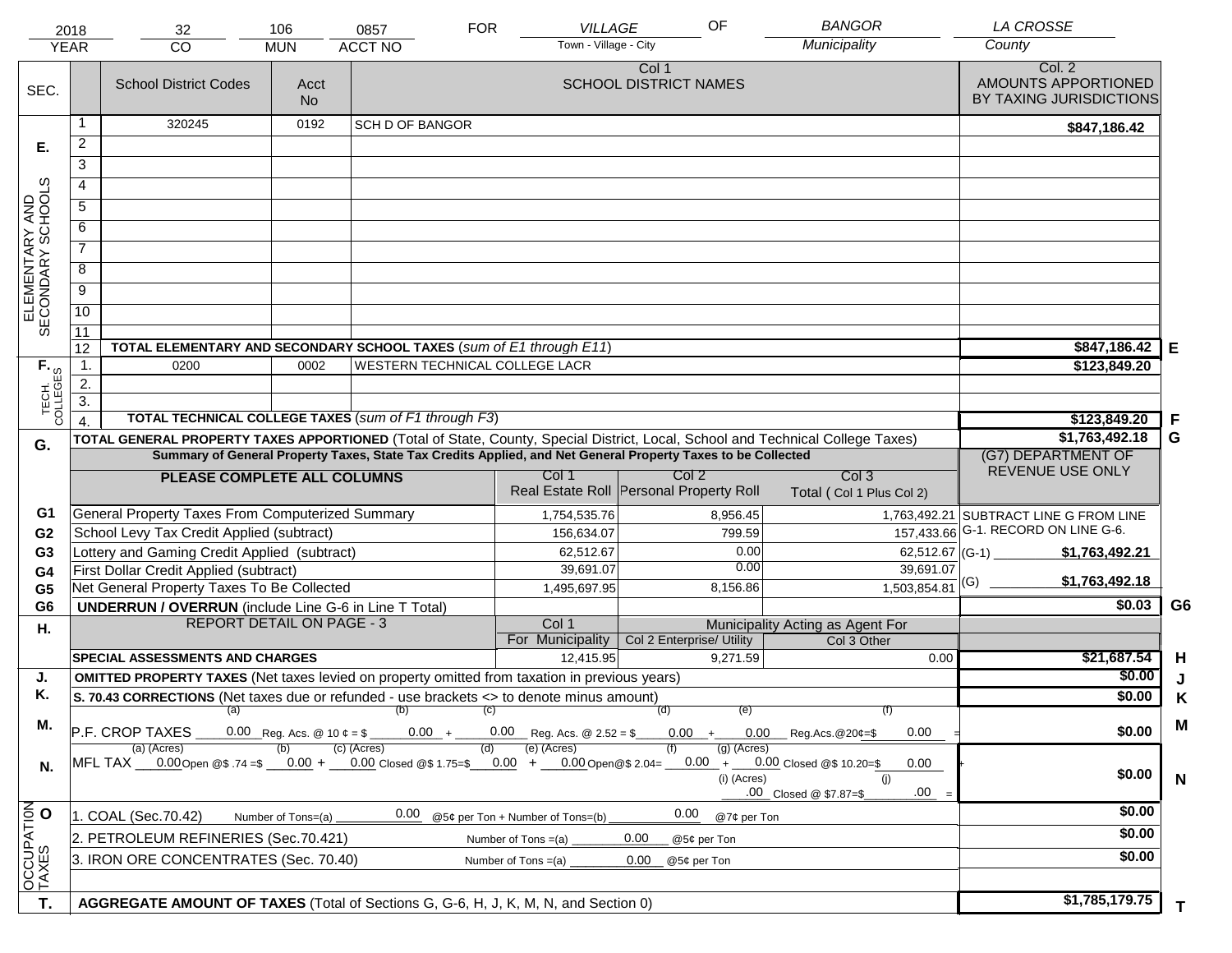| 2018 | 32 | 106 | 0857 | FOR | VILLAGE | OF | BANGOR | LA CROSSE |
|---|---|---|---|---|---|---|---|---|
| YEAR | CO | MUN | ACCT NO | | Town - Village - City | | Municipality | County |

| SEC. | | School District Codes | Acct No | Col 1 SCHOOL DISTRICT NAMES | Col. 2 AMOUNTS APPORTIONED BY TAXING JURISDICTIONS | |
|---|---|---|---|---|---|---|
| E. ELEMENTARY AND SECONDARY SCHOOLS | 1 | 320245 | 0192 | SCH D OF BANGOR | $847,186.42 | |
| | 2 | | | | | |
| | 3 | | | | | |
| | 4 | | | | | |
| | 5 | | | | | |
| | 6 | | | | | |
| | 7 | | | | | |
| | 8 | | | | | |
| | 9 | | | | | |
| | 10 | | | | | |
| | 11 | | | | | |
| | 12 | **TOTAL ELEMENTARY AND SECONDARY SCHOOL TAXES** (*sum of E1 through E11*) | | | $847,186.42 | E |
| F. TECH. COLLEGES | 1. | 0200 | 0002 | WESTERN TECHNICAL COLLEGE LACR | $123,849.20 | |
| | 2. | | | | | |
| | 3. | | | | | |
| | 4. | **TOTAL TECHNICAL COLLEGE TAXES** (*sum of F1 through F3*) | | | $123,849.20 | F |

| G. | **TOTAL GENERAL PROPERTY TAXES APPORTIONED** (Total of State, County, Special District, Local, School and Technical College Taxes) | | | | $1,763,492.18 | G |
|---|---|---|---|---|---|---|
| | **Summary of General Property Taxes, State Tax Credits Applied, and Net General Property Taxes to be Collected** | | | | (G7) DEPARTMENT OF REVENUE USE ONLY | |
| | **PLEASE COMPLETE ALL COLUMNS** | Col 1 Real Estate Roll | Col 2 Personal Property Roll | Col 3 Total ( Col 1 Plus Col 2) | | |
| G1 | General Property Taxes From Computerized Summary | 1,754,535.76 | 8,956.45 | 1,763,492.21 | SUBTRACT LINE G FROM LINE G-1. RECORD ON LINE G-6. | |
| G2 | School Levy Tax Credit Applied (subtract) | 156,634.07 | 799.59 | 157,433.66 | | |
| G3 | Lottery and Gaming Credit Applied (subtract) | 62,512.67 | 0.00 | 62,512.67 | (G-1) $1,763,492.21 | |
| G4 | First Dollar Credit Applied (subtract) | 39,691.07 | 0.00 | 39,691.07 | | |
| G5 | Net General Property Taxes To Be Collected | 1,495,697.95 | 8,156.86 | 1,503,854.81 | (G) $1,763,492.18 | |
| G6 | **UNDERRUN / OVERRUN** (include Line G-6 in Line T Total) | | | | $0.03 | G6 |

| H. | REPORT DETAIL ON PAGE - 3 | Col 1 For Municipality | Col 2 Enterprise/ Utility | Col 3 Other | | |
|---|---|---|---|---|---|---|
| | | | Municipality Acting as Agent For | | | |
| | **SPECIAL ASSESSMENTS AND CHARGES** | 12,415.95 | 9,271.59 | 0.00 | $21,687.54 | H |
| J. | **OMITTED PROPERTY TAXES** (Net taxes levied on property omitted from taxation in previous years) | | | | $0.00 | J |
| K. | **S. 70.43 CORRECTIONS** (Net taxes due or refunded - use brackets <> to denote minus amount) | | | | $0.00 | K |
| M. | P.F. CROP TAXES (a) 0.00 Reg. Acs. @ 10 ¢ = $ (b) 0.00 + (c) 0.00 Reg. Acs. @ 2.52 = $ (d) 0.00 + (e) 0.00 Reg.Acs.@20¢=$ (f) 0.00 = | | | | $0.00 | M |
| N. | MFL TAX (a) (Acres) 0.00 Open @$ .74 =$ (b) 0.00 + (c) (Acres) 0.00 Closed @$ 1.75=$ (d) 0.00 + (e) (Acres) 0.00 Open@$ 2.04= (f) 0.00 + (g) (Acres) 0.00 Closed @$ 10.20=$ 0.00 + (i) (Acres) .00 Closed @ $7.87=$ (j) .00 = | | | | $0.00 | N |
| O OCCUPATION TAXES | 1. COAL (Sec.70.42) Number of Tons=(a) 0.00 @5¢ per Ton + Number of Tons=(b) 0.00 @7¢ per Ton | | | | $0.00 | |
| | 2. PETROLEUM REFINERIES (Sec.70.421) Number of Tons =(a) 0.00 @5¢ per Ton | | | | $0.00 | |
| | 3. IRON ORE CONCENTRATES (Sec. 70.40) Number of Tons =(a) 0.00 @5¢ per Ton | | | | $0.00 | |
| T. | **AGGREGATE AMOUNT OF TAXES** (Total of Sections G, G-6, H, J, K, M, N, and Section 0) | | | | $1,785,179.75 | T |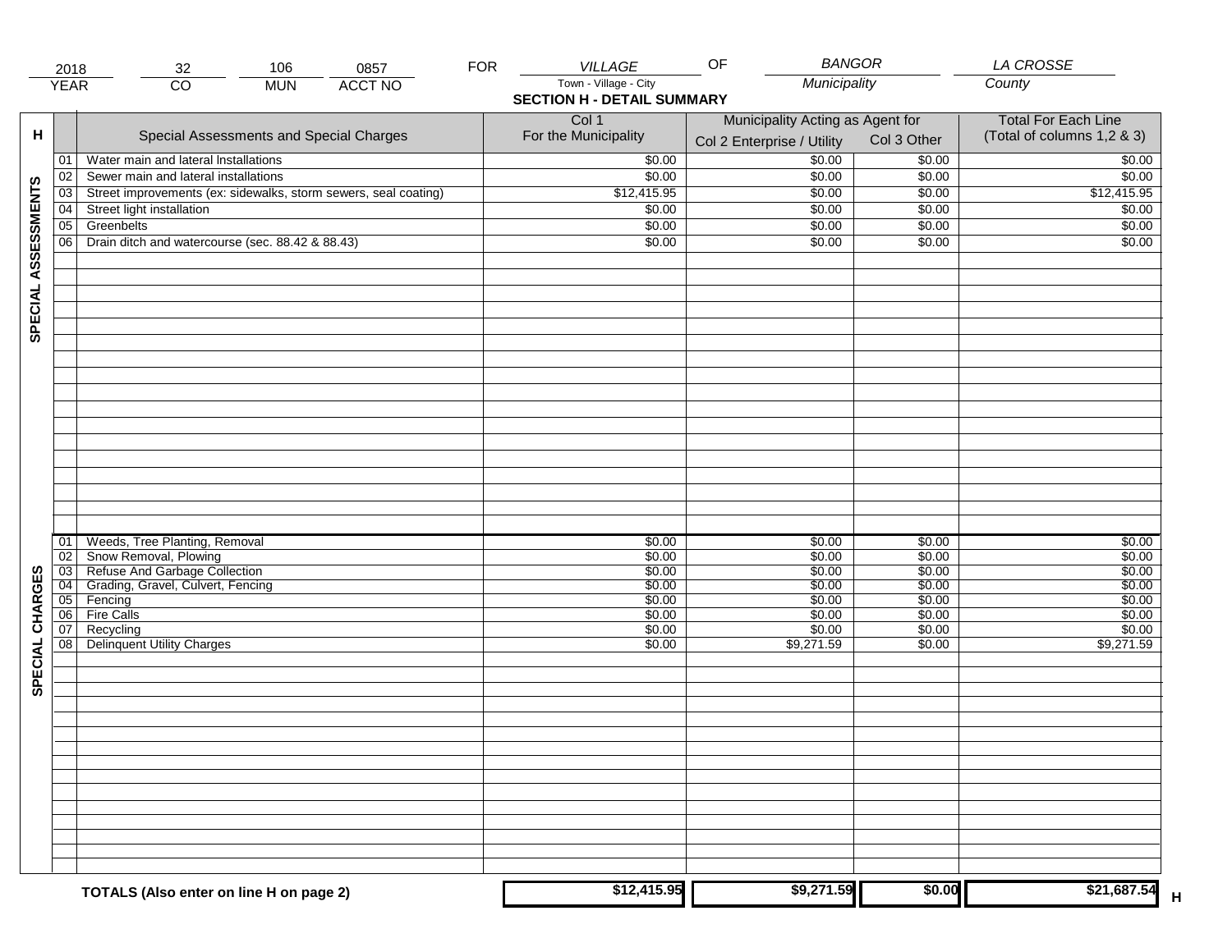| 2018 | 32 | 106 | 0857 | FOR | VILLAGE | OF | BANGOR | LA CROSSE |
|---|---|---|---|---|---|---|---|---|
| YEAR | CO | MUN | ACCT NO | | Town - Village - City | | Municipality | County |

**SECTION H - DETAIL SUMMARY**

| H | | Special Assessments and Special Charges | Col 1 For the Municipality | Municipality Acting as Agent for Col 2 Enterprise / Utility | Col 3 Other | Total For Each Line (Total of columns 1,2 & 3) |
|---|---|---|---|---|---|---|
| SPECIAL ASSESSMENTS | 01 | Water main and lateral Installations | $0.00 | $0.00 | $0.00 | $0.00 |
| | 02 | Sewer main and lateral installations | $0.00 | $0.00 | $0.00 | $0.00 |
| | 03 | Street improvements (ex: sidewalks, storm sewers, seal coating) | $12,415.95 | $0.00 | $0.00 | $12,415.95 |
| | 04 | Street light installation | $0.00 | $0.00 | $0.00 | $0.00 |
| | 05 | Greenbelts | $0.00 | $0.00 | $0.00 | $0.00 |
| | 06 | Drain ditch and watercourse (sec. 88.42 & 88.43) | $0.00 | $0.00 | $0.00 | $0.00 |
| SPECIAL CHARGES | 01 | Weeds, Tree Planting, Removal | $0.00 | $0.00 | $0.00 | $0.00 |
| | 02 | Snow Removal, Plowing | $0.00 | $0.00 | $0.00 | $0.00 |
| | 03 | Refuse And Garbage Collection | $0.00 | $0.00 | $0.00 | $0.00 |
| | 04 | Grading, Gravel, Culvert, Fencing | $0.00 | $0.00 | $0.00 | $0.00 |
| | 05 | Fencing | $0.00 | $0.00 | $0.00 | $0.00 |
| | 06 | Fire Calls | $0.00 | $0.00 | $0.00 | $0.00 |
| | 07 | Recycling | $0.00 | $0.00 | $0.00 | $0.00 |
| | 08 | Delinquent Utility Charges | $0.00 | $9,271.59 | $0.00 | $9,271.59 |
| | | **TOTALS (Also enter on line H on page 2)** | **$12,415.95** | **$9,271.59** | **$0.00** | **$21,687.54** H |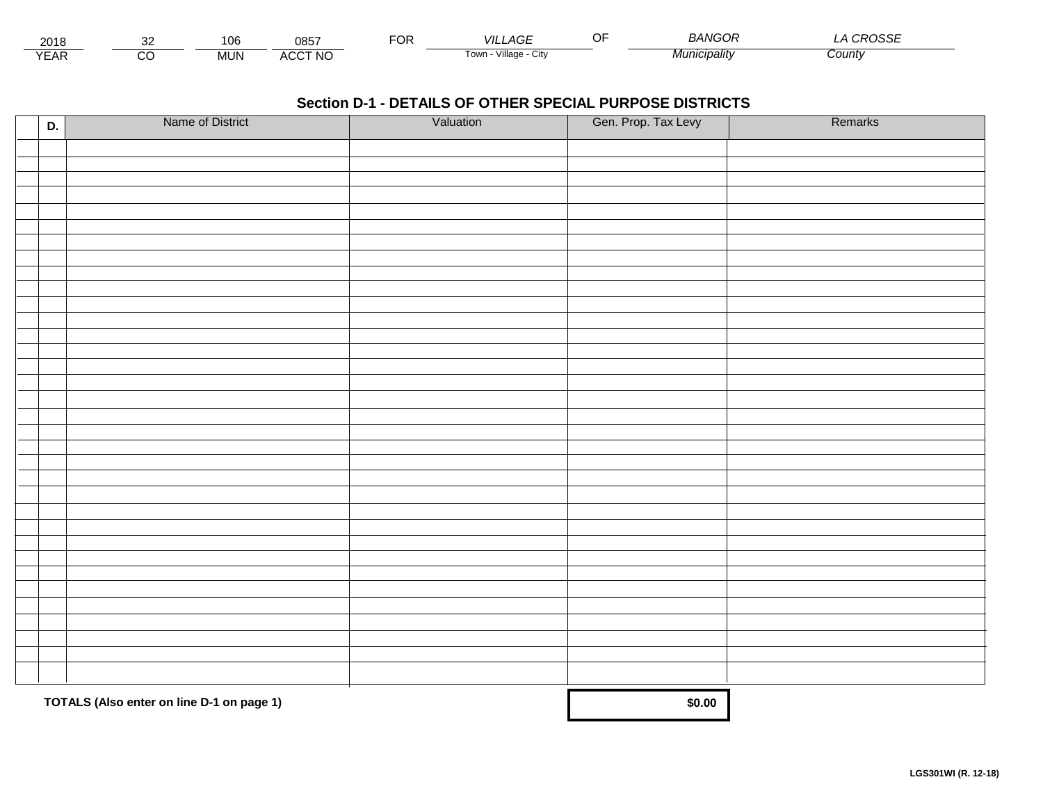| 2018 | 32 | 106 | 0857 | FOR | VILLAGE | OF | BANGOR | LA CROSSE |
|---|---|---|---|---|---|---|---|---|
| YEAR | CO | MUN | ACCT NO | | Town - Village - City | | Municipality | County |

## Section D-1 - DETAILS OF OTHER SPECIAL PURPOSE DISTRICTS

| D. | Name of District | Valuation | Gen. Prop. Tax Levy | Remarks |
|---|---|---|---|---|
| | | | | |
| | | | | |
| | | | | |
| | | | | |
| | | | | |
| | | | | |
| | | | | |
| | | | | |
| | | | | |
| | | | | |
| | | | | |
| | | | | |
| | | | | |
| | | | | |
| | | | | |
| | | | | |
| | | | | |
| | | | | |
| | | | | |
| | | | | |
| | | | | |
| | | | | |
| | | | | |
| | | | | |
| | | | | |
| | | | | |
| | | | | |
| | | | | |
| | | | | |
| | | | | |
| | | | | |
| | | | | |
| | | | | |
| | **TOTALS (Also enter on line D-1 on page 1)** | | **$0.00** | |

**LGS301WI (R. 12-18)**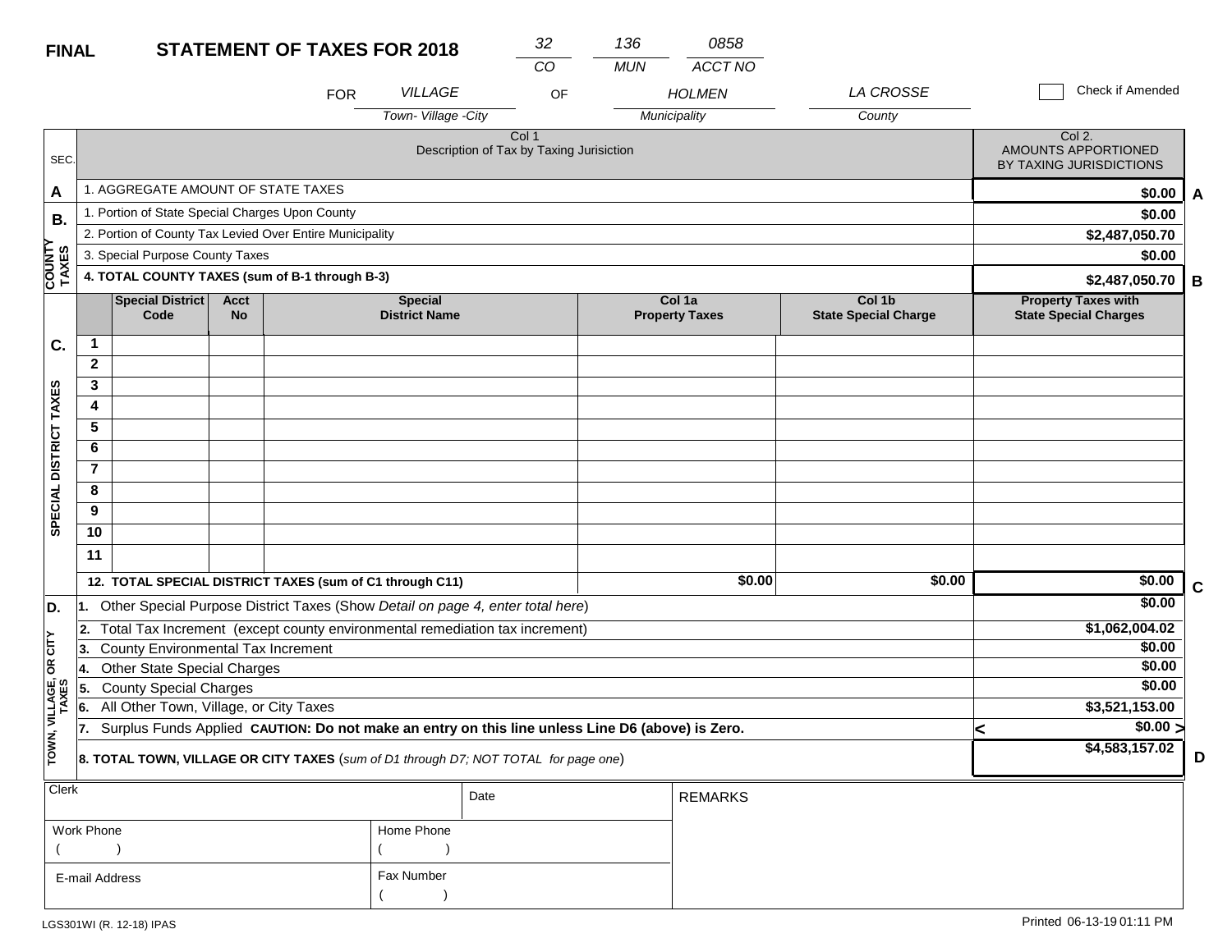**FINAL** **STATEMENT OF TAXES FOR 2018**

| 32 | 136 | 0858 |
|---|---|---|
| CO | MUN | ACCT NO |

FOR *VILLAGE* (Town- Village -City) OF *HOLMEN* (Municipality) *LA CROSSE* (County)

☐ Check if Amended

| SEC. | Col 1<br>Description of Tax by Taxing Jurisiction | Col 2.<br>AMOUNTS APPORTIONED BY TAXING JURISDICTIONS | |
|---|---|---|---|
| A | 1. AGGREGATE AMOUNT OF STATE TAXES | $0.00 | A |
| B. COUNTY TAXES | 1. Portion of State Special Charges Upon County | $0.00 | |
| | 2. Portion of County Tax Levied Over Entire Municipality | $2,487,050.70 | |
| | 3. Special Purpose County Taxes | $0.00 | |
| | **4. TOTAL COUNTY TAXES (sum of B-1 through B-3)** | **$2,487,050.70** | **B** |

| SEC. | | Special District Code | Acct No | Special District Name | Col 1a Property Taxes | Col 1b State Special Charge | Property Taxes with State Special Charges | |
|---|---|---|---|---|---|---|---|---|
| C. SPECIAL DISTRICT TAXES | 1 | | | | | | | |
| | 2 | | | | | | | |
| | 3 | | | | | | | |
| | 4 | | | | | | | |
| | 5 | | | | | | | |
| | 6 | | | | | | | |
| | 7 | | | | | | | |
| | 8 | | | | | | | |
| | 9 | | | | | | | |
| | 10 | | | | | | | |
| | 11 | | | | | | | |
| | **12. TOTAL SPECIAL DISTRICT TAXES (sum of C1 through C11)** | | | | $0.00 | $0.00 | $0.00 | **C** |

| SEC. | Description | Amount | |
|---|---|---|---|
| D. TOWN, VILLAGE, OR CITY TAXES | 1. Other Special Purpose District Taxes (Show *Detail on page 4, enter total here*) | $0.00 | |
| | 2. Total Tax Increment (except county environmental remediation tax increment) | $1,062,004.02 | |
| | 3. County Environmental Tax Increment | $0.00 | |
| | 4. Other State Special Charges | $0.00 | |
| | 5. County Special Charges | $0.00 | |
| | 6. All Other Town, Village, or City Taxes | $3,521,153.00 | |
| | 7. Surplus Funds Applied **CAUTION: Do not make an entry on this line unless Line D6 (above) is Zero.** | < $0.00 > | |
| | **8. TOTAL TOWN, VILLAGE OR CITY TAXES** (*sum of D1 through D7; NOT TOTAL for page one*) | **$4,583,157.02** | **D** |

| Clerk | | Date | REMARKS |
|---|---|---|---|
| Work Phone ( ) | Home Phone ( ) | | |
| E-mail Address | Fax Number ( ) | | |

LGS301WI (R. 12-18) IPAS

Printed 06-13-19 01:11 PM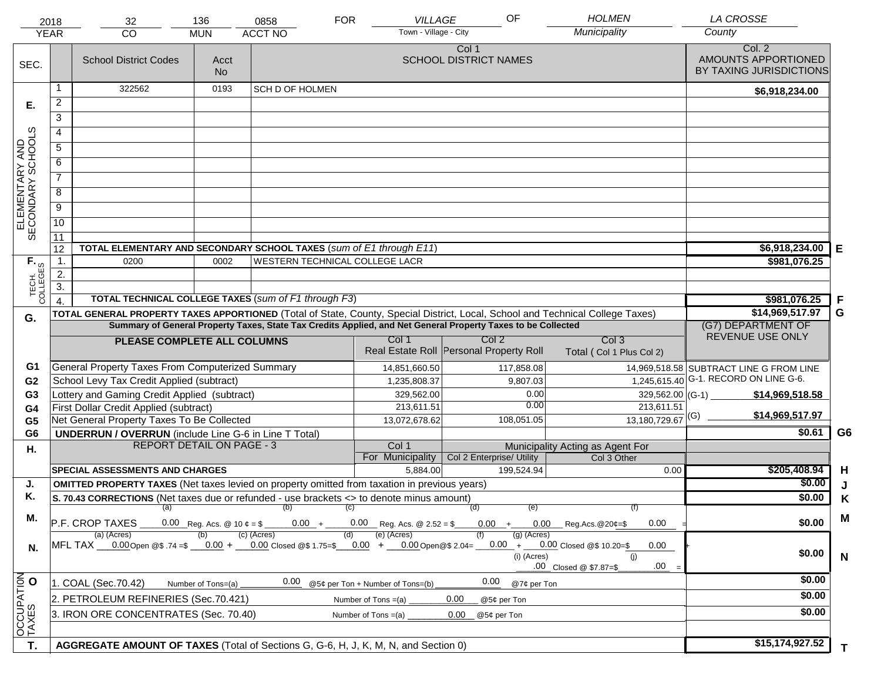| 2018 | 32 | 136 | 0858 | FOR | VILLAGE | OF | HOLMEN | LA CROSSE |
|---|---|---|---|---|---|---|---|---|
| YEAR | CO | MUN | ACCT NO | | Town - Village - City | | Municipality | County |

| SEC. | | School District Codes | Acct No | Col 1 SCHOOL DISTRICT NAMES | Col. 2 AMOUNTS APPORTIONED BY TAXING JURISDICTIONS | |
|---|---|---|---|---|---|---|
| E. ELEMENTARY AND SECONDARY SCHOOLS | 1 | 322562 | 0193 | SCH D OF HOLMEN | $6,918,234.00 | |
| | 2 | | | | | |
| | 3 | | | | | |
| | 4 | | | | | |
| | 5 | | | | | |
| | 6 | | | | | |
| | 7 | | | | | |
| | 8 | | | | | |
| | 9 | | | | | |
| | 10 | | | | | |
| | 11 | | | | | |
| | 12 | **TOTAL ELEMENTARY AND SECONDARY SCHOOL TAXES** (*sum of E1 through E11*) | | | $6,918,234.00 | E |
| F. TECH. COLLEGES | 1. | 0200 | 0002 | WESTERN TECHNICAL COLLEGE LACR | $981,076.25 | |
| | 2. | | | | | |
| | 3. | | | | | |
| | 4. | **TOTAL TECHNICAL COLLEGE TAXES** (*sum of F1 through F3*) | | | $981,076.25 | F |
| G. | | **TOTAL GENERAL PROPERTY TAXES APPORTIONED** (Total of State, County, Special District, Local, School and Technical College Taxes) | | | $14,969,517.97 | G |

**Summary of General Property Taxes, State Tax Credits Applied, and Net General Property Taxes to be Collected**

| | PLEASE COMPLETE ALL COLUMNS | Col 1 Real Estate Roll | Col 2 Personal Property Roll | Col 3 Total ( Col 1 Plus Col 2) | (G7) DEPARTMENT OF REVENUE USE ONLY | |
|---|---|---|---|---|---|---|
| G1 | General Property Taxes From Computerized Summary | 14,851,660.50 | 117,858.08 | 14,969,518.58 | SUBTRACT LINE G FROM LINE G-1. RECORD ON LINE G-6. | |
| G2 | School Levy Tax Credit Applied (subtract) | 1,235,808.37 | 9,807.03 | 1,245,615.40 | | |
| G3 | Lottery and Gaming Credit Applied (subtract) | 329,562.00 | 0.00 | 329,562.00 | (G-1) $14,969,518.58 | |
| G4 | First Dollar Credit Applied (subtract) | 213,611.51 | 0.00 | 213,611.51 | | |
| G5 | Net General Property Taxes To Be Collected | 13,072,678.62 | 108,051.05 | 13,180,729.67 | (G) $14,969,517.97 | |
| G6 | **UNDERRUN / OVERRUN** (include Line G-6 in Line T Total) | | | | $0.61 | G6 |

| H. | REPORT DETAIL ON PAGE - 3 | Col 1 For Municipality | Col 2 Enterprise/ Utility | Col 3 Other | | |
|---|---|---|---|---|---|---|
| | **SPECIAL ASSESSMENTS AND CHARGES** | 5,884.00 | 199,524.94 | 0.00 | $205,408.94 | H |
| J. | **OMITTED PROPERTY TAXES** (Net taxes levied on property omitted from taxation in previous years) | | | | $0.00 | J |
| K. | **S. 70.43 CORRECTIONS** (Net taxes due or refunded - use brackets <> to denote minus amount) | | | | $0.00 | K |
| M. | P.F. CROP TAXES (a) 0.00 Reg. Acs. @ 10 ¢ = $ (b) 0.00 + (c) 0.00 Reg. Acs. @ 2.52 = $ (d) 0.00 + (e) 0.00 Reg.Acs.@20¢=$ (f) 0.00 = | | | | $0.00 | M |
| N. | MFL TAX (a) (Acres) 0.00 Open @$ .74 =$ (b) 0.00 + (c) (Acres) 0.00 Closed @$ 1.75=$ (d) 0.00 + (e) (Acres) 0.00 Open@$ 2.04= (f) 0.00 + (g) (Acres) 0.00 Closed @$ 10.20=$ 0.00 + (i) (Acres) .00 Closed @ $7.87=$ (j) .00 = | | | | $0.00 | N |
| O OCCUPATION TAXES | 1. COAL (Sec.70.42) Number of Tons=(a) 0.00 @5¢ per Ton + Number of Tons=(b) 0.00 @7¢ per Ton | | | | $0.00 | |
| | 2. PETROLEUM REFINERIES (Sec.70.421) Number of Tons =(a) 0.00 @5¢ per Ton | | | | $0.00 | |
| | 3. IRON ORE CONCENTRATES (Sec. 70.40) Number of Tons =(a) 0.00 @5¢ per Ton | | | | $0.00 | |
| T. | **AGGREGATE AMOUNT OF TAXES** (Total of Sections G, G-6, H, J, K, M, N, and Section 0) | | | | $15,174,927.52 | T |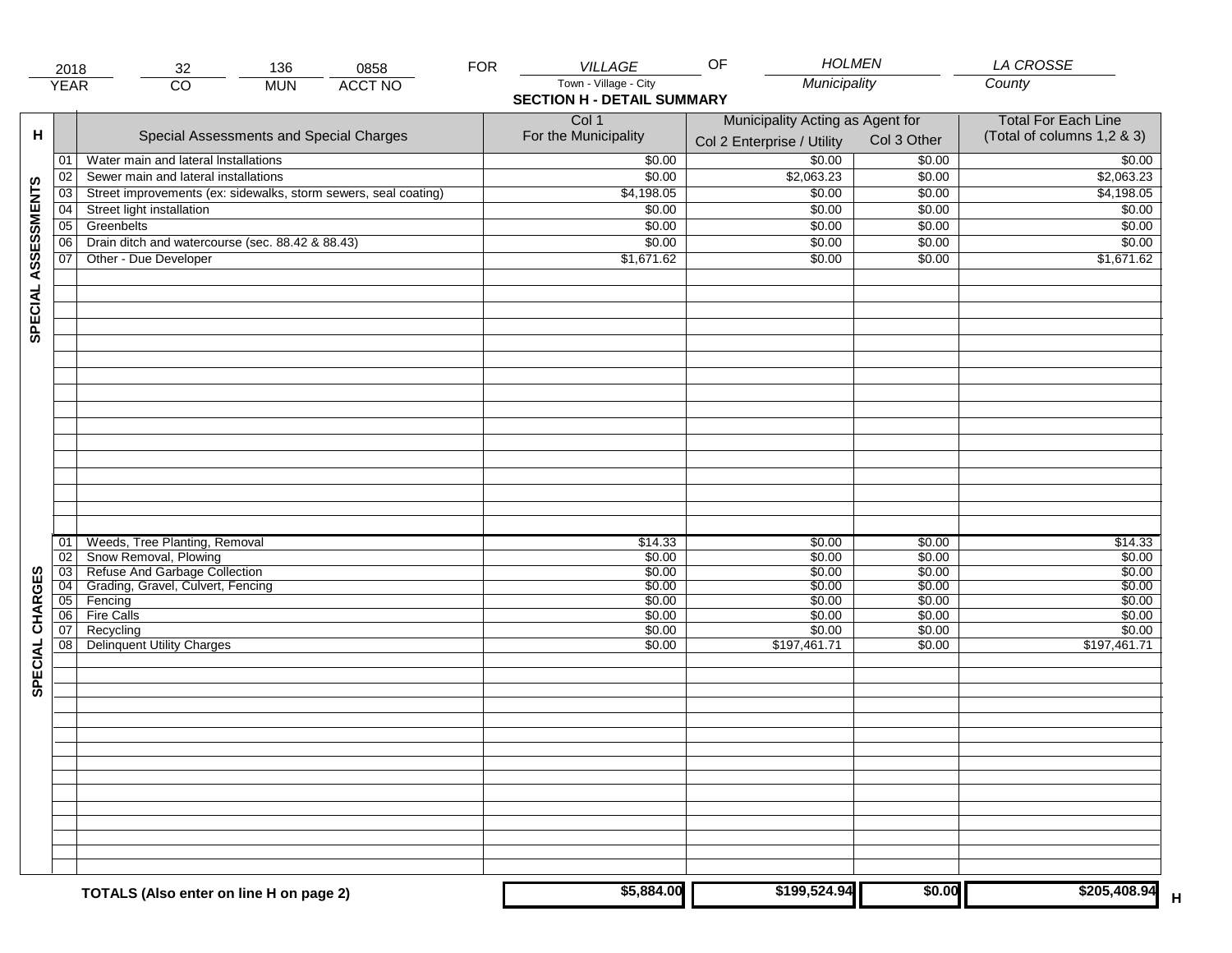| 2018 | 32 | 136 | 0858 | FOR | VILLAGE | OF | HOLMEN | LA CROSSE |
|---|---|---|---|---|---|---|---|---|
| YEAR | CO | MUN | ACCT NO | | Town - Village - City | | Municipality | County |

## SECTION H - DETAIL SUMMARY

| H | | Special Assessments and Special Charges | Col 1 For the Municipality | Municipality Acting as Agent for Col 2 Enterprise / Utility | Col 3 Other | Total For Each Line (Total of columns 1,2 & 3) |
|---|---|---|---|---|---|---|
| SPECIAL ASSESSMENTS | 01 | Water main and lateral Installations | $0.00 | $0.00 | $0.00 | $0.00 |
| | 02 | Sewer main and lateral installations | $0.00 | $2,063.23 | $0.00 | $2,063.23 |
| | 03 | Street improvements (ex: sidewalks, storm sewers, seal coating) | $4,198.05 | $0.00 | $0.00 | $4,198.05 |
| | 04 | Street light installation | $0.00 | $0.00 | $0.00 | $0.00 |
| | 05 | Greenbelts | $0.00 | $0.00 | $0.00 | $0.00 |
| | 06 | Drain ditch and watercourse (sec. 88.42 & 88.43) | $0.00 | $0.00 | $0.00 | $0.00 |
| | 07 | Other - Due Developer | $1,671.62 | $0.00 | $0.00 | $1,671.62 |
| SPECIAL CHARGES | 01 | Weeds, Tree Planting, Removal | $14.33 | $0.00 | $0.00 | $14.33 |
| | 02 | Snow Removal, Plowing | $0.00 | $0.00 | $0.00 | $0.00 |
| | 03 | Refuse And Garbage Collection | $0.00 | $0.00 | $0.00 | $0.00 |
| | 04 | Grading, Gravel, Culvert, Fencing | $0.00 | $0.00 | $0.00 | $0.00 |
| | 05 | Fencing | $0.00 | $0.00 | $0.00 | $0.00 |
| | 06 | Fire Calls | $0.00 | $0.00 | $0.00 | $0.00 |
| | 07 | Recycling | $0.00 | $0.00 | $0.00 | $0.00 |
| | 08 | Delinquent Utility Charges | $0.00 | $197,461.71 | $0.00 | $197,461.71 |
| | | **TOTALS (Also enter on line H on page 2)** | **$5,884.00** | **$199,524.94** | **$0.00** | **$205,408.94** H |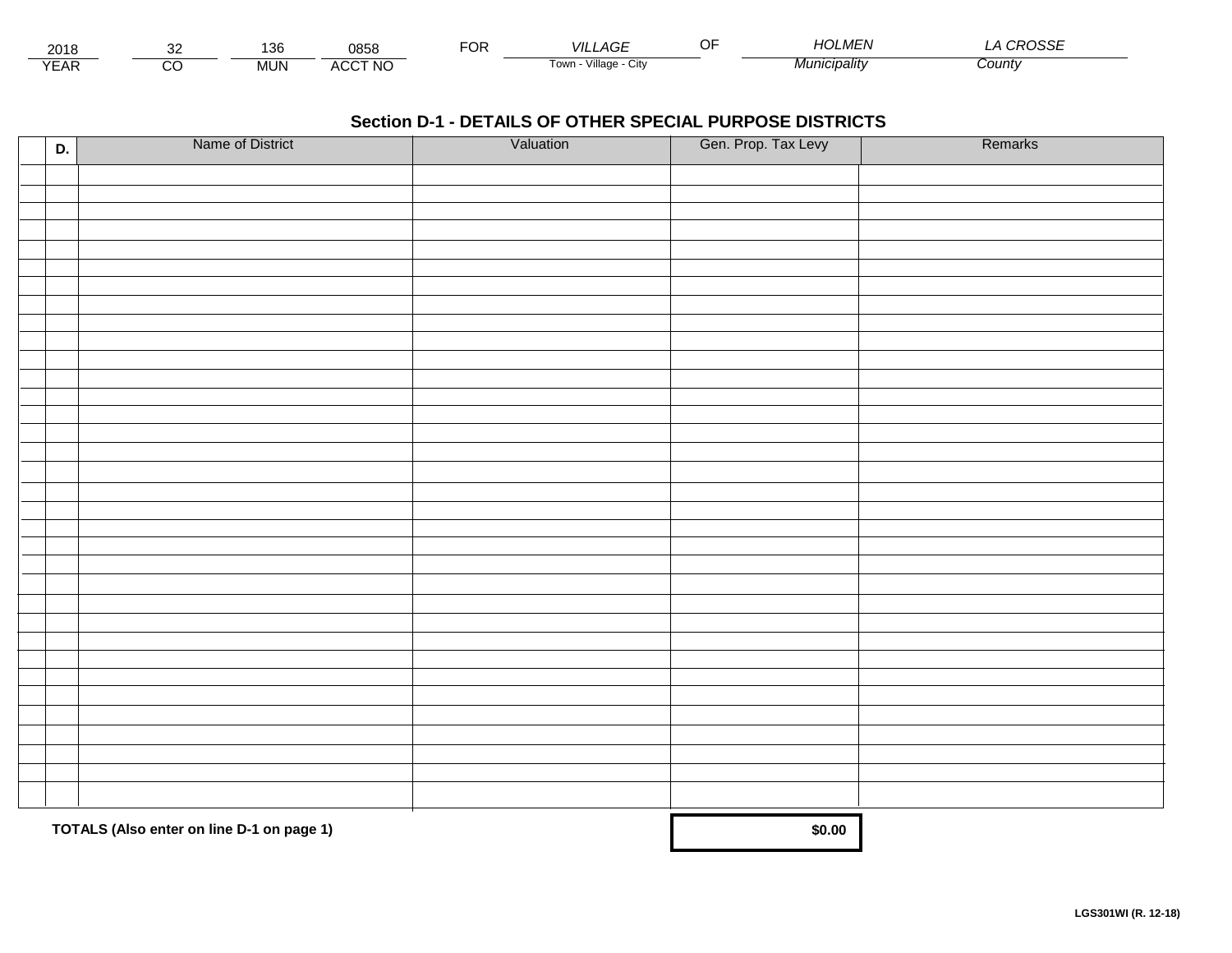| 2018 | 32 | 136 | 0858 | FOR | VILLAGE | OF | HOLMEN | LA CROSSE |
|---|---|---|---|---|---|---|---|---|
| YEAR | CO | MUN | ACCT NO | | Town - Village - City | | Municipality | County |

## Section D-1 - DETAILS OF OTHER SPECIAL PURPOSE DISTRICTS

| | D. | Name of District | Valuation | Gen. Prop. Tax Levy | Remarks |
|---|---|---|---|---|---|
| | | | | | |
| | | | | | |
| | | | | | |
| | | | | | |
| | | | | | |
| | | | | | |
| | | | | | |
| | | | | | |
| | | | | | |
| | | | | | |
| | | | | | |
| | | | | | |
| | | | | | |
| | | | | | |
| | | | | | |
| | | | | | |
| | | | | | |
| | | | | | |
| | | | | | |
| | | | | | |
| | | | | | |
| | | | | | |
| | | | | | |
| | | | | | |
| | | | | | |
| | | | | | |
| | | | | | |
| | | | | | |
| | | | | | |
| | | | | | |
| | | | | | |
| | | | | | |
| | | | | | |
| | | | | | |
| | | | | | |
| | | **TOTALS (Also enter on line D-1 on page 1)** | | **$0.00** | |

**LGS301WI (R. 12-18)**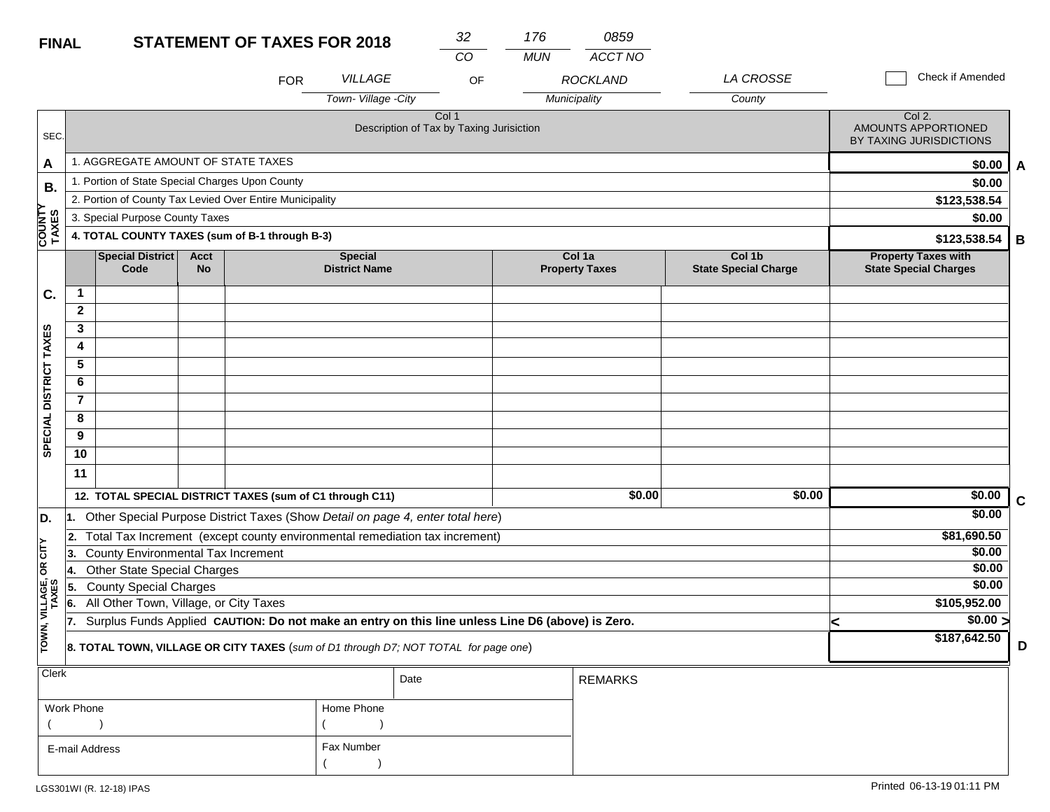**FINAL** **STATEMENT OF TAXES FOR 2018**

| 32 | 176 | 0859 |
|---|---|---|
| CO | MUN | ACCT NO |

FOR *VILLAGE* (Town- Village -City) OF *ROCKLAND* (Municipality) *LA CROSSE* (County)

☐ Check if Amended

| SEC. | Col 1 Description of Tax by Taxing Jurisiction | Col 2. AMOUNTS APPORTIONED BY TAXING JURISDICTIONS | |
|---|---|---|---|
| A | 1. AGGREGATE AMOUNT OF STATE TAXES | $0.00 | A |
| B. COUNTY TAXES | 1. Portion of State Special Charges Upon County | $0.00 | |
| | 2. Portion of County Tax Levied Over Entire Municipality | $123,538.54 | |
| | 3. Special Purpose County Taxes | $0.00 | |
| | **4. TOTAL COUNTY TAXES (sum of B-1 through B-3)** | $123,538.54 | B |

| SEC. | | Special District Code | Acct No | Special District Name | Col 1a Property Taxes | Col 1b State Special Charge | Property Taxes with State Special Charges | |
|---|---|---|---|---|---|---|---|---|
| C. SPECIAL DISTRICT TAXES | 1 | | | | | | | |
| | 2 | | | | | | | |
| | 3 | | | | | | | |
| | 4 | | | | | | | |
| | 5 | | | | | | | |
| | 6 | | | | | | | |
| | 7 | | | | | | | |
| | 8 | | | | | | | |
| | 9 | | | | | | | |
| | 10 | | | | | | | |
| | 11 | | | | | | | |
| | **12. TOTAL SPECIAL DISTRICT TAXES (sum of C1 through C11)** | | | | $0.00 | $0.00 | $0.00 | C |

| SEC. | Description | Amount | |
|---|---|---|---|
| D. TOWN, VILLAGE, OR CITY TAXES | 1. Other Special Purpose District Taxes (Show *Detail on page 4, enter total here*) | $0.00 | |
| | 2. Total Tax Increment (except county environmental remediation tax increment) | $81,690.50 | |
| | 3. County Environmental Tax Increment | $0.00 | |
| | 4. Other State Special Charges | $0.00 | |
| | 5. County Special Charges | $0.00 | |
| | 6. All Other Town, Village, or City Taxes | $105,952.00 | |
| | 7. Surplus Funds Applied **CAUTION: Do not make an entry on this line unless Line D6 (above) is Zero.** | < $0.00 > | |
| | **8. TOTAL TOWN, VILLAGE OR CITY TAXES** (*sum of D1 through D7; NOT TOTAL for page one*) | $187,642.50 | D |

| Clerk | | Date | REMARKS |
|---|---|---|---|
| Work Phone ( ) | Home Phone ( ) | | |
| E-mail Address | Fax Number ( ) | | |

LGS301WI (R. 12-18) IPAS

Printed 06-13-19 01:11 PM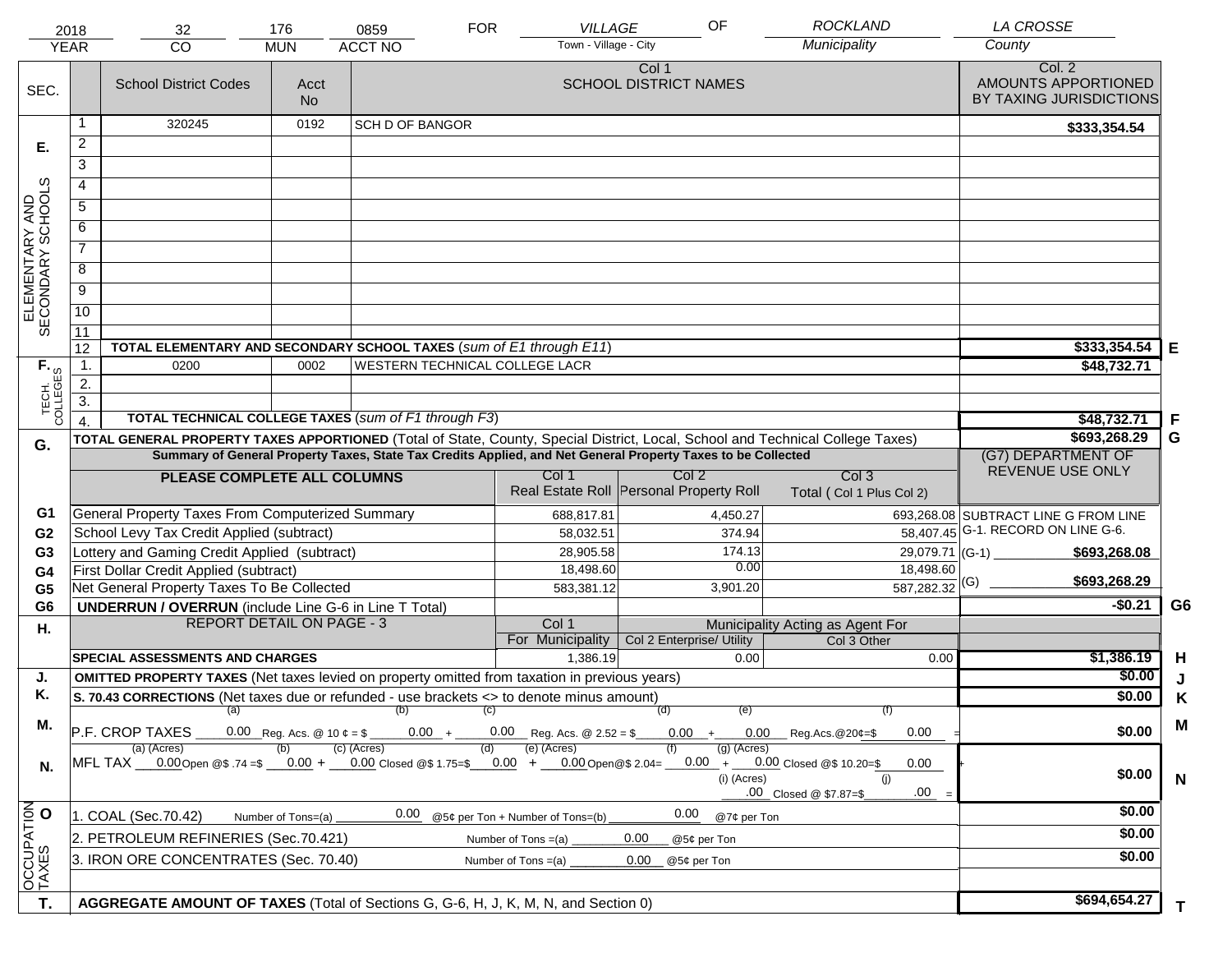| 2018 | 32 | 176 | 0859 | FOR | VILLAGE | OF | ROCKLAND | LA CROSSE |
|---|---|---|---|---|---|---|---|---|
| YEAR | CO | MUN | ACCT NO | | Town - Village - City | | Municipality | County |

| SEC. | | School District Codes | Acct No | Col 1 SCHOOL DISTRICT NAMES | Col. 2 AMOUNTS APPORTIONED BY TAXING JURISDICTIONS | |
|---|---|---|---|---|---|---|
| E. ELEMENTARY AND SECONDARY SCHOOLS | 1 | 320245 | 0192 | SCH D OF BANGOR | $333,354.54 | |
| | 2 | | | | | |
| | 3 | | | | | |
| | 4 | | | | | |
| | 5 | | | | | |
| | 6 | | | | | |
| | 7 | | | | | |
| | 8 | | | | | |
| | 9 | | | | | |
| | 10 | | | | | |
| | 11 | | | | | |
| | 12 | **TOTAL ELEMENTARY AND SECONDARY SCHOOL TAXES** (*sum of E1 through E11*) | | | $333,354.54 | E |
| F. TECH. COLLEGES | 1. | 0200 | 0002 | WESTERN TECHNICAL COLLEGE LACR | $48,732.71 | |
| | 2. | | | | | |
| | 3. | | | | | |
| | 4. | **TOTAL TECHNICAL COLLEGE TAXES** (*sum of F1 through F3*) | | | $48,732.71 | F |
| G. | | **TOTAL GENERAL PROPERTY TAXES APPORTIONED** (Total of State, County, Special District, Local, School and Technical College Taxes) | | | $693,268.29 | G |

**Summary of General Property Taxes, State Tax Credits Applied, and Net General Property Taxes to be Collected**

| | PLEASE COMPLETE ALL COLUMNS | Col 1 Real Estate Roll | Col 2 Personal Property Roll | Col 3 Total ( Col 1 Plus Col 2) | (G7) DEPARTMENT OF REVENUE USE ONLY |
|---|---|---|---|---|---|
| G1 | General Property Taxes From Computerized Summary | 688,817.81 | 4,450.27 | 693,268.08 | SUBTRACT LINE G FROM LINE G-1. RECORD ON LINE G-6. |
| G2 | School Levy Tax Credit Applied (subtract) | 58,032.51 | 374.94 | 58,407.45 | |
| G3 | Lottery and Gaming Credit Applied (subtract) | 28,905.58 | 174.13 | 29,079.71 | (G-1) $693,268.08 |
| G4 | First Dollar Credit Applied (subtract) | 18,498.60 | 0.00 | 18,498.60 | |
| G5 | Net General Property Taxes To Be Collected | 583,381.12 | 3,901.20 | 587,282.32 | (G) $693,268.29 |
| G6 | **UNDERRUN / OVERRUN** (include Line G-6 in Line T Total) | | | | -$0.21 G6 |

| H. | REPORT DETAIL ON PAGE - 3 | Col 1 For Municipality | Col 2 Enterprise/ Utility (Municipality Acting as Agent For) | Col 3 Other | | |
|---|---|---|---|---|---|---|
| | **SPECIAL ASSESSMENTS AND CHARGES** | 1,386.19 | 0.00 | 0.00 | $1,386.19 | H |
| J. | **OMITTED PROPERTY TAXES** (Net taxes levied on property omitted from taxation in previous years) | | | | $0.00 | J |
| K. | **S. 70.43 CORRECTIONS** (Net taxes due or refunded - use brackets <> to denote minus amount) | | | | $0.00 | K |
| M. | P.F. CROP TAXES (a) 0.00 Reg. Acs. @ 10 ¢ = $ (b) 0.00 + (c) 0.00 Reg. Acs. @ 2.52 = $ (d) 0.00 + (e) 0.00 Reg.Acs.@20¢=$ (f) 0.00 = | | | | $0.00 | M |
| N. | MFL TAX (a) (Acres) 0.00 Open @$ .74 =$ (b) 0.00 + (c) (Acres) 0.00 Closed @$ 1.75=$ (d) 0.00 + (e) (Acres) 0.00 Open@$ 2.04= (f) 0.00 + (g) (Acres) 0.00 Closed @$ 10.20=$ 0.00 + (i) (Acres) .00 Closed @ $7.87=$ (j) .00 = | | | | $0.00 | N |
| O. OCCUPATION TAXES | 1. COAL (Sec.70.42) Number of Tons=(a) 0.00 @5¢ per Ton + Number of Tons=(b) 0.00 @7¢ per Ton | | | | $0.00 | |
| | 2. PETROLEUM REFINERIES (Sec.70.421) Number of Tons =(a) 0.00 @5¢ per Ton | | | | $0.00 | |
| | 3. IRON ORE CONCENTRATES (Sec. 70.40) Number of Tons =(a) 0.00 @5¢ per Ton | | | | $0.00 | |
| T. | **AGGREGATE AMOUNT OF TAXES** (Total of Sections G, G-6, H, J, K, M, N, and Section 0) | | | | $694,654.27 | T |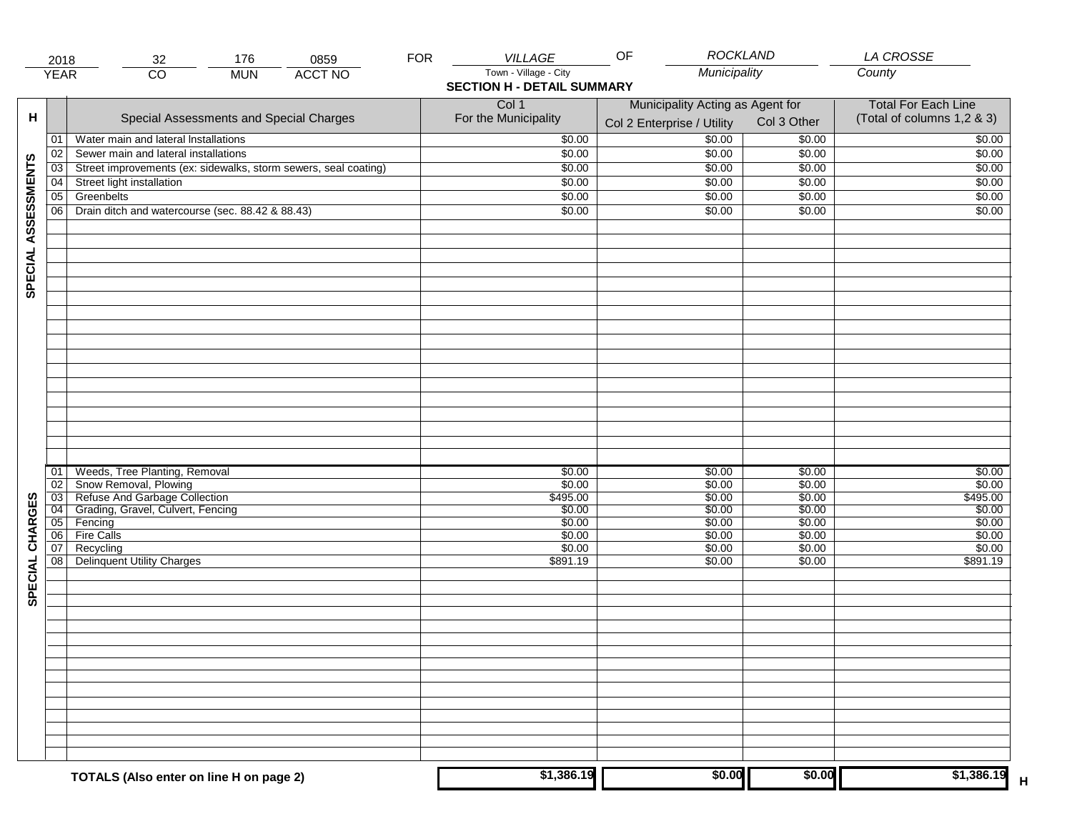| 2018 | 32 | 176 | 0859 | FOR | VILLAGE | OF | ROCKLAND | LA CROSSE |
|---|---|---|---|---|---|---|---|---|
| YEAR | CO | MUN | ACCT NO | | Town - Village - City | | Municipality | County |

## SECTION H - DETAIL SUMMARY

| H | | Special Assessments and Special Charges | Col 1 For the Municipality | Municipality Acting as Agent for Col 2 Enterprise / Utility | Municipality Acting as Agent for Col 3 Other | Total For Each Line (Total of columns 1,2 & 3) |
|---|---|---|---|---|---|---|
| SPECIAL ASSESSMENTS | 01 | Water main and lateral Installations | $0.00 | $0.00 | $0.00 | $0.00 |
| | 02 | Sewer main and lateral installations | $0.00 | $0.00 | $0.00 | $0.00 |
| | 03 | Street improvements (ex: sidewalks, storm sewers, seal coating) | $0.00 | $0.00 | $0.00 | $0.00 |
| | 04 | Street light installation | $0.00 | $0.00 | $0.00 | $0.00 |
| | 05 | Greenbelts | $0.00 | $0.00 | $0.00 | $0.00 |
| | 06 | Drain ditch and watercourse (sec. 88.42 & 88.43) | $0.00 | $0.00 | $0.00 | $0.00 |
| SPECIAL CHARGES | 01 | Weeds, Tree Planting, Removal | $0.00 | $0.00 | $0.00 | $0.00 |
| | 02 | Snow Removal, Plowing | $0.00 | $0.00 | $0.00 | $0.00 |
| | 03 | Refuse And Garbage Collection | $495.00 | $0.00 | $0.00 | $495.00 |
| | 04 | Grading, Gravel, Culvert, Fencing | $0.00 | $0.00 | $0.00 | $0.00 |
| | 05 | Fencing | $0.00 | $0.00 | $0.00 | $0.00 |
| | 06 | Fire Calls | $0.00 | $0.00 | $0.00 | $0.00 |
| | 07 | Recycling | $0.00 | $0.00 | $0.00 | $0.00 |
| | 08 | Delinquent Utility Charges | $891.19 | $0.00 | $0.00 | $891.19 |
| | | **TOTALS (Also enter on line H on page 2)** | $1,386.19 | $0.00 | $0.00 | $1,386.19 H |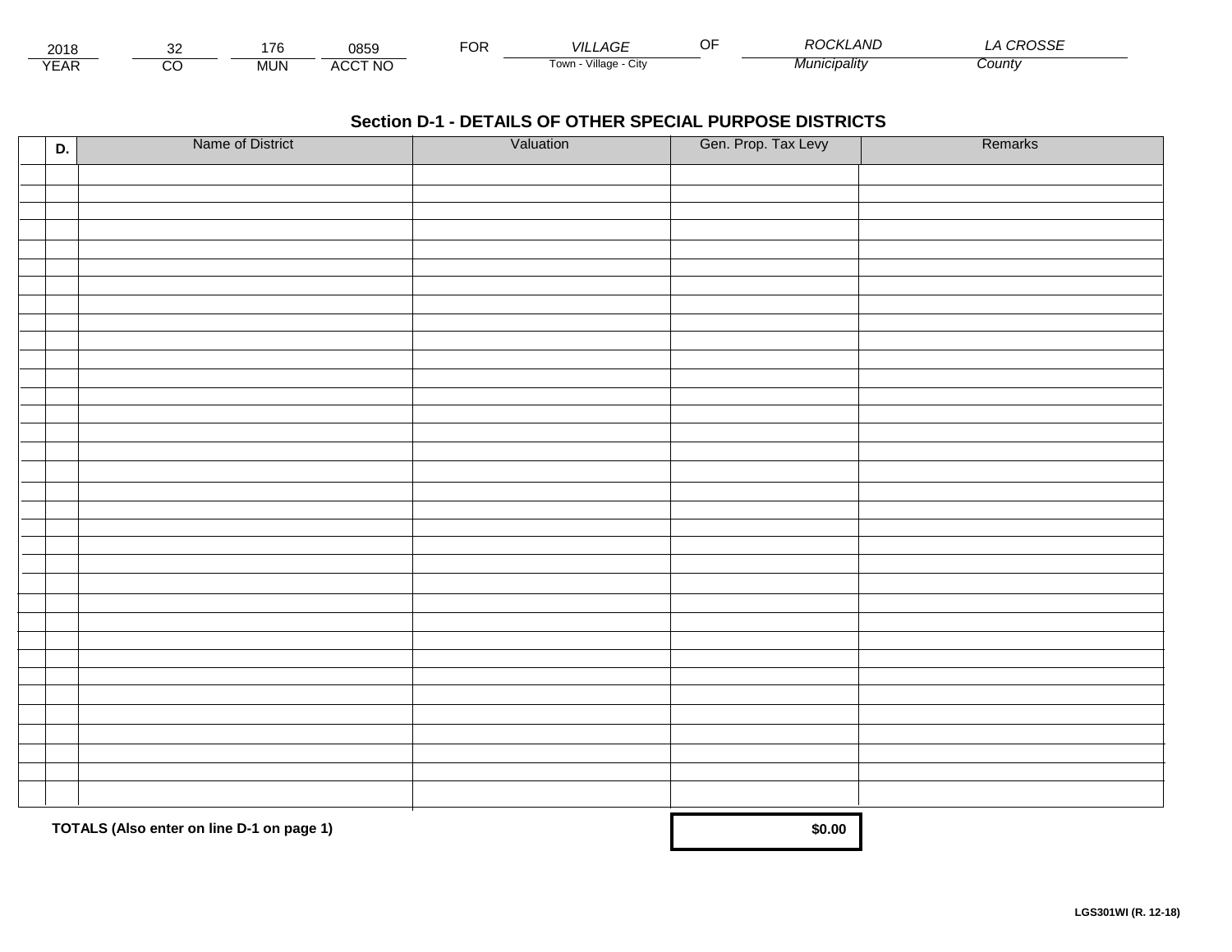| 2018 | 32 | 176 | 0859 | FOR | VILLAGE | OF | ROCKLAND | LA CROSSE |
|---|---|---|---|---|---|---|---|---|
| YEAR | CO | MUN | ACCT NO | | Town - Village - City | | Municipality | County |

## Section D-1 - DETAILS OF OTHER SPECIAL PURPOSE DISTRICTS

| D. | Name of District | Valuation | Gen. Prop. Tax Levy | Remarks |
|---|---|---|---|---|
| | | | | |
| | | | | |
| | | | | |
| | | | | |
| | | | | |
| | | | | |
| | | | | |
| | | | | |
| | | | | |
| | | | | |
| | | | | |
| | | | | |
| | | | | |
| | | | | |
| | | | | |
| | | | | |
| | | | | |
| | | | | |
| | | | | |
| | | | | |
| | | | | |
| | | | | |
| | | | | |
| | | | | |
| | | | | |
| | | | | |
| | | | | |
| | | | | |
| | | | | |
| | | | | |
| | | | | |
| | | | | |
| | | | | |
| | | | | |
| | **TOTALS (Also enter on line D-1 on page 1)** | | **$0.00** | |

**LGS301WI (R. 12-18)**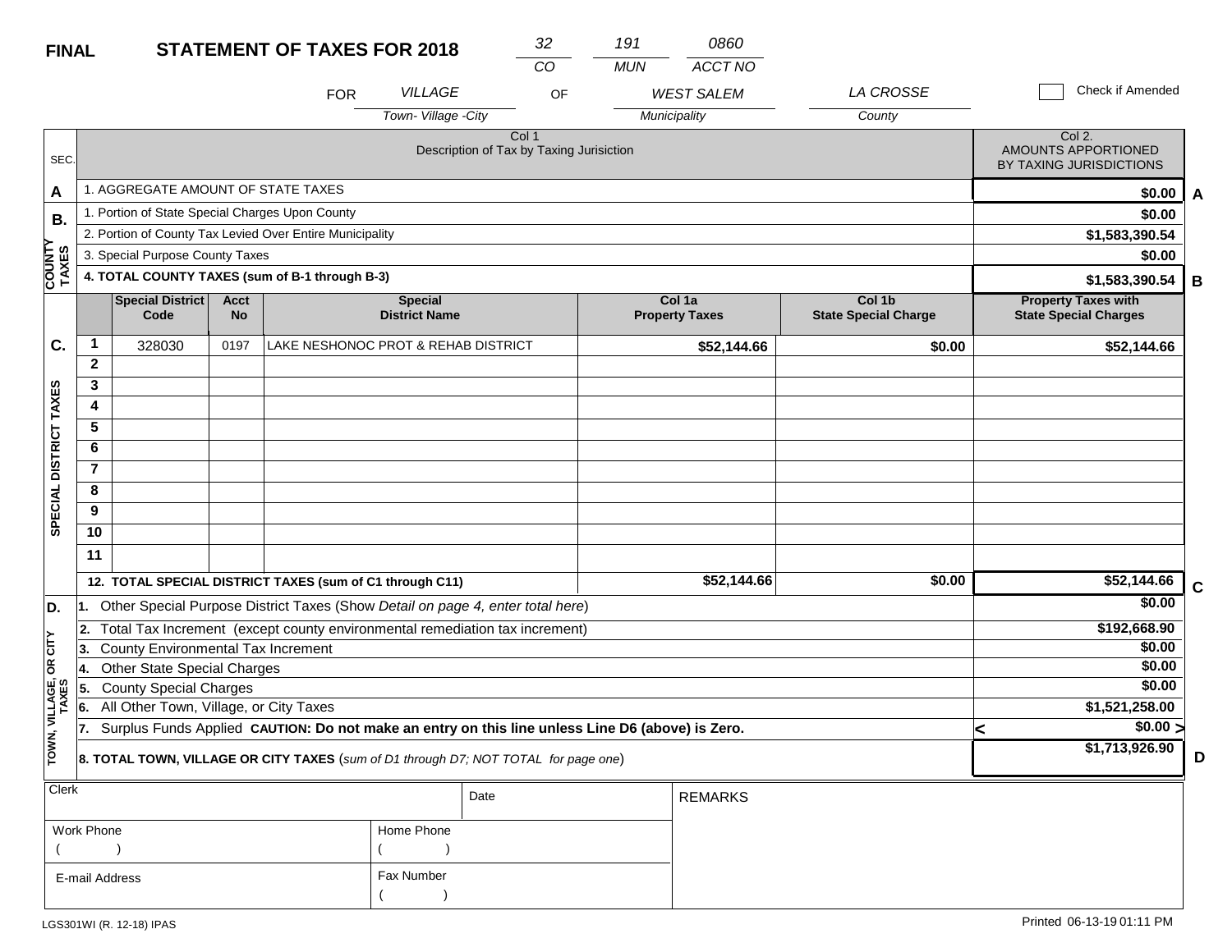**FINAL** **STATEMENT OF TAXES FOR 2018**

| 32 | 191 | 0860 |
|---|---|---|
| CO | MUN | ACCT NO |

FOR *VILLAGE* (Town- Village -City) OF *WEST SALEM* (Municipality) *LA CROSSE* (County)

☐ Check if Amended

| SEC. | Col 1 Description of Tax by Taxing Jurisiction | Col 2. AMOUNTS APPORTIONED BY TAXING JURISDICTIONS | |
|---|---|---|---|
| A | 1. AGGREGATE AMOUNT OF STATE TAXES | $0.00 | A |
| B. COUNTY TAXES | 1. Portion of State Special Charges Upon County | $0.00 | |
| | 2. Portion of County Tax Levied Over Entire Municipality | $1,583,390.54 | |
| | 3. Special Purpose County Taxes | $0.00 | |
| | **4. TOTAL COUNTY TAXES (sum of B-1 through B-3)** | **$1,583,390.54** | B |

| | | Special District Code | Acct No | Special District Name | Col 1a Property Taxes | Col 1b State Special Charge | Property Taxes with State Special Charges | |
|---|---|---|---|---|---|---|---|---|
| C. SPECIAL DISTRICT TAXES | 1 | 328030 | 0197 | LAKE NESHONOC PROT & REHAB DISTRICT | $52,144.66 | $0.00 | $52,144.66 | |
| | 2 | | | | | | | |
| | 3 | | | | | | | |
| | 4 | | | | | | | |
| | 5 | | | | | | | |
| | 6 | | | | | | | |
| | 7 | | | | | | | |
| | 8 | | | | | | | |
| | 9 | | | | | | | |
| | 10 | | | | | | | |
| | 11 | | | | | | | |
| | **12. TOTAL SPECIAL DISTRICT TAXES (sum of C1 through C11)** | | | | $52,144.66 | $0.00 | $52,144.66 | C |

| SEC. | Description | Amount | |
|---|---|---|---|
| D. TOWN, VILLAGE, OR CITY TAXES | 1. Other Special Purpose District Taxes (Show *Detail on page 4, enter total here*) | $0.00 | |
| | 2. Total Tax Increment (except county environmental remediation tax increment) | $192,668.90 | |
| | 3. County Environmental Tax Increment | $0.00 | |
| | 4. Other State Special Charges | $0.00 | |
| | 5. County Special Charges | $0.00 | |
| | 6. All Other Town, Village, or City Taxes | $1,521,258.00 | |
| | 7. Surplus Funds Applied **CAUTION: Do not make an entry on this line unless Line D6 (above) is Zero.** | < $0.00 > | |
| | **8. TOTAL TOWN, VILLAGE OR CITY TAXES** (*sum of D1 through D7; NOT TOTAL for page one*) | $1,713,926.90 | D |

| Clerk | | Date | REMARKS |
|---|---|---|---|
| Work Phone ( ) | Home Phone ( ) | | |
| E-mail Address | Fax Number ( ) | | |

LGS301WI (R. 12-18) IPAS

Printed 06-13-19 01:11 PM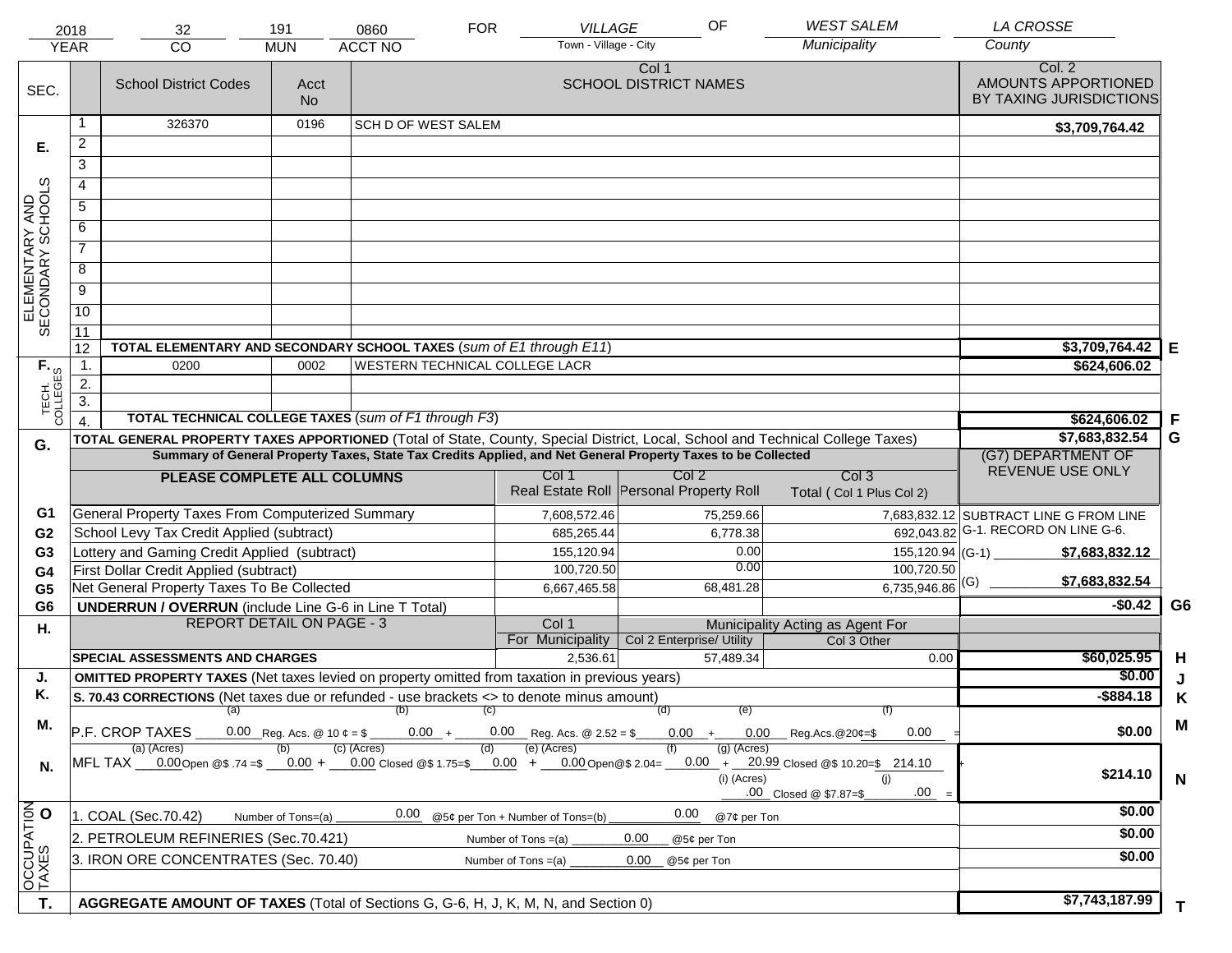| 2018 | 32 | 191 | 0860 | FOR | VILLAGE | OF | WEST SALEM | LA CROSSE |
|---|---|---|---|---|---|---|---|---|
| YEAR | CO | MUN | ACCT NO | | Town - Village - City | | Municipality | County |

| SEC. | | School District Codes | Acct No | Col 1 SCHOOL DISTRICT NAMES | Col. 2 AMOUNTS APPORTIONED BY TAXING JURISDICTIONS | |
|---|---|---|---|---|---|---|
| E. ELEMENTARY AND SECONDARY SCHOOLS | 1 | 326370 | 0196 | SCH D OF WEST SALEM | $3,709,764.42 | |
| | 2 | | | | | |
| | 3 | | | | | |
| | 4 | | | | | |
| | 5 | | | | | |
| | 6 | | | | | |
| | 7 | | | | | |
| | 8 | | | | | |
| | 9 | | | | | |
| | 10 | | | | | |
| | 11 | | | | | |
| | 12 | **TOTAL ELEMENTARY AND SECONDARY SCHOOL TAXES** (*sum of E1 through E11*) | | | $3,709,764.42 | E |
| F. TECH. COLLEGES | 1. | 0200 | 0002 | WESTERN TECHNICAL COLLEGE LACR | $624,606.02 | |
| | 2. | | | | | |
| | 3. | | | | | |
| | 4. | **TOTAL TECHNICAL COLLEGE TAXES** (*sum of F1 through F3*) | | | $624,606.02 | F |
| G. | | **TOTAL GENERAL PROPERTY TAXES APPORTIONED** (Total of State, County, Special District, Local, School and Technical College Taxes) | | | $7,683,832.54 | G |

**Summary of General Property Taxes, State Tax Credits Applied, and Net General Property Taxes to be Collected**

| | PLEASE COMPLETE ALL COLUMNS | Col 1 Real Estate Roll | Col 2 Personal Property Roll | Col 3 Total ( Col 1 Plus Col 2) | (G7) DEPARTMENT OF REVENUE USE ONLY | |
|---|---|---|---|---|---|---|
| G1 | General Property Taxes From Computerized Summary | 7,608,572.46 | 75,259.66 | 7,683,832.12 | SUBTRACT LINE G FROM LINE G-1. RECORD ON LINE G-6. | |
| G2 | School Levy Tax Credit Applied (subtract) | 685,265.44 | 6,778.38 | 692,043.82 | | |
| G3 | Lottery and Gaming Credit Applied (subtract) | 155,120.94 | 0.00 | 155,120.94 | (G-1) $7,683,832.12 | |
| G4 | First Dollar Credit Applied (subtract) | 100,720.50 | 0.00 | 100,720.50 | | |
| G5 | Net General Property Taxes To Be Collected | 6,667,465.58 | 68,481.28 | 6,735,946.86 | (G) $7,683,832.54 | |
| G6 | **UNDERRUN / OVERRUN** (include Line G-6 in Line T Total) | | | | -$0.42 | G6 |

| H. | REPORT DETAIL ON PAGE - 3 | Col 1 For Municipality | Municipality Acting as Agent For Col 2 Enterprise/ Utility | Col 3 Other | | |
|---|---|---|---|---|---|---|
| | **SPECIAL ASSESSMENTS AND CHARGES** | 2,536.61 | 57,489.34 | 0.00 | $60,025.95 | H |
| J. | **OMITTED PROPERTY TAXES** (Net taxes levied on property omitted from taxation in previous years) | | | | $0.00 | J |
| K. | **S. 70.43 CORRECTIONS** (Net taxes due or refunded - use brackets <> to denote minus amount) | | | | -$884.18 | K |
| M. | P.F. CROP TAXES (a) 0.00 Reg. Acs. @ 10 ¢ = $ (b) 0.00 + (c) 0.00 Reg. Acs. @ 2.52 = $ (d) 0.00 + (e) 0.00 Reg.Acs.@20¢=$ (f) 0.00 = | | | | $0.00 | M |
| N. | MFL TAX (a) (Acres) 0.00 Open @$ .74 =$ (b) 0.00 + (c) (Acres) 0.00 Closed @$ 1.75=$ (d) 0.00 + (e) (Acres) 0.00 Open@$ 2.04= (f) 0.00 + (g) (Acres) 20.99 Closed @$ 10.20=$ 214.10 + (i) (Acres) .00 Closed @ $7.87=$ (j) .00 = | | | | $214.10 | N |
| O. OCCUPATION TAXES | 1. COAL (Sec.70.42) Number of Tons=(a) 0.00 @5¢ per Ton + Number of Tons=(b) 0.00 @7¢ per Ton | | | | $0.00 | |
| | 2. PETROLEUM REFINERIES (Sec.70.421) Number of Tons =(a) 0.00 @5¢ per Ton | | | | $0.00 | |
| | 3. IRON ORE CONCENTRATES (Sec. 70.40) Number of Tons =(a) 0.00 @5¢ per Ton | | | | $0.00 | |
| T. | **AGGREGATE AMOUNT OF TAXES** (Total of Sections G, G-6, H, J, K, M, N, and Section 0) | | | | $7,743,187.99 | T |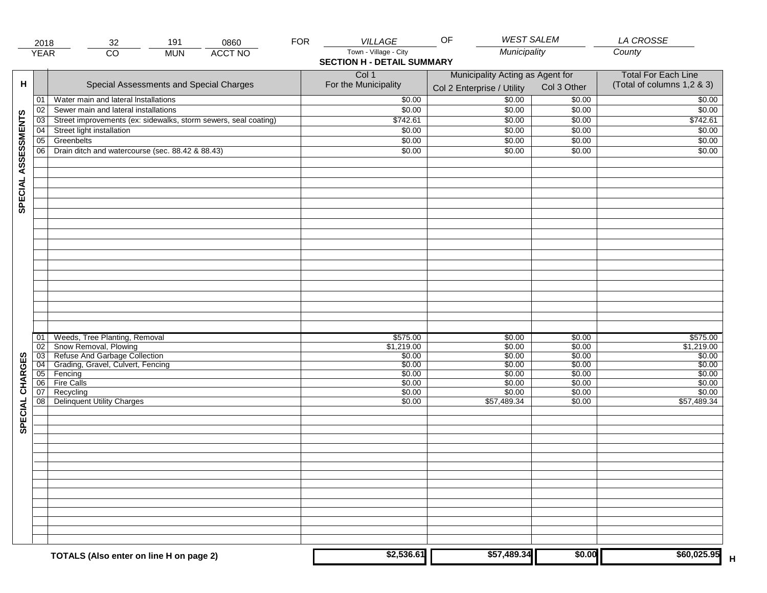| 2018 | 32 | 191 | 0860 | FOR | VILLAGE | OF | WEST SALEM | LA CROSSE |
|---|---|---|---|---|---|---|---|---|
| YEAR | CO | MUN | ACCT NO | | Town - Village - City | | Municipality | County |

## SECTION H - DETAIL SUMMARY

| H | | Special Assessments and Special Charges | Col 1 For the Municipality | Municipality Acting as Agent for Col 2 Enterprise / Utility | Col 3 Other | Total For Each Line (Total of columns 1,2 & 3) |
|---|---|---|---|---|---|---|
| SPECIAL ASSESSMENTS | 01 | Water main and lateral Installations | $0.00 | $0.00 | $0.00 | $0.00 |
| | 02 | Sewer main and lateral installations | $0.00 | $0.00 | $0.00 | $0.00 |
| | 03 | Street improvements (ex: sidewalks, storm sewers, seal coating) | $742.61 | $0.00 | $0.00 | $742.61 |
| | 04 | Street light installation | $0.00 | $0.00 | $0.00 | $0.00 |
| | 05 | Greenbelts | $0.00 | $0.00 | $0.00 | $0.00 |
| | 06 | Drain ditch and watercourse (sec. 88.42 & 88.43) | $0.00 | $0.00 | $0.00 | $0.00 |
| SPECIAL CHARGES | 01 | Weeds, Tree Planting, Removal | $575.00 | $0.00 | $0.00 | $575.00 |
| | 02 | Snow Removal, Plowing | $1,219.00 | $0.00 | $0.00 | $1,219.00 |
| | 03 | Refuse And Garbage Collection | $0.00 | $0.00 | $0.00 | $0.00 |
| | 04 | Grading, Gravel, Culvert, Fencing | $0.00 | $0.00 | $0.00 | $0.00 |
| | 05 | Fencing | $0.00 | $0.00 | $0.00 | $0.00 |
| | 06 | Fire Calls | $0.00 | $0.00 | $0.00 | $0.00 |
| | 07 | Recycling | $0.00 | $0.00 | $0.00 | $0.00 |
| | 08 | Delinquent Utility Charges | $0.00 | $57,489.34 | $0.00 | $57,489.34 |
| | | **TOTALS (Also enter on line H on page 2)** | **$2,536.61** | **$57,489.34** | **$0.00** | **$60,025.95** |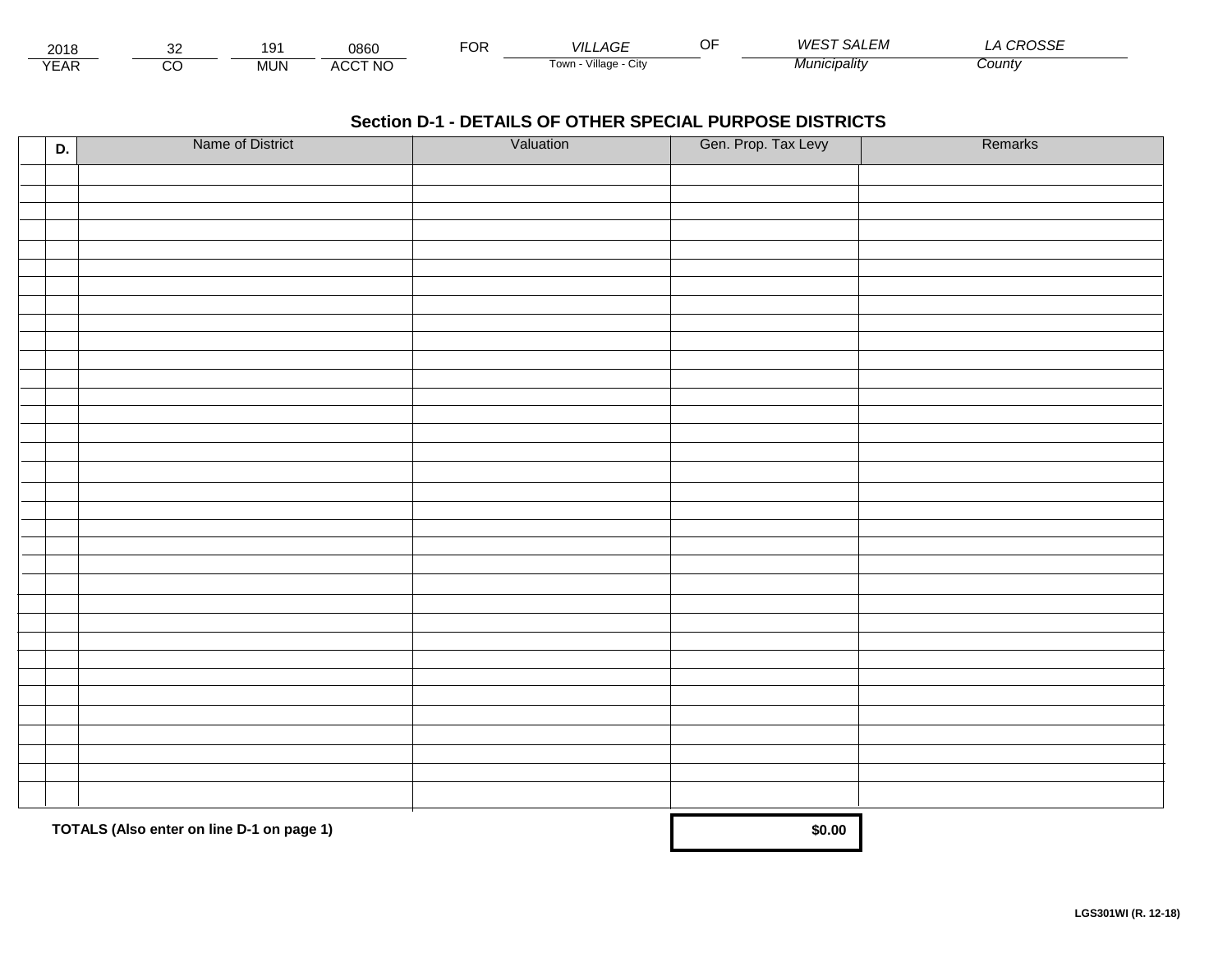| 2018 | 32 | 191 | 0860 | FOR | VILLAGE | OF | WEST SALEM | LA CROSSE |
|---|---|---|---|---|---|---|---|---|
| YEAR | CO | MUN | ACCT NO | | Town - Village - City | | Municipality | County |

## Section D-1 - DETAILS OF OTHER SPECIAL PURPOSE DISTRICTS

| | D. | Name of District | Valuation | Gen. Prop. Tax Levy | Remarks |
|---|---|---|---|---|---|
| | | | | | |
| | | | | | |
| | | | | | |
| | | | | | |
| | | | | | |
| | | | | | |
| | | | | | |
| | | | | | |
| | | | | | |
| | | | | | |
| | | | | | |
| | | | | | |
| | | | | | |
| | | | | | |
| | | | | | |
| | | | | | |
| | | | | | |
| | | | | | |
| | | | | | |
| | | | | | |
| | | | | | |
| | | | | | |
| | | | | | |
| | | | | | |
| | | | | | |
| | | | | | |
| | | | | | |
| | | | | | |
| | | | | | |
| | | | | | |
| | | | | | |
| | | | | | |
| | | | | | |
| | | **TOTALS (Also enter on line D-1 on page 1)** | | **$0.00** | |

LGS301WI (R. 12-18)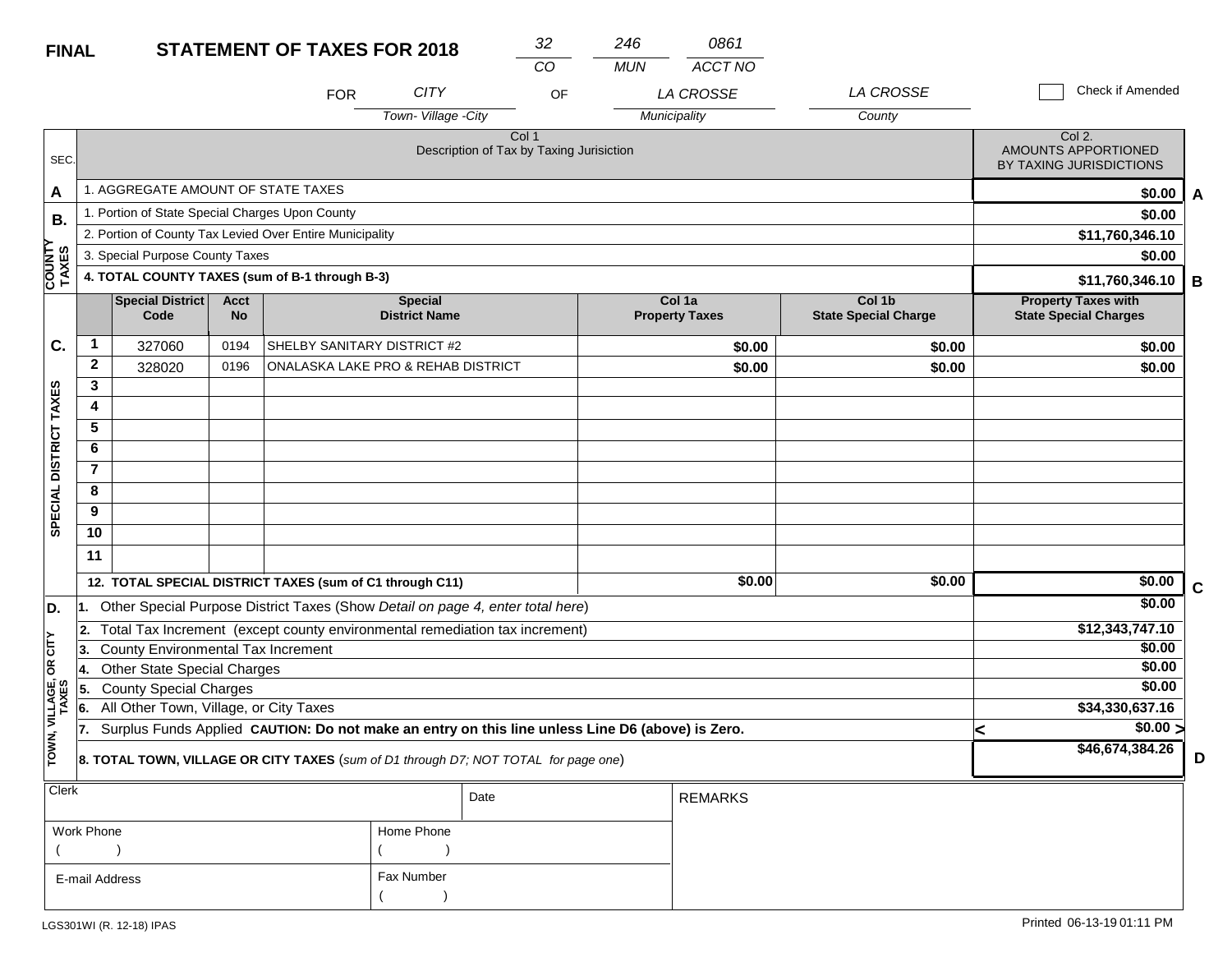**FINAL** **STATEMENT OF TAXES FOR 2018**

| 32 | 246 | 0861 |
|---|---|---|
| CO | MUN | ACCT NO |

FOR *CITY* OF *LA CROSSE* *LA CROSSE*

*Town- Village -City* *Municipality* *County*

☐ Check if Amended

| SEC. | Col 1 Description of Tax by Taxing Jurisiction | Col 2. AMOUNTS APPORTIONED BY TAXING JURISDICTIONS | |
|---|---|---|---|
| A | 1. AGGREGATE AMOUNT OF STATE TAXES | $0.00 | A |
| B. COUNTY TAXES | 1. Portion of State Special Charges Upon County | $0.00 | |
| | 2. Portion of County Tax Levied Over Entire Municipality | $11,760,346.10 | |
| | 3. Special Purpose County Taxes | $0.00 | |
| | **4. TOTAL COUNTY TAXES (sum of B-1 through B-3)** | $11,760,346.10 | B |

| SEC. | | Special District Code | Acct No | Special District Name | Col 1a Property Taxes | Col 1b State Special Charge | Property Taxes with State Special Charges | |
|---|---|---|---|---|---|---|---|---|
| C. SPECIAL DISTRICT TAXES | 1 | 327060 | 0194 | SHELBY SANITARY DISTRICT #2 | $0.00 | $0.00 | $0.00 | |
| | 2 | 328020 | 0196 | ONALASKA LAKE PRO & REHAB DISTRICT | $0.00 | $0.00 | $0.00 | |
| | 3 | | | | | | | |
| | 4 | | | | | | | |
| | 5 | | | | | | | |
| | 6 | | | | | | | |
| | 7 | | | | | | | |
| | 8 | | | | | | | |
| | 9 | | | | | | | |
| | 10 | | | | | | | |
| | 11 | | | | | | | |
| | **12. TOTAL SPECIAL DISTRICT TAXES (sum of C1 through C11)** | | | | $0.00 | $0.00 | $0.00 | C |

| SEC. | Description | Amount | |
|---|---|---|---|
| D. TOWN, VILLAGE, OR CITY TAXES | 1. Other Special Purpose District Taxes (Show *Detail on page 4, enter total here*) | $0.00 | |
| | 2. Total Tax Increment (except county environmental remediation tax increment) | $12,343,747.10 | |
| | 3. County Environmental Tax Increment | $0.00 | |
| | 4. Other State Special Charges | $0.00 | |
| | 5. County Special Charges | $0.00 | |
| | 6. All Other Town, Village, or City Taxes | $34,330,637.16 | |
| | 7. Surplus Funds Applied **CAUTION: Do not make an entry on this line unless Line D6 (above) is Zero.** | < $0.00 > | |
| | **8. TOTAL TOWN, VILLAGE OR CITY TAXES** (*sum of D1 through D7; NOT TOTAL for page one*) | $46,674,384.26 | D |

| Clerk | | Date | REMARKS |
|---|---|---|---|
| Work Phone ( ) | Home Phone ( ) | | |
| E-mail Address | Fax Number ( ) | | |

LGS301WI (R. 12-18) IPAS

Printed 06-13-19 01:11 PM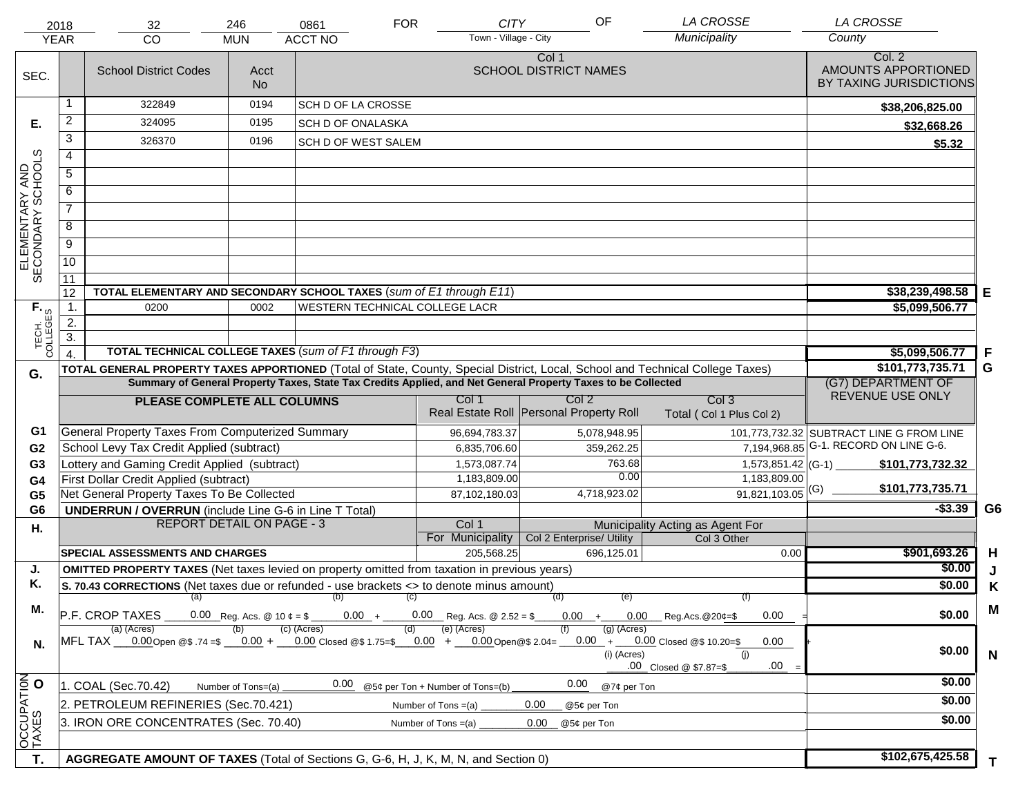| 2018 | 32 | 246 | 0861 | FOR | CITY | OF | LA CROSSE | LA CROSSE |
|---|---|---|---|---|---|---|---|---|
| YEAR | CO | MUN | ACCT NO | | Town - Village - City | | Municipality | County |

| SEC. | | School District Codes | Acct No | Col 1 SCHOOL DISTRICT NAMES | Col. 2 AMOUNTS APPORTIONED BY TAXING JURISDICTIONS | |
|---|---|---|---|---|---|---|
| E. ELEMENTARY AND SECONDARY SCHOOLS | 1 | 322849 | 0194 | SCH D OF LA CROSSE | $38,206,825.00 | |
| | 2 | 324095 | 0195 | SCH D OF ONALASKA | $32,668.26 | |
| | 3 | 326370 | 0196 | SCH D OF WEST SALEM | $5.32 | |
| | 4 | | | | | |
| | 5 | | | | | |
| | 6 | | | | | |
| | 7 | | | | | |
| | 8 | | | | | |
| | 9 | | | | | |
| | 10 | | | | | |
| | 11 | | | | | |
| | 12 | TOTAL ELEMENTARY AND SECONDARY SCHOOL TAXES (*sum of E1 through E11*) | | | $38,239,498.58 | E |
| F. TECH. COLLEGES | 1. | 0200 | 0002 | WESTERN TECHNICAL COLLEGE LACR | $5,099,506.77 | |
| | 2. | | | | | |
| | 3. | | | | | |
| | 4. | TOTAL TECHNICAL COLLEGE TAXES (*sum of F1 through F3*) | | | $5,099,506.77 | F |

| G. | TOTAL GENERAL PROPERTY TAXES APPORTIONED (Total of State, County, Special District, Local, School and Technical College Taxes) | | | | $101,773,735.71 | G |
|---|---|---|---|---|---|---|
| | Summary of General Property Taxes, State Tax Credits Applied, and Net General Property Taxes to be Collected | | | | (G7) DEPARTMENT OF REVENUE USE ONLY | |
| | PLEASE COMPLETE ALL COLUMNS | Col 1 Real Estate Roll | Col 2 Personal Property Roll | Col 3 Total ( Col 1 Plus Col 2) | | |
| G1 | General Property Taxes From Computerized Summary | 96,694,783.37 | 5,078,948.95 | 101,773,732.32 | SUBTRACT LINE G FROM LINE G-1. RECORD ON LINE G-6. | |
| G2 | School Levy Tax Credit Applied (subtract) | 6,835,706.60 | 359,262.25 | 7,194,968.85 | | |
| G3 | Lottery and Gaming Credit Applied (subtract) | 1,573,087.74 | 763.68 | 1,573,851.42 | (G-1) $101,773,732.32 | |
| G4 | First Dollar Credit Applied (subtract) | 1,183,809.00 | 0.00 | 1,183,809.00 | | |
| G5 | Net General Property Taxes To Be Collected | 87,102,180.03 | 4,718,923.02 | 91,821,103.05 | (G) $101,773,735.71 | |
| G6 | UNDERRUN / OVERRUN (include Line G-6 in Line T Total) | | | | -$3.39 | G6 |

| H. | REPORT DETAIL ON PAGE - 3 | Col 1 For Municipality | Col 2 Enterprise/ Utility (Municipality Acting as Agent For) | Col 3 Other | | |
|---|---|---|---|---|---|---|
| | SPECIAL ASSESSMENTS AND CHARGES | 205,568.25 | 696,125.01 | 0.00 | $901,693.26 | H |
| J. | OMITTED PROPERTY TAXES (Net taxes levied on property omitted from taxation in previous years) | | | | $0.00 | J |
| K. | S. 70.43 CORRECTIONS (Net taxes due or refunded - use brackets <> to denote minus amount) | | | | $0.00 | K |
| M. | P.F. CROP TAXES (a) 0.00 Reg. Acs. @ 10 ¢ = $ (b) 0.00 + (c) 0.00 Reg. Acs. @ 2.52 = $ (d) 0.00 + (e) 0.00 Reg.Acs.@20¢=$ (f) 0.00 = | | | | $0.00 | M |
| N. | MFL TAX (a) (Acres) 0.00 Open @$ .74 =$ (b) 0.00 + (c) (Acres) 0.00 Closed @$ 1.75=$ (d) 0.00 + (e) (Acres) 0.00 Open@$ 2.04= (f) 0.00 + (g) (Acres) 0.00 Closed @$ 10.20=$ 0.00 + (i) (Acres) .00 Closed @ $7.87=$ (j) .00 = | | | | $0.00 | N |
| O OCCUPATION TAXES | 1. COAL (Sec.70.42) Number of Tons=(a) 0.00 @5¢ per Ton + Number of Tons=(b) 0.00 @7¢ per Ton | | | | $0.00 | |
| | 2. PETROLEUM REFINERIES (Sec.70.421) Number of Tons =(a) 0.00 @5¢ per Ton | | | | $0.00 | |
| | 3. IRON ORE CONCENTRATES (Sec. 70.40) Number of Tons =(a) 0.00 @5¢ per Ton | | | | $0.00 | |
| T. | AGGREGATE AMOUNT OF TAXES (Total of Sections G, G-6, H, J, K, M, N, and Section 0) | | | | $102,675,425.58 | T |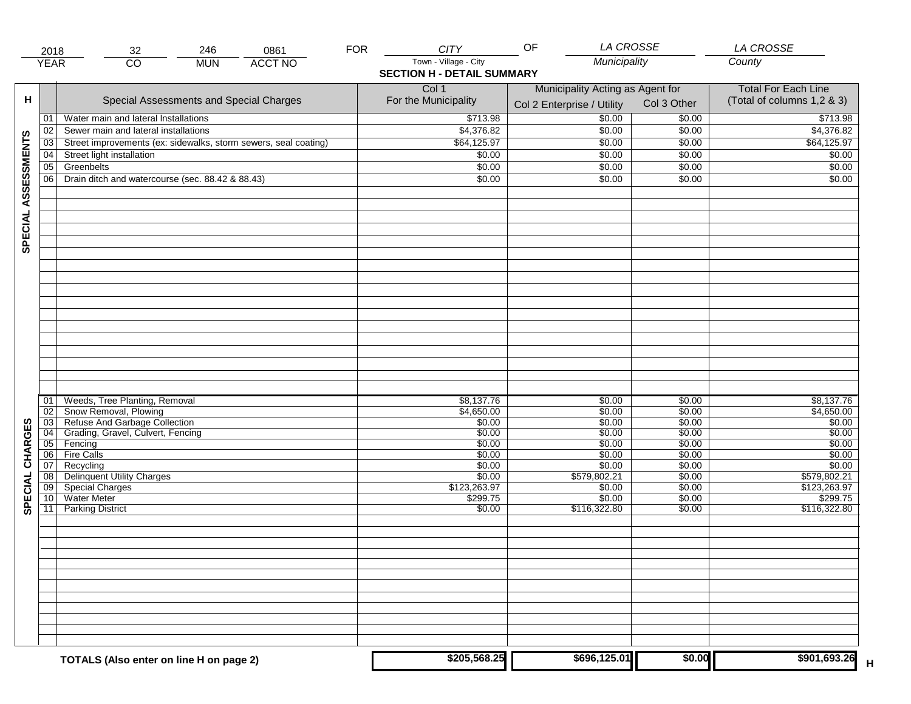| 2018 | 32 | 246 | 0861 | FOR | CITY | OF | LA CROSSE | LA CROSSE |
|---|---|---|---|---|---|---|---|---|
| YEAR | CO | MUN | ACCT NO | | Town - Village - City | | Municipality | County |

## SECTION H - DETAIL SUMMARY

| H | | Special Assessments and Special Charges | Col 1 For the Municipality | Municipality Acting as Agent for Col 2 Enterprise / Utility | Col 3 Other | Total For Each Line (Total of columns 1,2 & 3) |
|---|---|---|---|---|---|---|
| SPECIAL ASSESSMENTS | 01 | Water main and lateral Installations | $713.98 | $0.00 | $0.00 | $713.98 |
| | 02 | Sewer main and lateral installations | $4,376.82 | $0.00 | $0.00 | $4,376.82 |
| | 03 | Street improvements (ex: sidewalks, storm sewers, seal coating) | $64,125.97 | $0.00 | $0.00 | $64,125.97 |
| | 04 | Street light installation | $0.00 | $0.00 | $0.00 | $0.00 |
| | 05 | Greenbelts | $0.00 | $0.00 | $0.00 | $0.00 |
| | 06 | Drain ditch and watercourse (sec. 88.42 & 88.43) | $0.00 | $0.00 | $0.00 | $0.00 |
| SPECIAL CHARGES | 01 | Weeds, Tree Planting, Removal | $8,137.76 | $0.00 | $0.00 | $8,137.76 |
| | 02 | Snow Removal, Plowing | $4,650.00 | $0.00 | $0.00 | $4,650.00 |
| | 03 | Refuse And Garbage Collection | $0.00 | $0.00 | $0.00 | $0.00 |
| | 04 | Grading, Gravel, Culvert, Fencing | $0.00 | $0.00 | $0.00 | $0.00 |
| | 05 | Fencing | $0.00 | $0.00 | $0.00 | $0.00 |
| | 06 | Fire Calls | $0.00 | $0.00 | $0.00 | $0.00 |
| | 07 | Recycling | $0.00 | $0.00 | $0.00 | $0.00 |
| | 08 | Delinquent Utility Charges | $0.00 | $579,802.21 | $0.00 | $579,802.21 |
| | 09 | Special Charges | $123,263.97 | $0.00 | $0.00 | $123,263.97 |
| | 10 | Water Meter | $299.75 | $0.00 | $0.00 | $299.75 |
| | 11 | Parking District | $0.00 | $116,322.80 | $0.00 | $116,322.80 |
| | | **TOTALS (Also enter on line H on page 2)** | **$205,568.25** | **$696,125.01** | **$0.00** | **$901,693.26** H |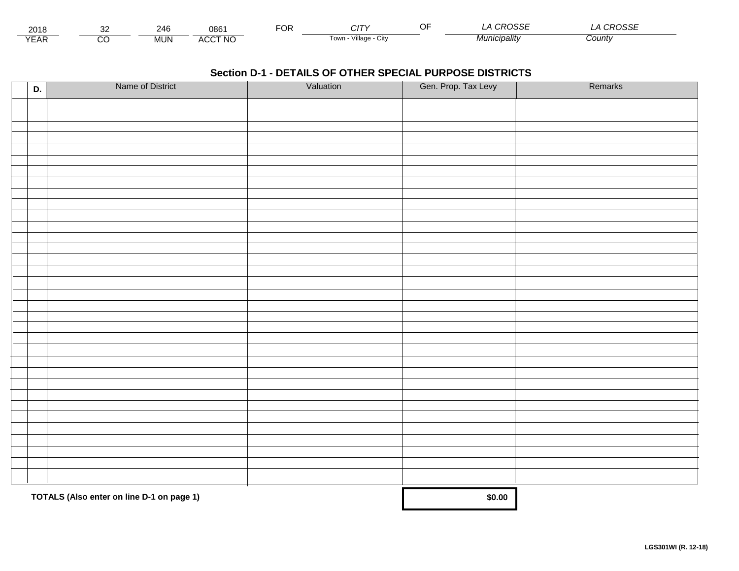| 2018 | 32 | 246 | 0861 | FOR | CITY | OF | LA CROSSE | LA CROSSE |
|---|---|---|---|---|---|---|---|---|
| YEAR | CO | MUN | ACCT NO | | Town - Village - City | | Municipality | County |

## Section D-1 - DETAILS OF OTHER SPECIAL PURPOSE DISTRICTS

| D. | Name of District | Valuation | Gen. Prop. Tax Levy | Remarks |
|---|---|---|---|---|
| | | | | |
| | | | | |
| | | | | |
| | | | | |
| | | | | |
| | | | | |
| | | | | |
| | | | | |
| | | | | |
| | | | | |
| | | | | |
| | | | | |
| | | | | |
| | | | | |
| | | | | |
| | | | | |
| | | | | |
| | | | | |
| | | | | |
| | | | | |
| | | | | |
| | | | | |
| | | | | |
| | | | | |
| | | | | |
| | | | | |
| | | | | |
| | | | | |
| | | | | |
| | | | | |
| | | | | |
| | | | | |
| | | | | |
| | **TOTALS (Also enter on line D-1 on page 1)** | | **$0.00** | |

**LGS301WI (R. 12-18)**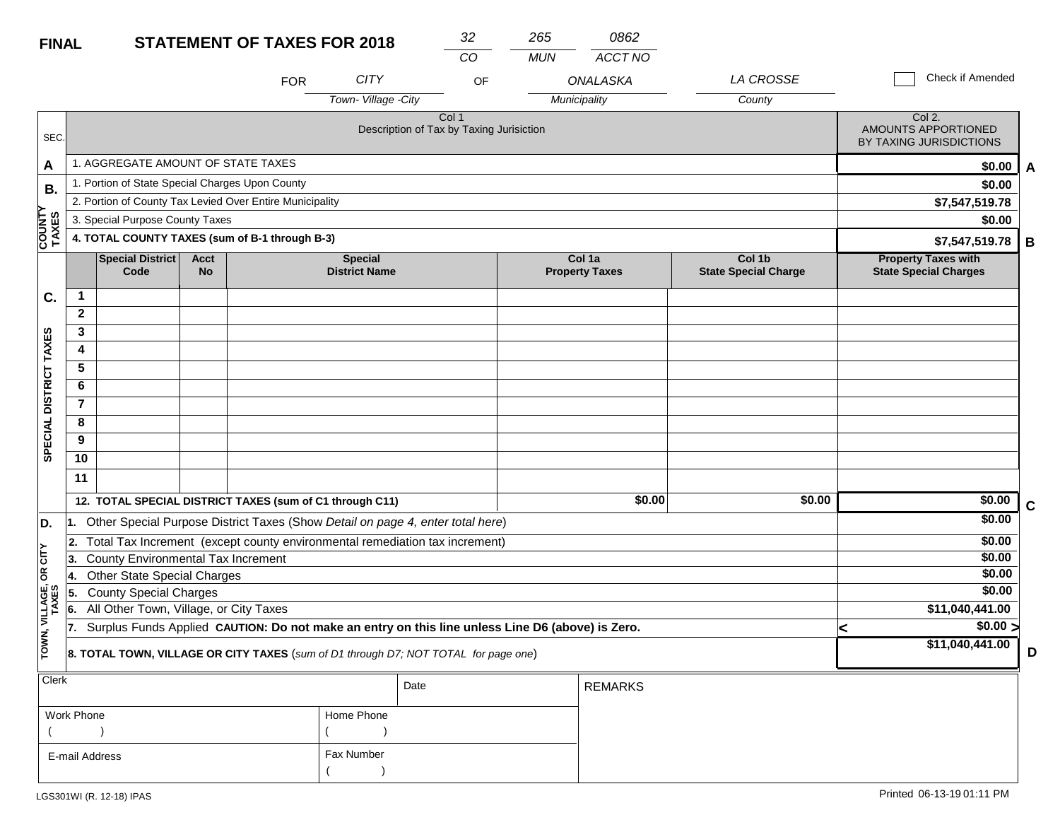**FINAL** **STATEMENT OF TAXES FOR 2018**

| 32 | 265 | 0862 |
|---|---|---|
| CO | MUN | ACCT NO |

FOR CITY OF ONALASKA LA CROSSE

Town- Village -City / Municipality / County

☐ Check if Amended

| SEC. | Col 1 Description of Tax by Taxing Jurisiction | Col 2. AMOUNTS APPORTIONED BY TAXING JURISDICTIONS | |
|---|---|---|---|
| A | 1. AGGREGATE AMOUNT OF STATE TAXES | $0.00 | A |
| B. COUNTY TAXES | 1. Portion of State Special Charges Upon County | $0.00 | |
| | 2. Portion of County Tax Levied Over Entire Municipality | $7,547,519.78 | |
| | 3. Special Purpose County Taxes | $0.00 | |
| | **4. TOTAL COUNTY TAXES (sum of B-1 through B-3)** | **$7,547,519.78** | B |

| SEC. | | Special District Code | Acct No | Special District Name | Col 1a Property Taxes | Col 1b State Special Charge | Property Taxes with State Special Charges | |
|---|---|---|---|---|---|---|---|---|
| C. SPECIAL DISTRICT TAXES | 1 | | | | | | | |
| | 2 | | | | | | | |
| | 3 | | | | | | | |
| | 4 | | | | | | | |
| | 5 | | | | | | | |
| | 6 | | | | | | | |
| | 7 | | | | | | | |
| | 8 | | | | | | | |
| | 9 | | | | | | | |
| | 10 | | | | | | | |
| | 11 | | | | | | | |
| | **12. TOTAL SPECIAL DISTRICT TAXES (sum of C1 through C11)** | | | | $0.00 | $0.00 | $0.00 | C |

| SEC. | Description | Amount | |
|---|---|---|---|
| D. TOWN, VILLAGE, OR CITY TAXES | 1. Other Special Purpose District Taxes (Show *Detail on page 4, enter total here*) | $0.00 | |
| | 2. Total Tax Increment (except county environmental remediation tax increment) | $0.00 | |
| | 3. County Environmental Tax Increment | $0.00 | |
| | 4. Other State Special Charges | $0.00 | |
| | 5. County Special Charges | $0.00 | |
| | 6. All Other Town, Village, or City Taxes | $11,040,441.00 | |
| | 7. Surplus Funds Applied **CAUTION: Do not make an entry on this line unless Line D6 (above) is Zero.** | < $0.00 > | |
| | **8. TOTAL TOWN, VILLAGE OR CITY TAXES** (*sum of D1 through D7; NOT TOTAL for page one*) | **$11,040,441.00** | D |

| Clerk | | Date | REMARKS |
|---|---|---|---|
| Work Phone ( ) | Home Phone ( ) | | |
| E-mail Address | Fax Number ( ) | | |

LGS301WI (R. 12-18) IPAS

Printed 06-13-19 01:11 PM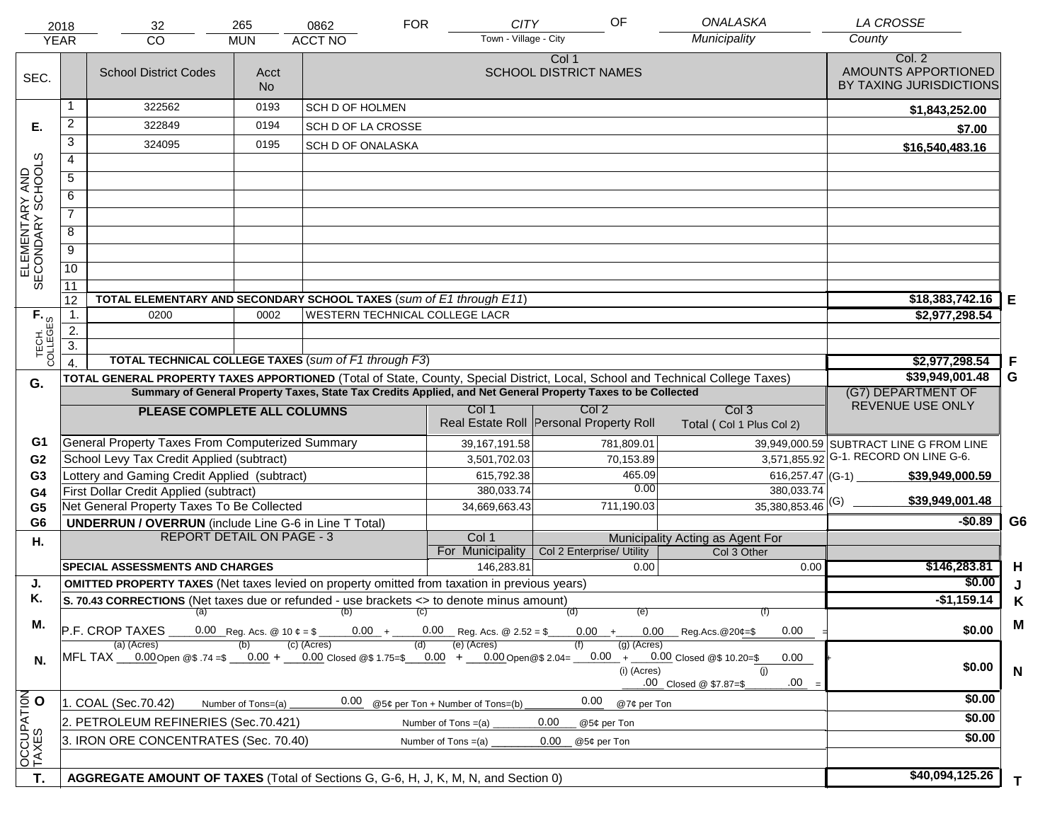| 2018 | 32 | 265 | 0862 | FOR | CITY | OF | ONALASKA | LA CROSSE |
|---|---|---|---|---|---|---|---|---|
| YEAR | CO | MUN | ACCT NO | | Town - Village - City | | Municipality | County |

| SEC. | | School District Codes | Acct No | Col 1 SCHOOL DISTRICT NAMES | Col. 2 AMOUNTS APPORTIONED BY TAXING JURISDICTIONS | |
|---|---|---|---|---|---|---|
| E. ELEMENTARY AND SECONDARY SCHOOLS | 1 | 322562 | 0193 | SCH D OF HOLMEN | $1,843,252.00 | |
| | 2 | 322849 | 0194 | SCH D OF LA CROSSE | $7.00 | |
| | 3 | 324095 | 0195 | SCH D OF ONALASKA | $16,540,483.16 | |
| | 4 | | | | | |
| | 5 | | | | | |
| | 6 | | | | | |
| | 7 | | | | | |
| | 8 | | | | | |
| | 9 | | | | | |
| | 10 | | | | | |
| | 11 | | | | | |
| | 12 | **TOTAL ELEMENTARY AND SECONDARY SCHOOL TAXES** (*sum of E1 through E11*) | | | $18,383,742.16 | E |
| F. TECH. COLLEGES | 1. | 0200 | 0002 | WESTERN TECHNICAL COLLEGE LACR | $2,977,298.54 | |
| | 2. | | | | | |
| | 3. | | | | | |
| | 4. | **TOTAL TECHNICAL COLLEGE TAXES** (*sum of F1 through F3*) | | | $2,977,298.54 | F |
| G. | | **TOTAL GENERAL PROPERTY TAXES APPORTIONED** (Total of State, County, Special District, Local, School and Technical College Taxes) | | | $39,949,001.48 | G |

**Summary of General Property Taxes, State Tax Credits Applied, and Net General Property Taxes to be Collected**

| | PLEASE COMPLETE ALL COLUMNS | Col 1 Real Estate Roll | Col 2 Personal Property Roll | Col 3 Total ( Col 1 Plus Col 2) | (G7) DEPARTMENT OF REVENUE USE ONLY |
|---|---|---|---|---|---|
| G1 | General Property Taxes From Computerized Summary | 39,167,191.58 | 781,809.01 | 39,949,000.59 | SUBTRACT LINE G FROM LINE G-1. RECORD ON LINE G-6. |
| G2 | School Levy Tax Credit Applied (subtract) | 3,501,702.03 | 70,153.89 | 3,571,855.92 | |
| G3 | Lottery and Gaming Credit Applied (subtract) | 615,792.38 | 465.09 | 616,257.47 | (G-1) $39,949,000.59 |
| G4 | First Dollar Credit Applied (subtract) | 380,033.74 | 0.00 | 380,033.74 | |
| G5 | Net General Property Taxes To Be Collected | 34,669,663.43 | 711,190.03 | 35,380,853.46 | (G) $39,949,001.48 |
| G6 | **UNDERRUN / OVERRUN** (include Line G-6 in Line T Total) | | | | -$0.89 G6 |

| H. | REPORT DETAIL ON PAGE - 3 | Col 1 For Municipality | Col 2 Enterprise/ Utility (Municipality Acting as Agent For) | Col 3 Other | | |
|---|---|---|---|---|---|---|
| | **SPECIAL ASSESSMENTS AND CHARGES** | 146,283.81 | 0.00 | 0.00 | $146,283.81 | H |
| J. | **OMITTED PROPERTY TAXES** (Net taxes levied on property omitted from taxation in previous years) | | | | $0.00 | J |
| K. | **S. 70.43 CORRECTIONS** (Net taxes due or refunded - use brackets <> to denote minus amount) | | | | -$1,159.14 | K |
| M. | P.F. CROP TAXES (a) 0.00 Reg. Acs. @ 10 ¢ = $ (b) 0.00 + (c) 0.00 Reg. Acs. @ 2.52 = $ (d) 0.00 + (e) 0.00 Reg.Acs.@20¢=$ (f) 0.00 = | | | | $0.00 | M |
| N. | MFL TAX (a) (Acres) 0.00 Open @$ .74 =$ (b) 0.00 + (c) (Acres) 0.00 Closed @$ 1.75=$ (d) 0.00 + (e) (Acres) 0.00 Open@$ 2.04= (f) 0.00 + (g) (Acres) 0.00 Closed @$ 10.20=$ 0.00 + (i) (Acres) .00 Closed @ $7.87=$ (j) .00 = | | | | $0.00 | N |
| O. OCCUPATION TAXES | 1. COAL (Sec.70.42) Number of Tons=(a) 0.00 @5¢ per Ton + Number of Tons=(b) 0.00 @7¢ per Ton | | | | $0.00 | |
| | 2. PETROLEUM REFINERIES (Sec.70.421) Number of Tons =(a) 0.00 @5¢ per Ton | | | | $0.00 | |
| | 3. IRON ORE CONCENTRATES (Sec. 70.40) Number of Tons =(a) 0.00 @5¢ per Ton | | | | $0.00 | |
| T. | **AGGREGATE AMOUNT OF TAXES** (Total of Sections G, G-6, H, J, K, M, N, and Section 0) | | | | $40,094,125.26 | T |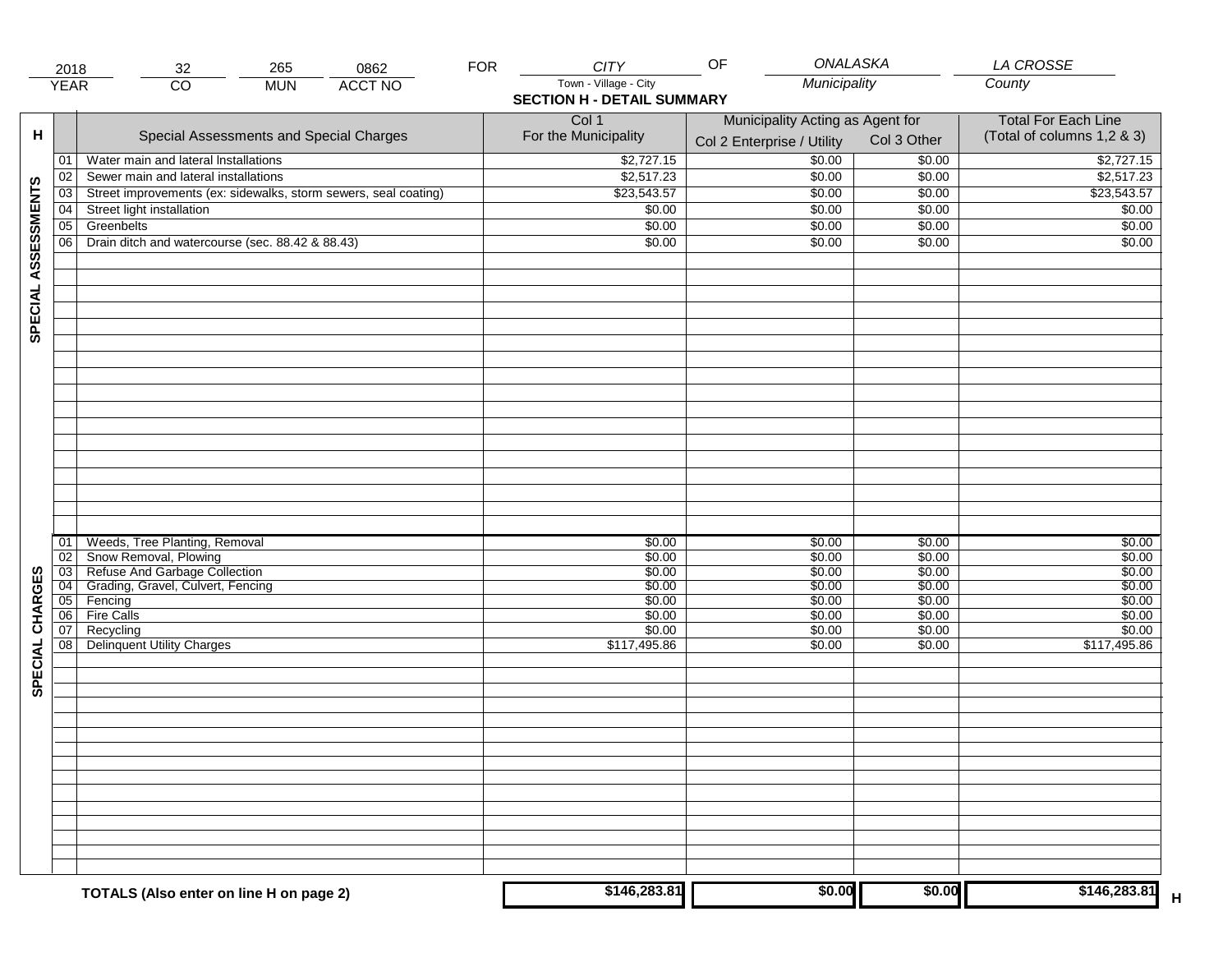| 2018 | 32 | 265 | 0862 | FOR | CITY | OF | ONALASKA | LA CROSSE |
|---|---|---|---|---|---|---|---|---|
| YEAR | CO | MUN | ACCT NO | | Town - Village - City | | Municipality | County |

## SECTION H - DETAIL SUMMARY

| H | | Special Assessments and Special Charges | Col 1 For the Municipality | Municipality Acting as Agent for Col 2 Enterprise / Utility | Col 3 Other | Total For Each Line (Total of columns 1,2 & 3) |
|---|---|---|---|---|---|---|
| SPECIAL ASSESSMENTS | 01 | Water main and lateral Installations | $2,727.15 | $0.00 | $0.00 | $2,727.15 |
| | 02 | Sewer main and lateral installations | $2,517.23 | $0.00 | $0.00 | $2,517.23 |
| | 03 | Street improvements (ex: sidewalks, storm sewers, seal coating) | $23,543.57 | $0.00 | $0.00 | $23,543.57 |
| | 04 | Street light installation | $0.00 | $0.00 | $0.00 | $0.00 |
| | 05 | Greenbelts | $0.00 | $0.00 | $0.00 | $0.00 |
| | 06 | Drain ditch and watercourse (sec. 88.42 & 88.43) | $0.00 | $0.00 | $0.00 | $0.00 |
| SPECIAL CHARGES | 01 | Weeds, Tree Planting, Removal | $0.00 | $0.00 | $0.00 | $0.00 |
| | 02 | Snow Removal, Plowing | $0.00 | $0.00 | $0.00 | $0.00 |
| | 03 | Refuse And Garbage Collection | $0.00 | $0.00 | $0.00 | $0.00 |
| | 04 | Grading, Gravel, Culvert, Fencing | $0.00 | $0.00 | $0.00 | $0.00 |
| | 05 | Fencing | $0.00 | $0.00 | $0.00 | $0.00 |
| | 06 | Fire Calls | $0.00 | $0.00 | $0.00 | $0.00 |
| | 07 | Recycling | $0.00 | $0.00 | $0.00 | $0.00 |
| | 08 | Delinquent Utility Charges | $117,495.86 | $0.00 | $0.00 | $117,495.86 |
| | | **TOTALS (Also enter on line H on page 2)** | **$146,283.81** | **$0.00** | **$0.00** | **$146,283.81** H |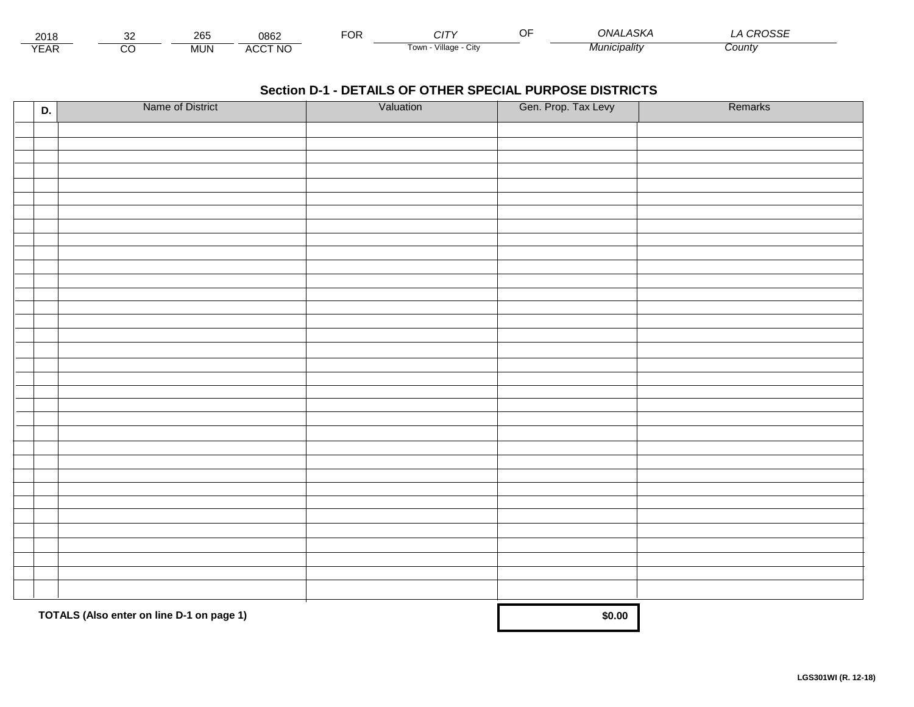| 2018 | 32 | 265 | 0862 | FOR | CITY | OF | ONALASKA | LA CROSSE |
|---|---|---|---|---|---|---|---|---|
| YEAR | CO | MUN | ACCT NO | | Town - Village - City | | Municipality | County |

## Section D-1 - DETAILS OF OTHER SPECIAL PURPOSE DISTRICTS

| D. | Name of District | Valuation | Gen. Prop. Tax Levy | Remarks |
|---|---|---|---|---|
| | | | | |
| | | | | |
| | | | | |
| | | | | |
| | | | | |
| | | | | |
| | | | | |
| | | | | |
| | | | | |
| | | | | |
| | | | | |
| | | | | |
| | | | | |
| | | | | |
| | | | | |
| | | | | |
| | | | | |
| | | | | |
| | | | | |
| | | | | |
| | | | | |
| | | | | |
| | | | | |
| | | | | |
| | | | | |
| | | | | |
| | | | | |
| | | | | |
| | | | | |
| | | | | |
| | | | | |
| | | | | |
| | | | | |
| | TOTALS (Also enter on line D-1 on page 1) | | $0.00 | |

LGS301WI (R. 12-18)